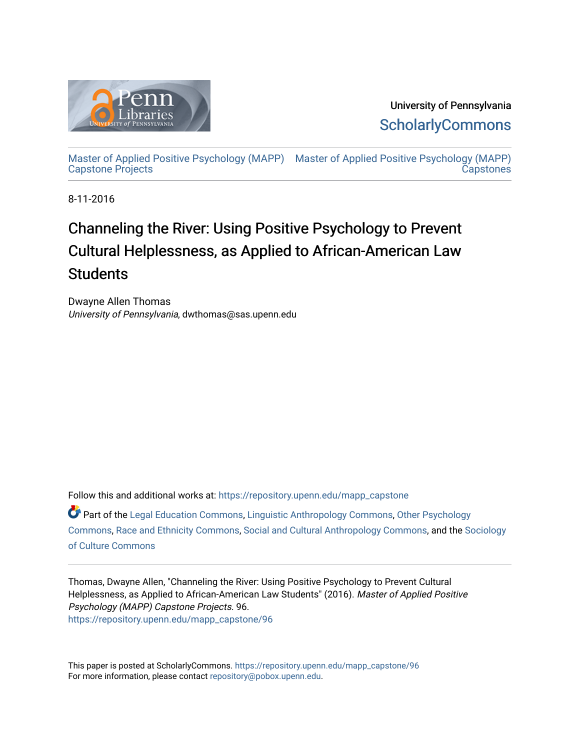University of Pennsylvania
ScholarlyCommons

Master of Applied Positive Psychology (MAPP) Capstone Projects | Master of Applied Positive Psychology (MAPP) Capstones

8-11-2016

# Channeling the River: Using Positive Psychology to Prevent Cultural Helplessness, as Applied to African-American Law Students

Dwayne Allen Thomas
*University of Pennsylvania*, dwthomas@sas.upenn.edu

Follow this and additional works at: https://repository.upenn.edu/mapp_capstone

Part of the Legal Education Commons, Linguistic Anthropology Commons, Other Psychology Commons, Race and Ethnicity Commons, Social and Cultural Anthropology Commons, and the Sociology of Culture Commons

Thomas, Dwayne Allen, "Channeling the River: Using Positive Psychology to Prevent Cultural Helplessness, as Applied to African-American Law Students" (2016). *Master of Applied Positive Psychology (MAPP) Capstone Projects*. 96.
https://repository.upenn.edu/mapp_capstone/96

This paper is posted at ScholarlyCommons. https://repository.upenn.edu/mapp_capstone/96
For more information, please contact repository@pobox.upenn.edu.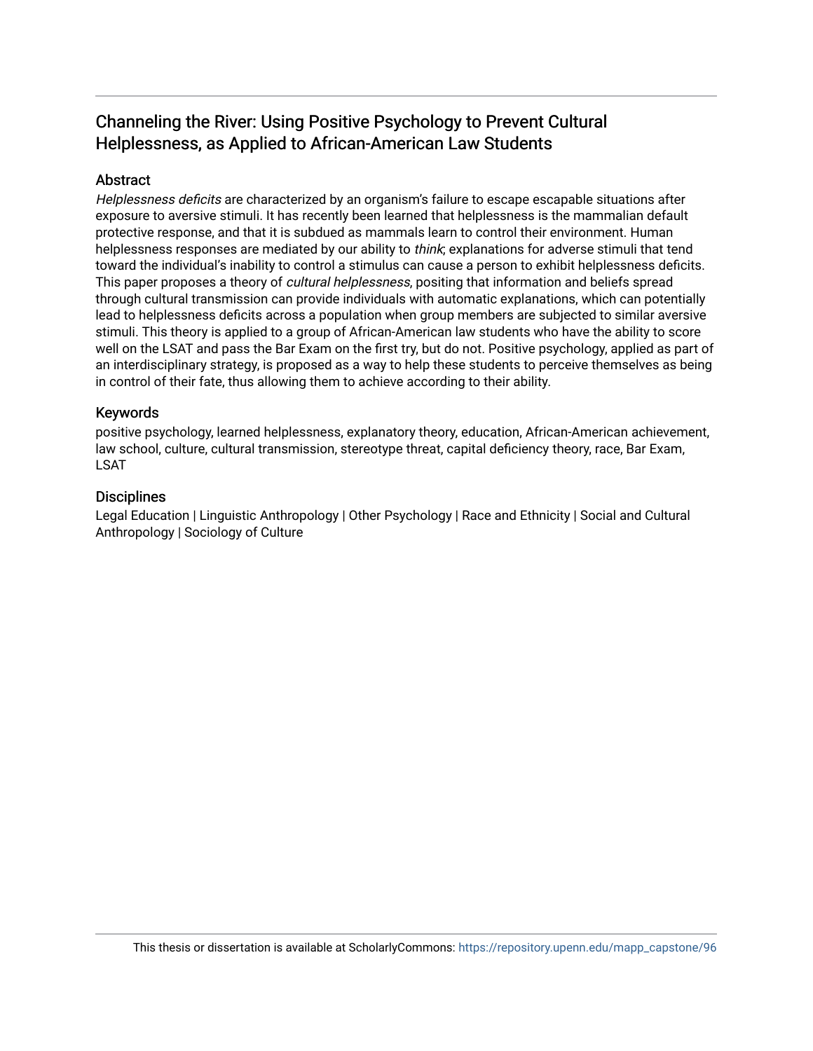# Channeling the River: Using Positive Psychology to Prevent Cultural Helplessness, as Applied to African-American Law Students

## Abstract

*Helplessness deficits* are characterized by an organism's failure to escape escapable situations after exposure to aversive stimuli. It has recently been learned that helplessness is the mammalian default protective response, and that it is subdued as mammals learn to control their environment. Human helplessness responses are mediated by our ability to *think*; explanations for adverse stimuli that tend toward the individual's inability to control a stimulus can cause a person to exhibit helplessness deficits. This paper proposes a theory of *cultural helplessness*, positing that information and beliefs spread through cultural transmission can provide individuals with automatic explanations, which can potentially lead to helplessness deficits across a population when group members are subjected to similar aversive stimuli. This theory is applied to a group of African-American law students who have the ability to score well on the LSAT and pass the Bar Exam on the first try, but do not. Positive psychology, applied as part of an interdisciplinary strategy, is proposed as a way to help these students to perceive themselves as being in control of their fate, thus allowing them to achieve according to their ability.

## Keywords

positive psychology, learned helplessness, explanatory theory, education, African-American achievement, law school, culture, cultural transmission, stereotype threat, capital deficiency theory, race, Bar Exam, LSAT

## Disciplines

Legal Education | Linguistic Anthropology | Other Psychology | Race and Ethnicity | Social and Cultural Anthropology | Sociology of Culture

This thesis or dissertation is available at ScholarlyCommons: https://repository.upenn.edu/mapp_capstone/96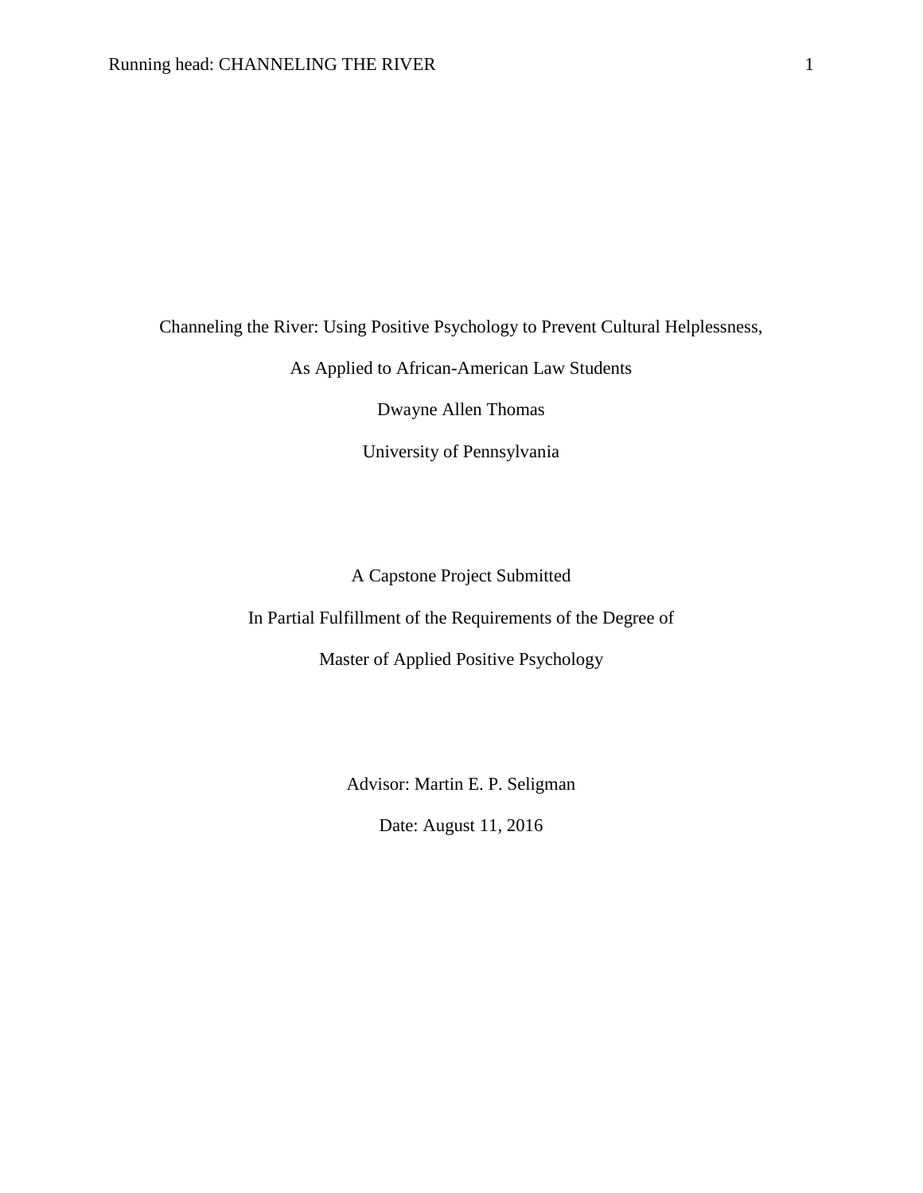Channeling the River: Using Positive Psychology to Prevent Cultural Helplessness,

As Applied to African-American Law Students

Dwayne Allen Thomas

University of Pennsylvania

A Capstone Project Submitted

In Partial Fulfillment of the Requirements of the Degree of

Master of Applied Positive Psychology

Advisor: Martin E. P. Seligman

Date: August 11, 2016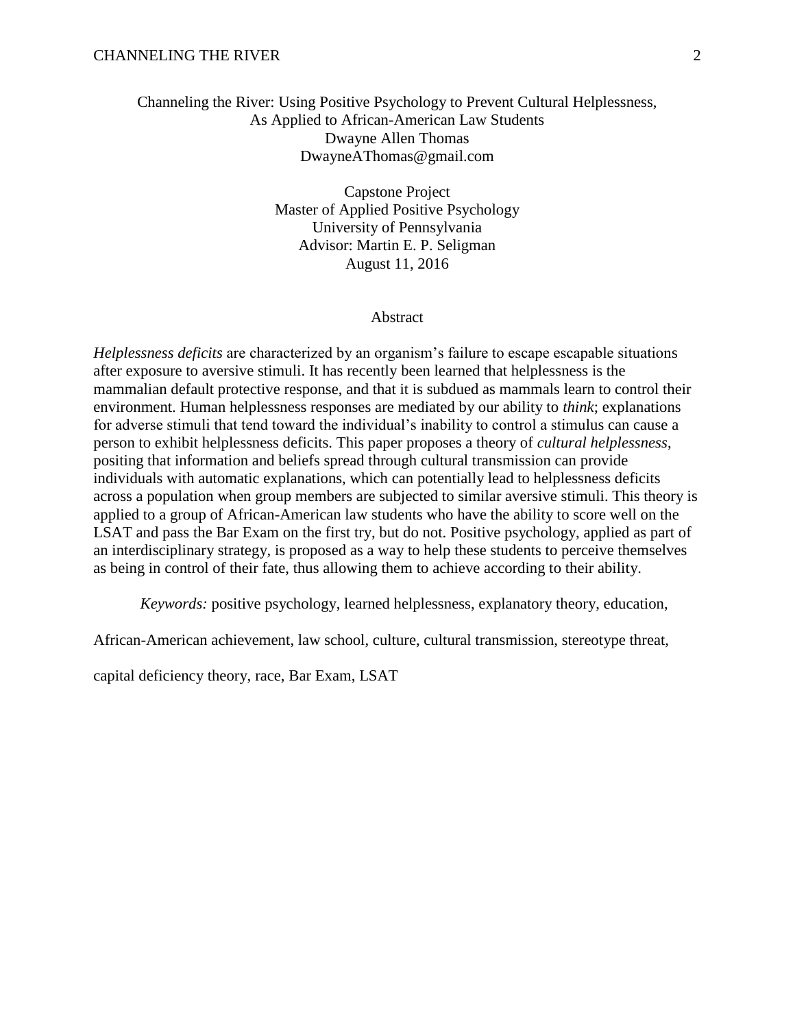Channeling the River: Using Positive Psychology to Prevent Cultural Helplessness, As Applied to African-American Law Students

Dwayne Allen Thomas

DwayneAThomas@gmail.com

Capstone Project

Master of Applied Positive Psychology

University of Pennsylvania

Advisor: Martin E. P. Seligman

August 11, 2016

## Abstract

*Helplessness deficits* are characterized by an organism's failure to escape escapable situations after exposure to aversive stimuli. It has recently been learned that helplessness is the mammalian default protective response, and that it is subdued as mammals learn to control their environment. Human helplessness responses are mediated by our ability to *think*; explanations for adverse stimuli that tend toward the individual's inability to control a stimulus can cause a person to exhibit helplessness deficits. This paper proposes a theory of *cultural helplessness*, positing that information and beliefs spread through cultural transmission can provide individuals with automatic explanations, which can potentially lead to helplessness deficits across a population when group members are subjected to similar aversive stimuli. This theory is applied to a group of African-American law students who have the ability to score well on the LSAT and pass the Bar Exam on the first try, but do not. Positive psychology, applied as part of an interdisciplinary strategy, is proposed as a way to help these students to perceive themselves as being in control of their fate, thus allowing them to achieve according to their ability.

*Keywords:* positive psychology, learned helplessness, explanatory theory, education, African-American achievement, law school, culture, cultural transmission, stereotype threat, capital deficiency theory, race, Bar Exam, LSAT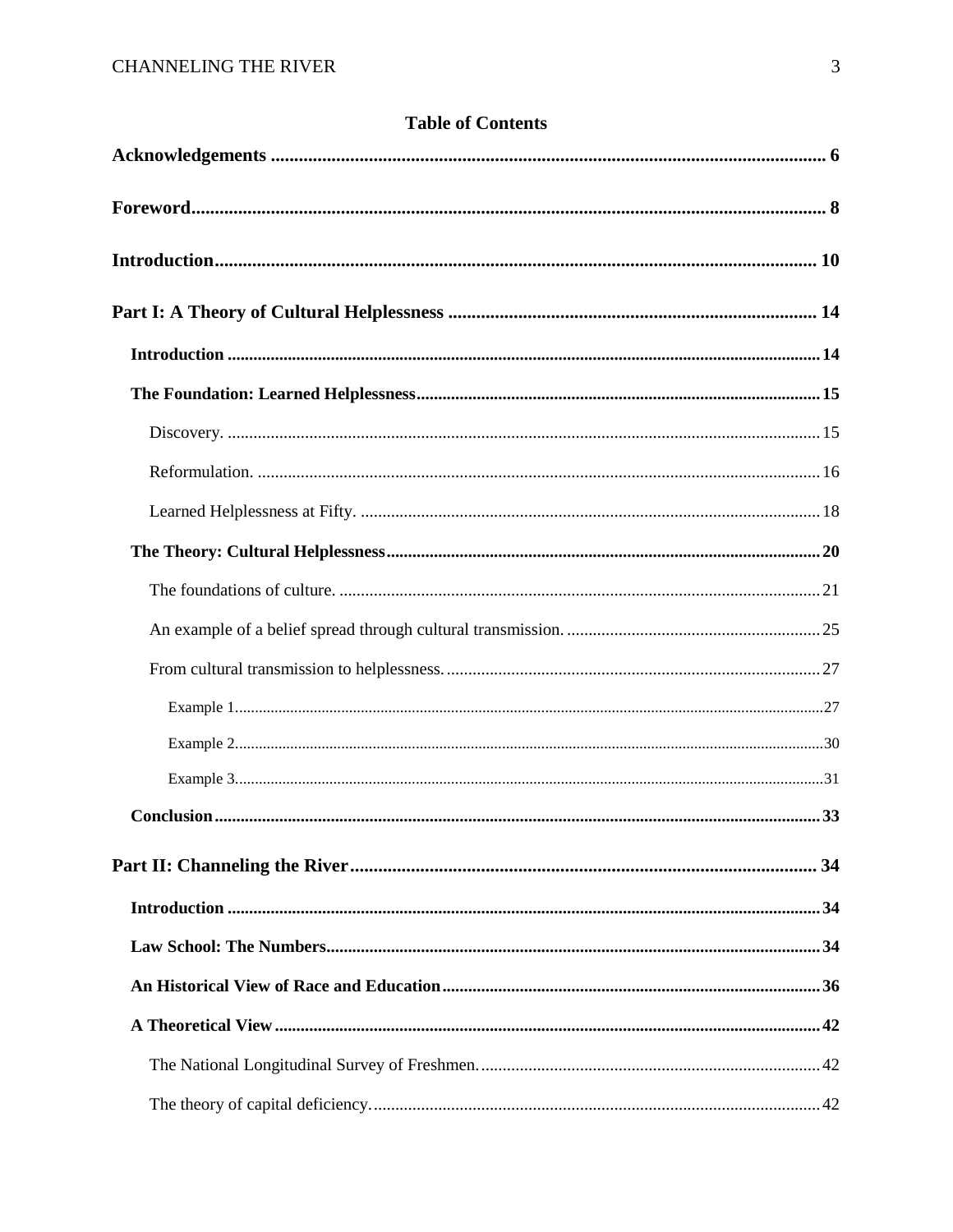# Table of Contents

**Acknowledgements** ........................................................................................................................ 6

**Foreword** ........................................................................................................................ 8

**Introduction** ........................................................................................................................ 10

**Part I: A Theory of Cultural Helplessness** ........................................................................ 14

- **Introduction** ........................................................................................................................ 14
- **The Foundation: Learned Helplessness** ........................................................................ 15
  - Discovery. ........................................................................................................................ 15
  - Reformulation. ........................................................................................................................ 16
  - Learned Helplessness at Fifty. ........................................................................................ 18
- **The Theory: Cultural Helplessness** ................................................................................ 20
  - The foundations of culture. ............................................................................................ 21
  - An example of a belief spread through cultural transmission. ........................................ 25
  - From cultural transmission to helplessness. ................................................................... 27
    - Example 1. ........................................................................................................................ 27
    - Example 2. ........................................................................................................................ 30
    - Example 3. ........................................................................................................................ 31
- **Conclusion** ........................................................................................................................ 33

**Part II: Channeling the River** ........................................................................................ 34

- **Introduction** ........................................................................................................................ 34
- **Law School: The Numbers** ........................................................................................ 34
- **An Historical View of Race and Education** ................................................................ 36
- **A Theoretical View** ........................................................................................................ 42
  - The National Longitudinal Survey of Freshmen. ............................................................ 42
  - The theory of capital deficiency. ..................................................................................... 42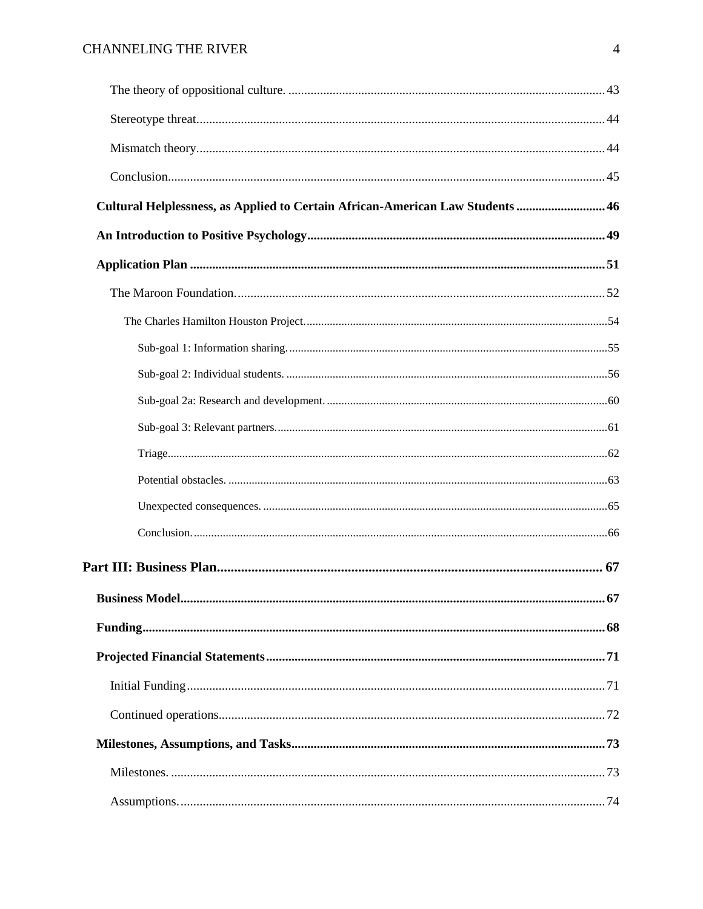The theory of oppositional culture. .......... 43

Stereotype threat .......... 44

Mismatch theory .......... 44

Conclusion .......... 45

**Cultural Helplessness, as Applied to Certain African-American Law Students .......... 46**

**An Introduction to Positive Psychology .......... 49**

**Application Plan .......... 51**

The Maroon Foundation. .......... 52

The Charles Hamilton Houston Project. .......... 54

Sub-goal 1: Information sharing. .......... 55

Sub-goal 2: Individual students. .......... 56

Sub-goal 2a: Research and development. .......... 60

Sub-goal 3: Relevant partners. .......... 61

Triage .......... 62

Potential obstacles. .......... 63

Unexpected consequences. .......... 65

Conclusion. .......... 66

**Part III: Business Plan .......... 67**

**Business Model .......... 67**

**Funding .......... 68**

**Projected Financial Statements .......... 71**

Initial Funding .......... 71

Continued operations .......... 72

**Milestones, Assumptions, and Tasks .......... 73**

Milestones. .......... 73

Assumptions. .......... 74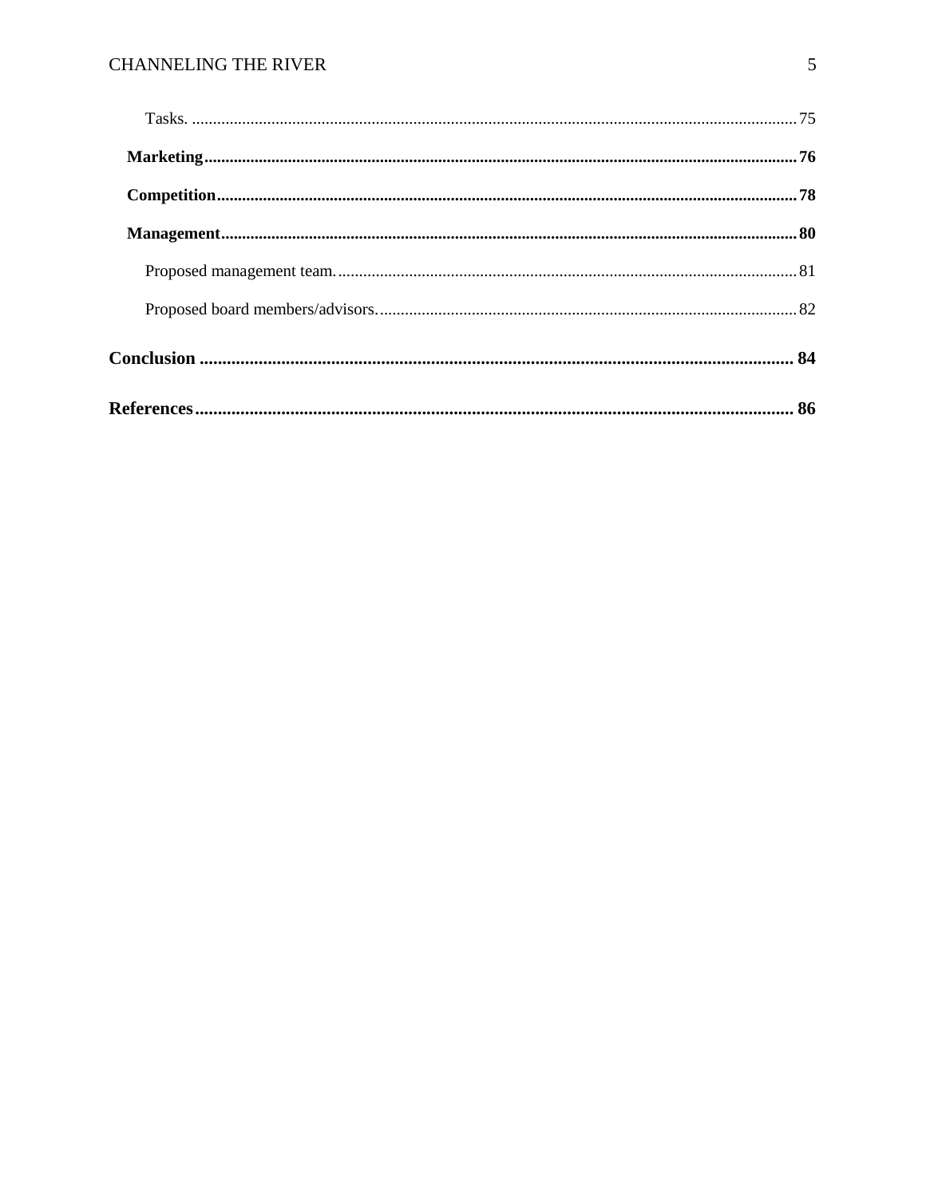Tasks. ........................................................................................................................ 75

**Marketing** ........................................................................................................................ **76**

**Competition** ........................................................................................................................ **78**

**Management** ........................................................................................................................ **80**

Proposed management team. ........................................................................................................................ 81

Proposed board members/advisors. ........................................................................................................................ 82

**Conclusion** ........................................................................................................................ **84**

**References** ........................................................................................................................ **86**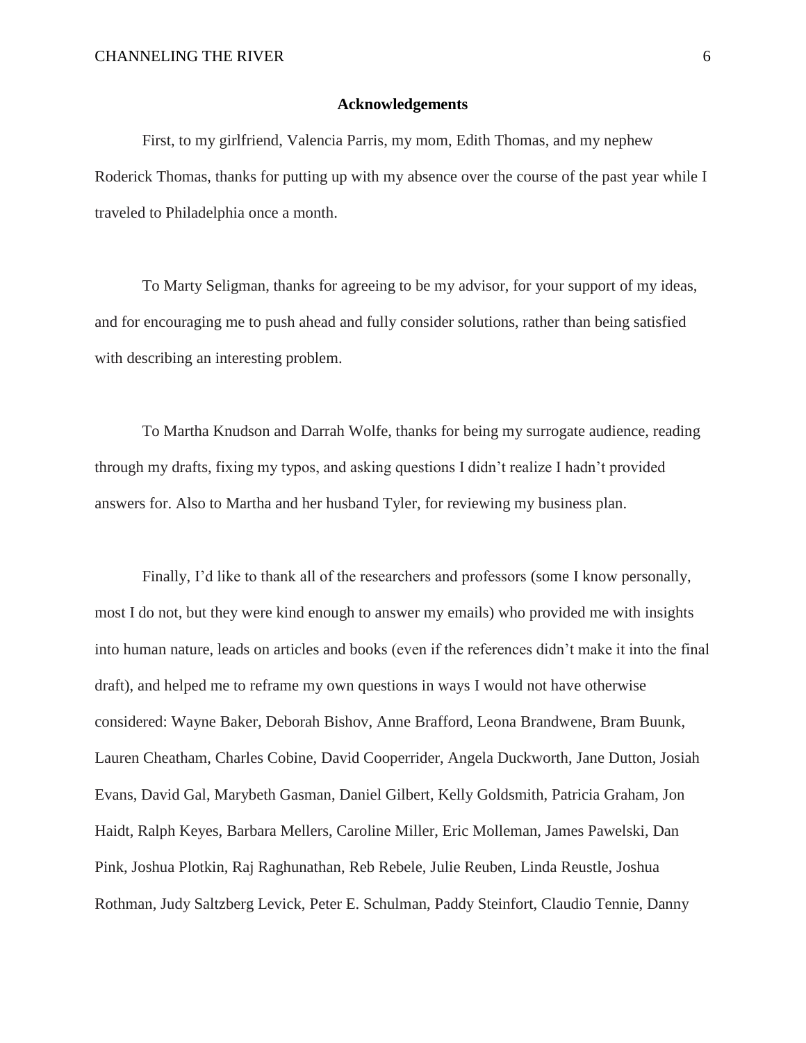## Acknowledgements

First, to my girlfriend, Valencia Parris, my mom, Edith Thomas, and my nephew Roderick Thomas, thanks for putting up with my absence over the course of the past year while I traveled to Philadelphia once a month.

To Marty Seligman, thanks for agreeing to be my advisor, for your support of my ideas, and for encouraging me to push ahead and fully consider solutions, rather than being satisfied with describing an interesting problem.

To Martha Knudson and Darrah Wolfe, thanks for being my surrogate audience, reading through my drafts, fixing my typos, and asking questions I didn't realize I hadn't provided answers for. Also to Martha and her husband Tyler, for reviewing my business plan.

Finally, I'd like to thank all of the researchers and professors (some I know personally, most I do not, but they were kind enough to answer my emails) who provided me with insights into human nature, leads on articles and books (even if the references didn't make it into the final draft), and helped me to reframe my own questions in ways I would not have otherwise considered: Wayne Baker, Deborah Bishov, Anne Brafford, Leona Brandwene, Bram Buunk, Lauren Cheatham, Charles Cobine, David Cooperrider, Angela Duckworth, Jane Dutton, Josiah Evans, David Gal, Marybeth Gasman, Daniel Gilbert, Kelly Goldsmith, Patricia Graham, Jon Haidt, Ralph Keyes, Barbara Mellers, Caroline Miller, Eric Molleman, James Pawelski, Dan Pink, Joshua Plotkin, Raj Raghunathan, Reb Rebele, Julie Reuben, Linda Reustle, Joshua Rothman, Judy Saltzberg Levick, Peter E. Schulman, Paddy Steinfort, Claudio Tennie, Danny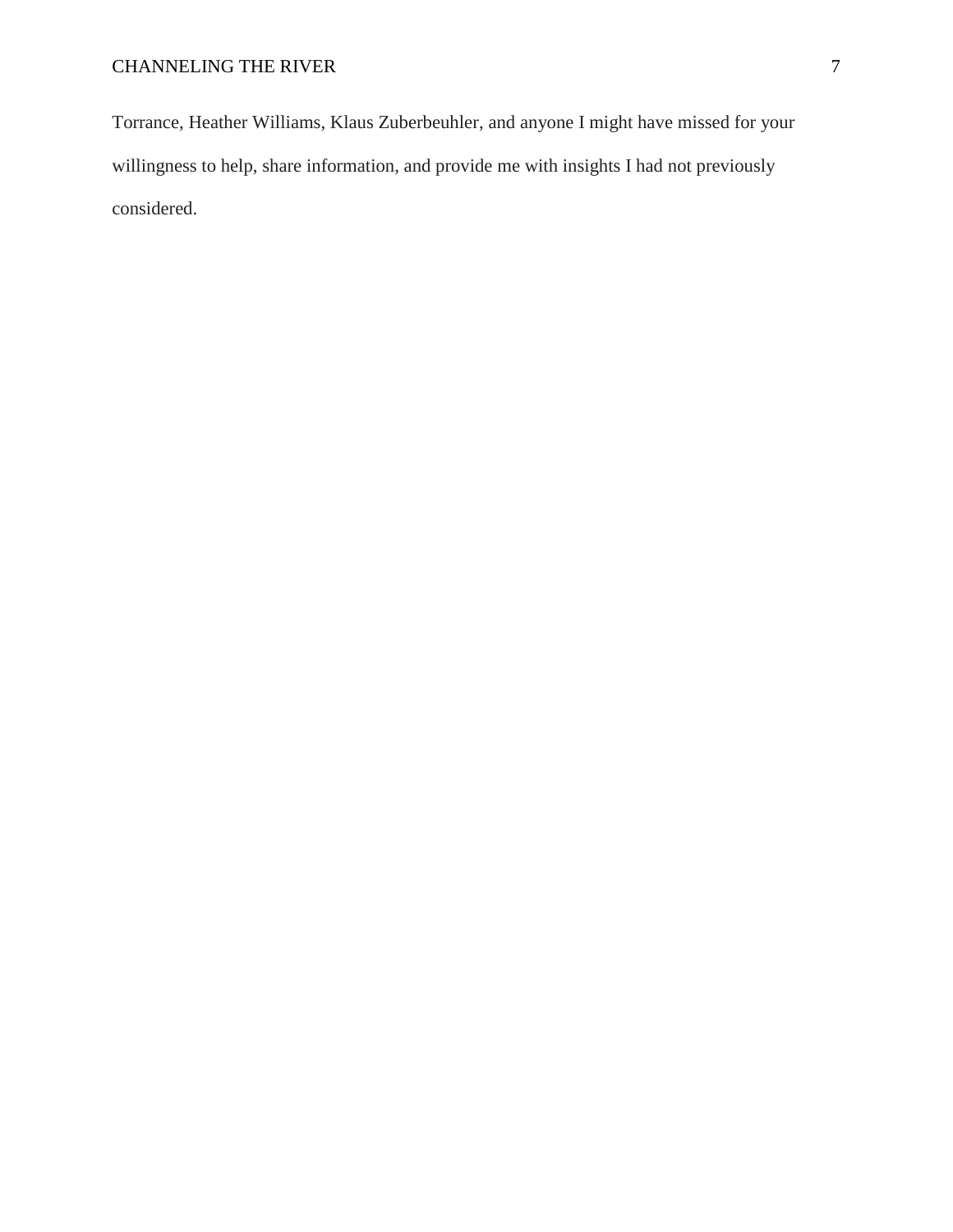Torrance, Heather Williams, Klaus Zuberbeuhler, and anyone I might have missed for your willingness to help, share information, and provide me with insights I had not previously considered.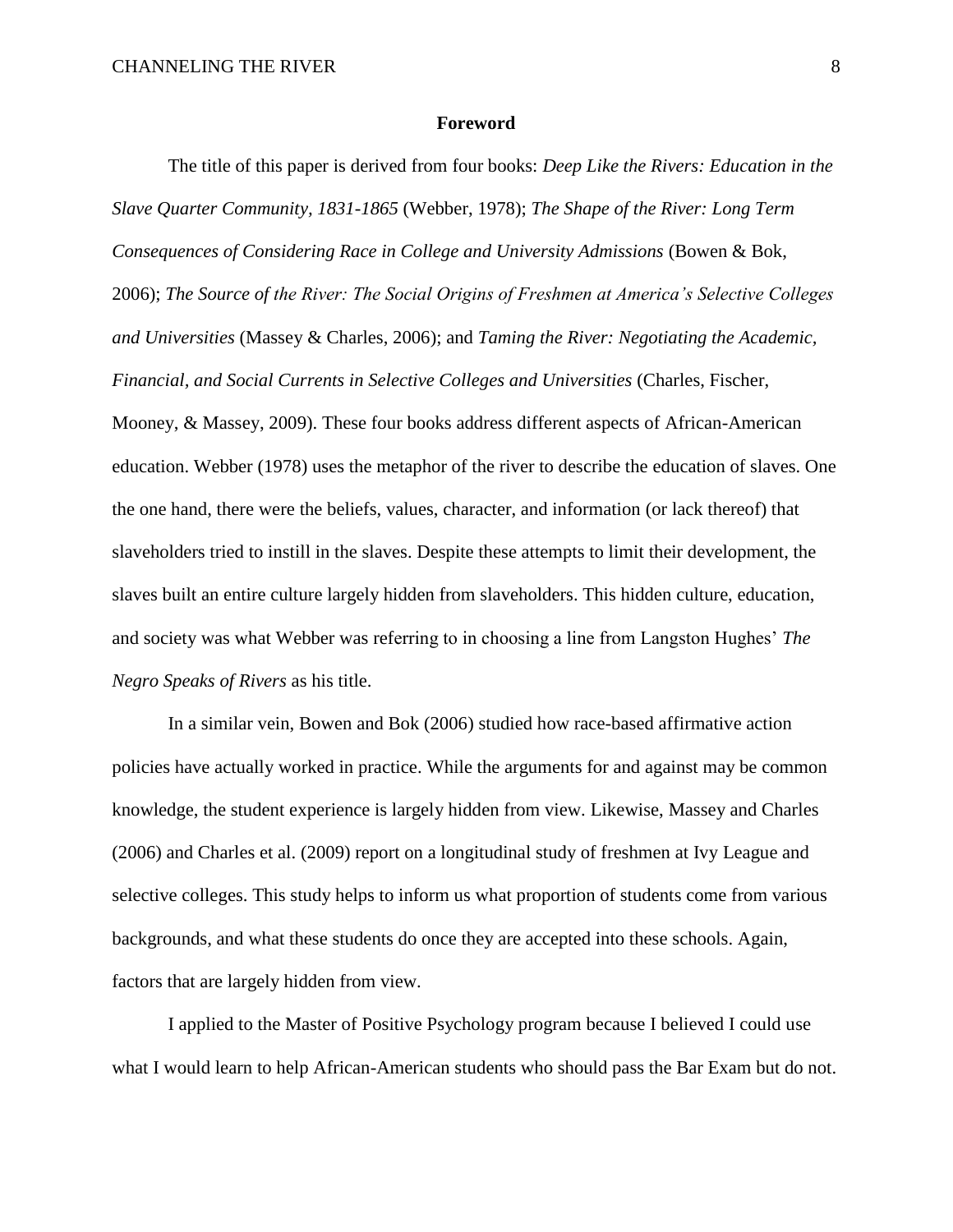## Foreword

The title of this paper is derived from four books: *Deep Like the Rivers: Education in the Slave Quarter Community, 1831-1865* (Webber, 1978); *The Shape of the River: Long Term Consequences of Considering Race in College and University Admissions* (Bowen & Bok, 2006); *The Source of the River: The Social Origins of Freshmen at America's Selective Colleges and Universities* (Massey & Charles, 2006); and *Taming the River: Negotiating the Academic, Financial, and Social Currents in Selective Colleges and Universities* (Charles, Fischer, Mooney, & Massey, 2009). These four books address different aspects of African-American education. Webber (1978) uses the metaphor of the river to describe the education of slaves. One the one hand, there were the beliefs, values, character, and information (or lack thereof) that slaveholders tried to instill in the slaves. Despite these attempts to limit their development, the slaves built an entire culture largely hidden from slaveholders. This hidden culture, education, and society was what Webber was referring to in choosing a line from Langston Hughes' *The Negro Speaks of Rivers* as his title.

In a similar vein, Bowen and Bok (2006) studied how race-based affirmative action policies have actually worked in practice. While the arguments for and against may be common knowledge, the student experience is largely hidden from view. Likewise, Massey and Charles (2006) and Charles et al. (2009) report on a longitudinal study of freshmen at Ivy League and selective colleges. This study helps to inform us what proportion of students come from various backgrounds, and what these students do once they are accepted into these schools. Again, factors that are largely hidden from view.

I applied to the Master of Positive Psychology program because I believed I could use what I would learn to help African-American students who should pass the Bar Exam but do not.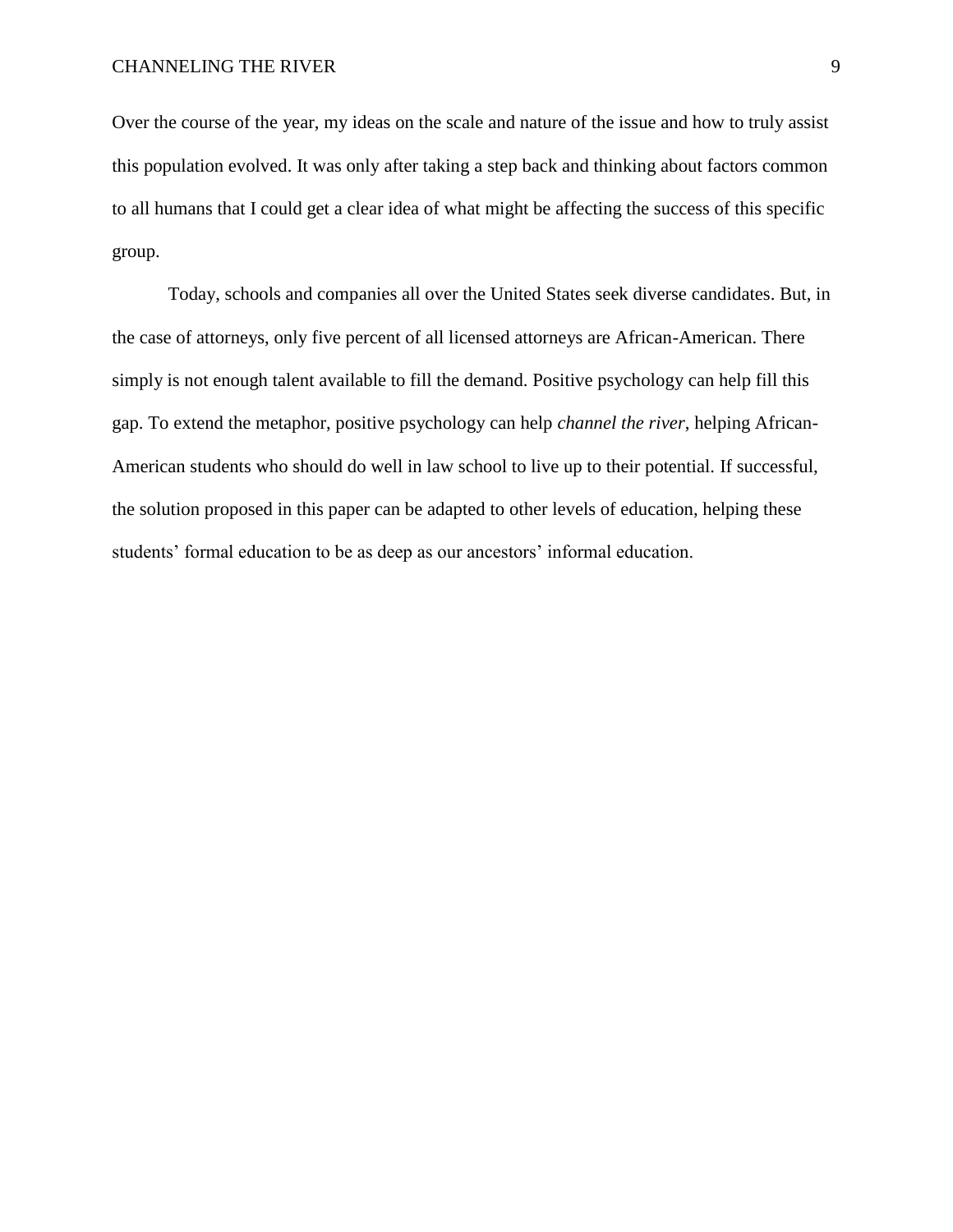Over the course of the year, my ideas on the scale and nature of the issue and how to truly assist this population evolved. It was only after taking a step back and thinking about factors common to all humans that I could get a clear idea of what might be affecting the success of this specific group.

Today, schools and companies all over the United States seek diverse candidates. But, in the case of attorneys, only five percent of all licensed attorneys are African-American. There simply is not enough talent available to fill the demand. Positive psychology can help fill this gap. To extend the metaphor, positive psychology can help *channel the river*, helping African-American students who should do well in law school to live up to their potential. If successful, the solution proposed in this paper can be adapted to other levels of education, helping these students' formal education to be as deep as our ancestors' informal education.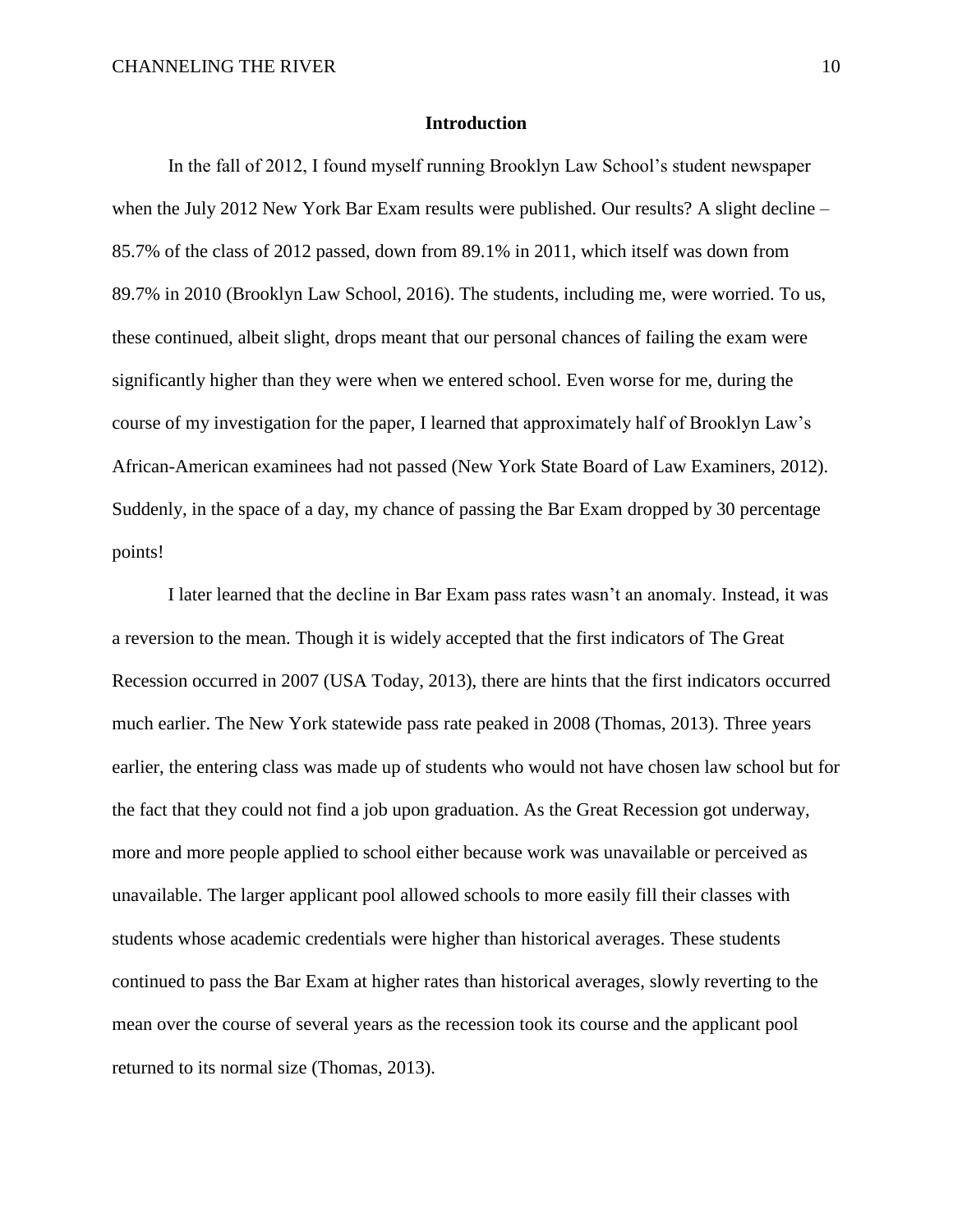## Introduction

In the fall of 2012, I found myself running Brooklyn Law School's student newspaper when the July 2012 New York Bar Exam results were published. Our results? A slight decline – 85.7% of the class of 2012 passed, down from 89.1% in 2011, which itself was down from 89.7% in 2010 (Brooklyn Law School, 2016). The students, including me, were worried. To us, these continued, albeit slight, drops meant that our personal chances of failing the exam were significantly higher than they were when we entered school. Even worse for me, during the course of my investigation for the paper, I learned that approximately half of Brooklyn Law's African-American examinees had not passed (New York State Board of Law Examiners, 2012). Suddenly, in the space of a day, my chance of passing the Bar Exam dropped by 30 percentage points!

I later learned that the decline in Bar Exam pass rates wasn't an anomaly. Instead, it was a reversion to the mean. Though it is widely accepted that the first indicators of The Great Recession occurred in 2007 (USA Today, 2013), there are hints that the first indicators occurred much earlier. The New York statewide pass rate peaked in 2008 (Thomas, 2013). Three years earlier, the entering class was made up of students who would not have chosen law school but for the fact that they could not find a job upon graduation. As the Great Recession got underway, more and more people applied to school either because work was unavailable or perceived as unavailable. The larger applicant pool allowed schools to more easily fill their classes with students whose academic credentials were higher than historical averages. These students continued to pass the Bar Exam at higher rates than historical averages, slowly reverting to the mean over the course of several years as the recession took its course and the applicant pool returned to its normal size (Thomas, 2013).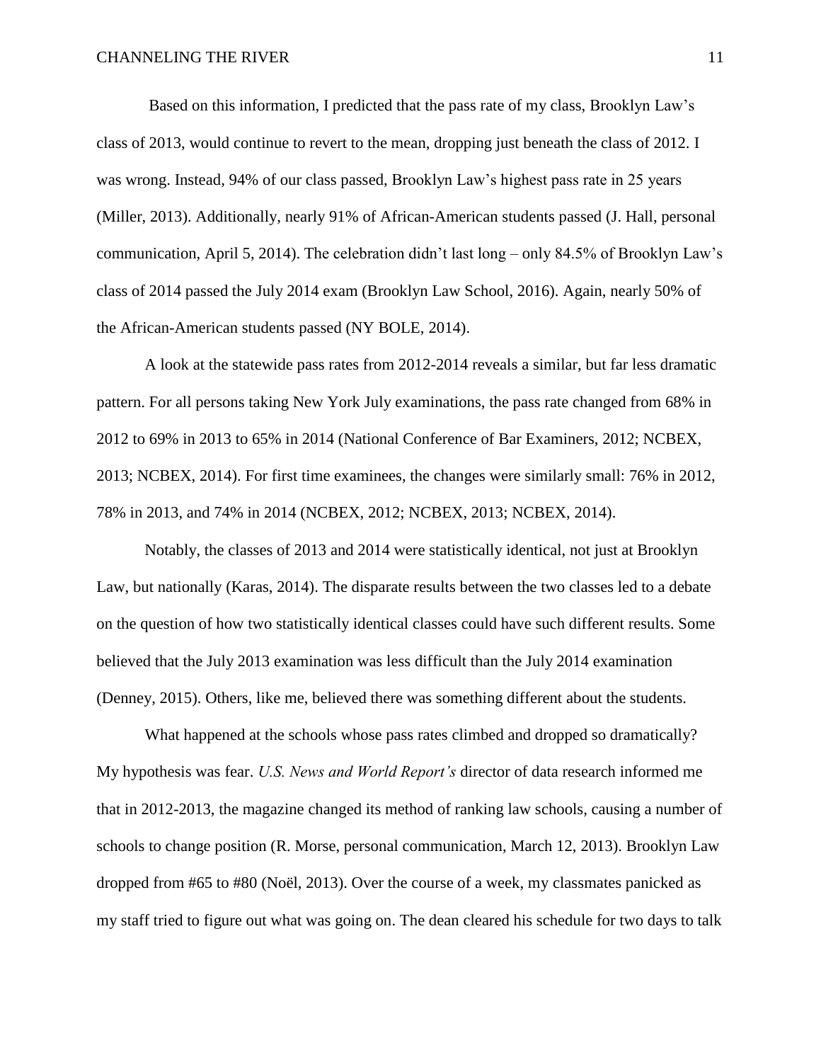Based on this information, I predicted that the pass rate of my class, Brooklyn Law's class of 2013, would continue to revert to the mean, dropping just beneath the class of 2012. I was wrong. Instead, 94% of our class passed, Brooklyn Law's highest pass rate in 25 years (Miller, 2013). Additionally, nearly 91% of African-American students passed (J. Hall, personal communication, April 5, 2014). The celebration didn't last long – only 84.5% of Brooklyn Law's class of 2014 passed the July 2014 exam (Brooklyn Law School, 2016). Again, nearly 50% of the African-American students passed (NY BOLE, 2014).

A look at the statewide pass rates from 2012-2014 reveals a similar, but far less dramatic pattern. For all persons taking New York July examinations, the pass rate changed from 68% in 2012 to 69% in 2013 to 65% in 2014 (National Conference of Bar Examiners, 2012; NCBEX, 2013; NCBEX, 2014). For first time examinees, the changes were similarly small: 76% in 2012, 78% in 2013, and 74% in 2014 (NCBEX, 2012; NCBEX, 2013; NCBEX, 2014).

Notably, the classes of 2013 and 2014 were statistically identical, not just at Brooklyn Law, but nationally (Karas, 2014). The disparate results between the two classes led to a debate on the question of how two statistically identical classes could have such different results. Some believed that the July 2013 examination was less difficult than the July 2014 examination (Denney, 2015). Others, like me, believed there was something different about the students.

What happened at the schools whose pass rates climbed and dropped so dramatically? My hypothesis was fear. *U.S. News and World Report's* director of data research informed me that in 2012-2013, the magazine changed its method of ranking law schools, causing a number of schools to change position (R. Morse, personal communication, March 12, 2013). Brooklyn Law dropped from #65 to #80 (Noël, 2013). Over the course of a week, my classmates panicked as my staff tried to figure out what was going on. The dean cleared his schedule for two days to talk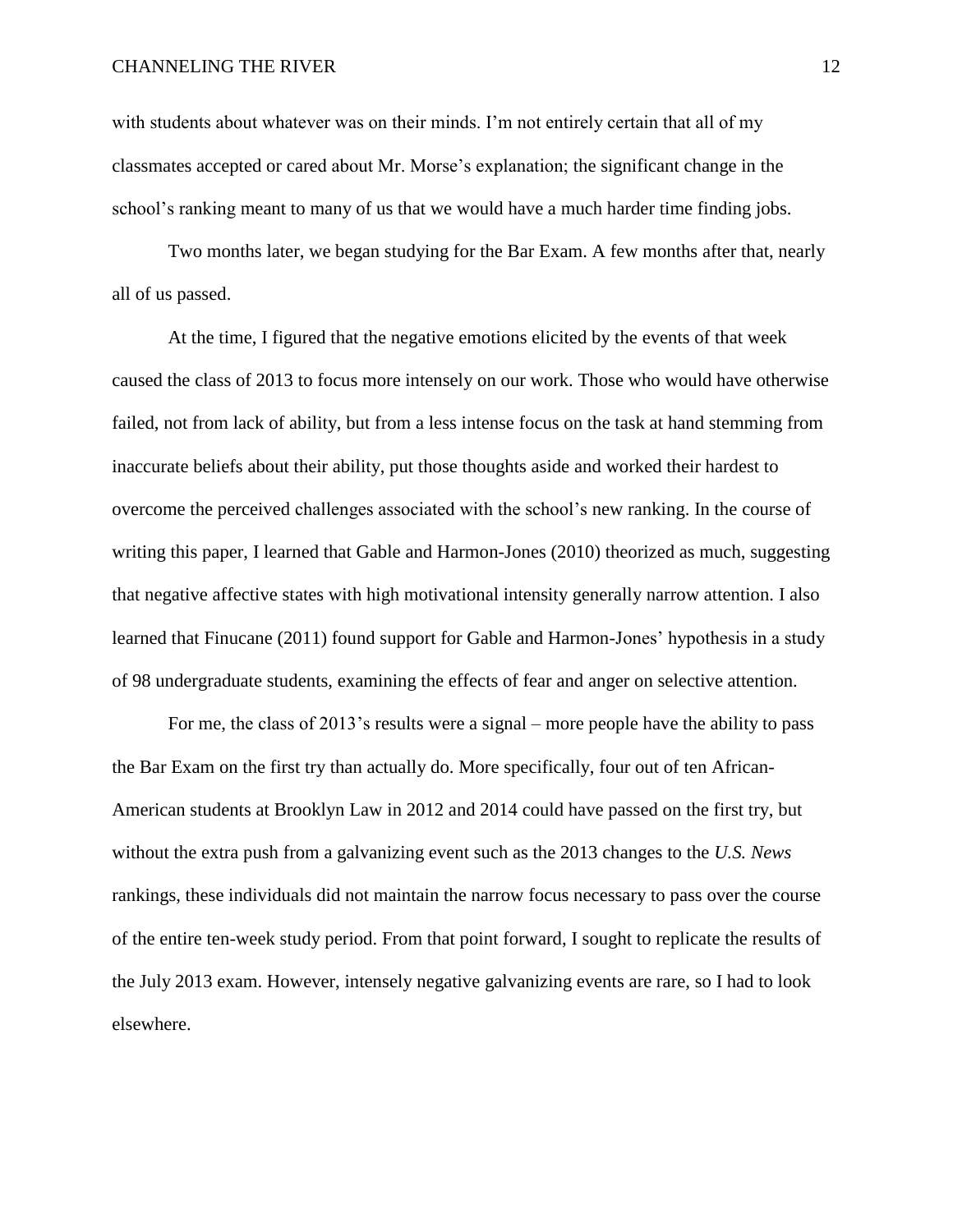with students about whatever was on their minds. I'm not entirely certain that all of my classmates accepted or cared about Mr. Morse's explanation; the significant change in the school's ranking meant to many of us that we would have a much harder time finding jobs.

Two months later, we began studying for the Bar Exam. A few months after that, nearly all of us passed.

At the time, I figured that the negative emotions elicited by the events of that week caused the class of 2013 to focus more intensely on our work. Those who would have otherwise failed, not from lack of ability, but from a less intense focus on the task at hand stemming from inaccurate beliefs about their ability, put those thoughts aside and worked their hardest to overcome the perceived challenges associated with the school's new ranking. In the course of writing this paper, I learned that Gable and Harmon-Jones (2010) theorized as much, suggesting that negative affective states with high motivational intensity generally narrow attention. I also learned that Finucane (2011) found support for Gable and Harmon-Jones' hypothesis in a study of 98 undergraduate students, examining the effects of fear and anger on selective attention.

For me, the class of 2013's results were a signal – more people have the ability to pass the Bar Exam on the first try than actually do. More specifically, four out of ten African-American students at Brooklyn Law in 2012 and 2014 could have passed on the first try, but without the extra push from a galvanizing event such as the 2013 changes to the *U.S. News* rankings, these individuals did not maintain the narrow focus necessary to pass over the course of the entire ten-week study period. From that point forward, I sought to replicate the results of the July 2013 exam. However, intensely negative galvanizing events are rare, so I had to look elsewhere.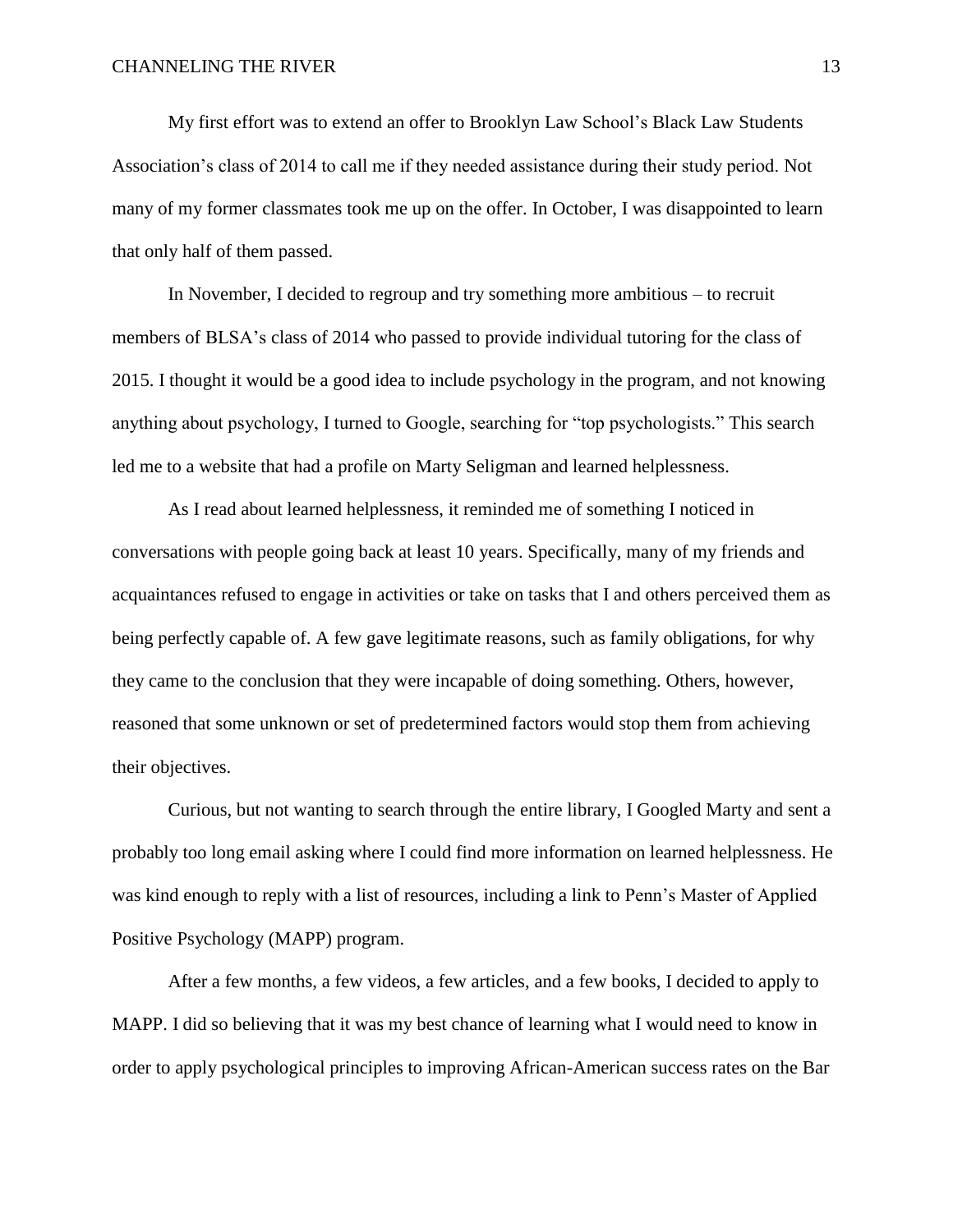My first effort was to extend an offer to Brooklyn Law School's Black Law Students Association's class of 2014 to call me if they needed assistance during their study period. Not many of my former classmates took me up on the offer. In October, I was disappointed to learn that only half of them passed.

In November, I decided to regroup and try something more ambitious – to recruit members of BLSA's class of 2014 who passed to provide individual tutoring for the class of 2015. I thought it would be a good idea to include psychology in the program, and not knowing anything about psychology, I turned to Google, searching for "top psychologists." This search led me to a website that had a profile on Marty Seligman and learned helplessness.

As I read about learned helplessness, it reminded me of something I noticed in conversations with people going back at least 10 years. Specifically, many of my friends and acquaintances refused to engage in activities or take on tasks that I and others perceived them as being perfectly capable of. A few gave legitimate reasons, such as family obligations, for why they came to the conclusion that they were incapable of doing something. Others, however, reasoned that some unknown or set of predetermined factors would stop them from achieving their objectives.

Curious, but not wanting to search through the entire library, I Googled Marty and sent a probably too long email asking where I could find more information on learned helplessness. He was kind enough to reply with a list of resources, including a link to Penn's Master of Applied Positive Psychology (MAPP) program.

After a few months, a few videos, a few articles, and a few books, I decided to apply to MAPP. I did so believing that it was my best chance of learning what I would need to know in order to apply psychological principles to improving African-American success rates on the Bar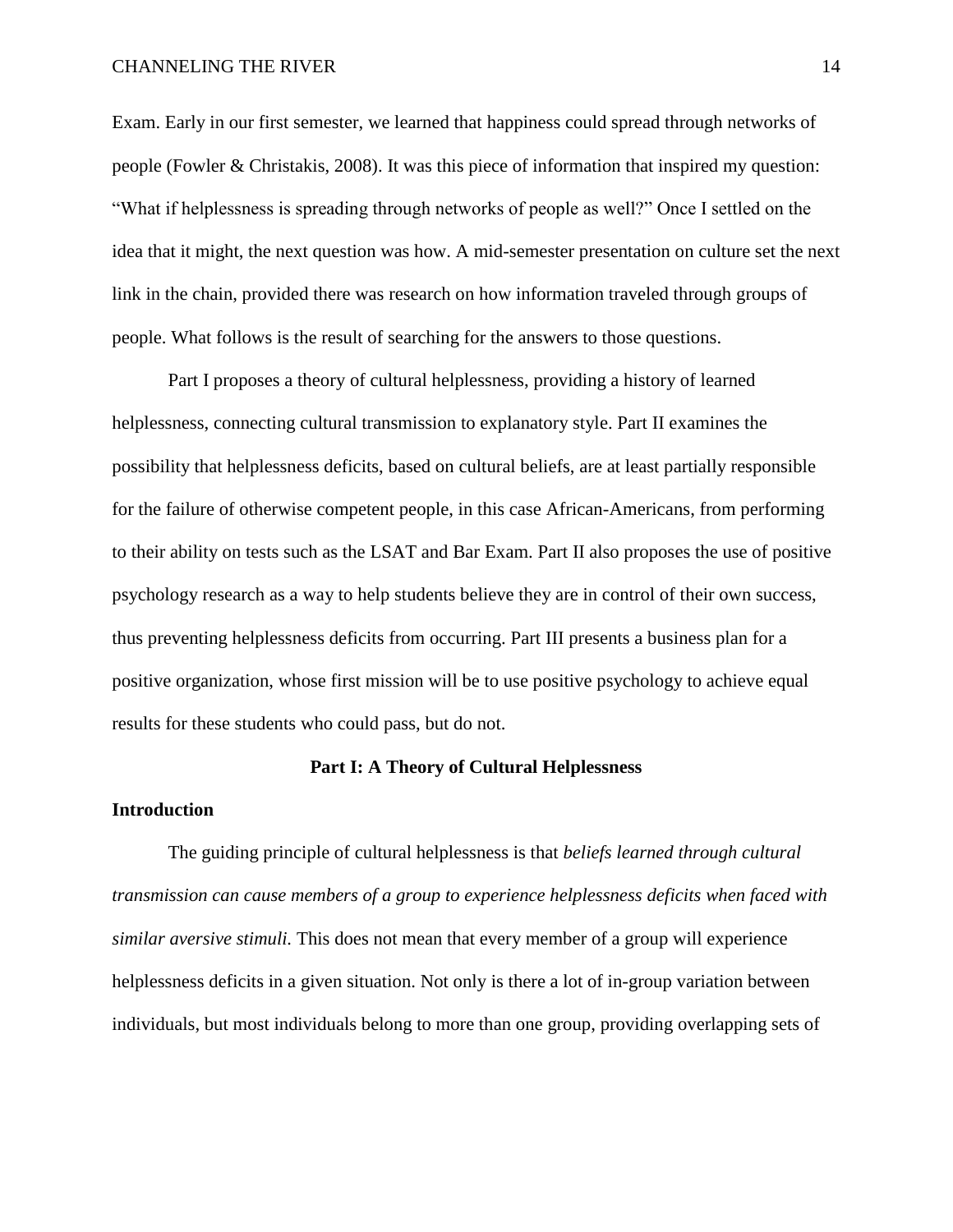Exam. Early in our first semester, we learned that happiness could spread through networks of people (Fowler & Christakis, 2008). It was this piece of information that inspired my question: "What if helplessness is spreading through networks of people as well?" Once I settled on the idea that it might, the next question was how. A mid-semester presentation on culture set the next link in the chain, provided there was research on how information traveled through groups of people. What follows is the result of searching for the answers to those questions.

Part I proposes a theory of cultural helplessness, providing a history of learned helplessness, connecting cultural transmission to explanatory style. Part II examines the possibility that helplessness deficits, based on cultural beliefs, are at least partially responsible for the failure of otherwise competent people, in this case African-Americans, from performing to their ability on tests such as the LSAT and Bar Exam. Part II also proposes the use of positive psychology research as a way to help students believe they are in control of their own success, thus preventing helplessness deficits from occurring. Part III presents a business plan for a positive organization, whose first mission will be to use positive psychology to achieve equal results for these students who could pass, but do not.

## Part I: A Theory of Cultural Helplessness

### Introduction

The guiding principle of cultural helplessness is that *beliefs learned through cultural transmission can cause members of a group to experience helplessness deficits when faced with similar aversive stimuli.* This does not mean that every member of a group will experience helplessness deficits in a given situation. Not only is there a lot of in-group variation between individuals, but most individuals belong to more than one group, providing overlapping sets of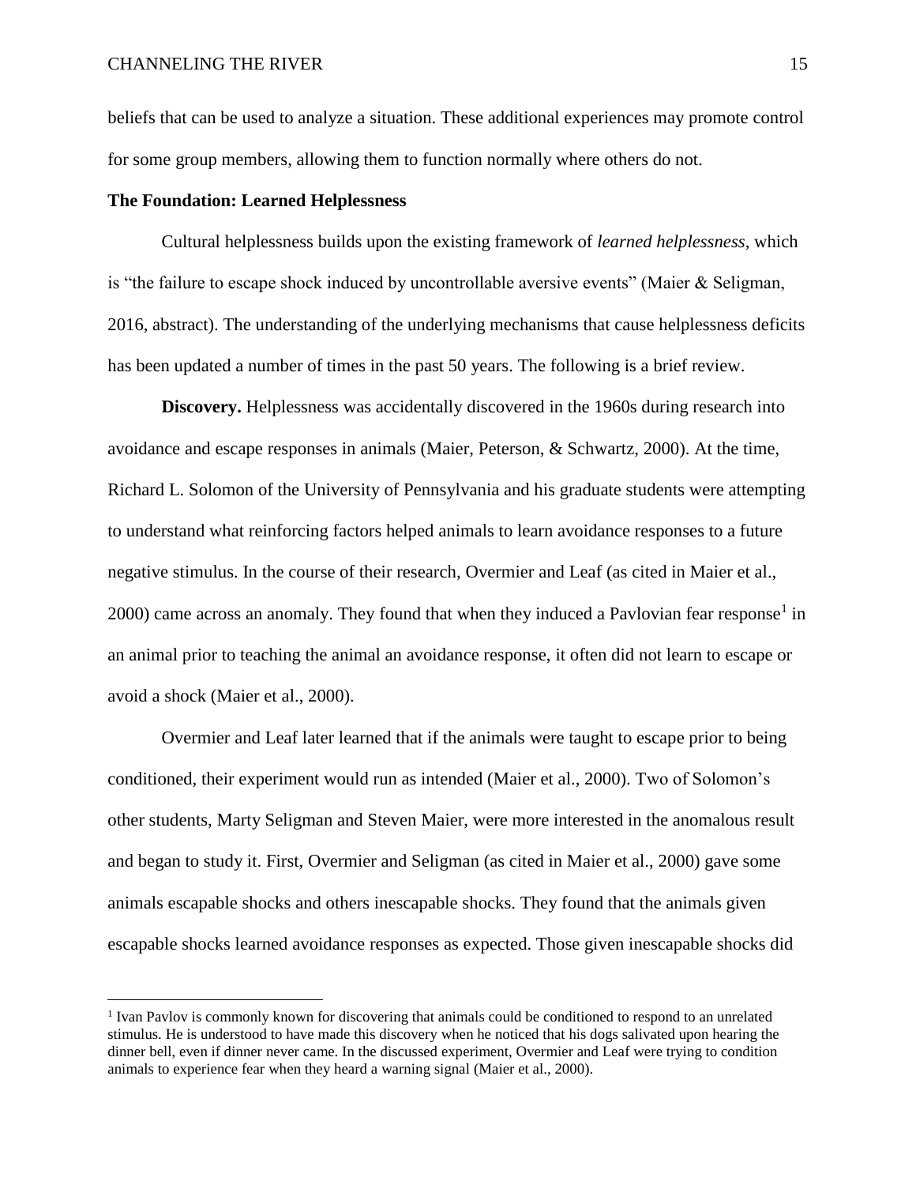beliefs that can be used to analyze a situation. These additional experiences may promote control for some group members, allowing them to function normally where others do not.

## The Foundation: Learned Helplessness

Cultural helplessness builds upon the existing framework of *learned helplessness*, which is "the failure to escape shock induced by uncontrollable aversive events" (Maier & Seligman, 2016, abstract). The understanding of the underlying mechanisms that cause helplessness deficits has been updated a number of times in the past 50 years. The following is a brief review.

**Discovery.** Helplessness was accidentally discovered in the 1960s during research into avoidance and escape responses in animals (Maier, Peterson, & Schwartz, 2000). At the time, Richard L. Solomon of the University of Pennsylvania and his graduate students were attempting to understand what reinforcing factors helped animals to learn avoidance responses to a future negative stimulus. In the course of their research, Overmier and Leaf (as cited in Maier et al., 2000) came across an anomaly. They found that when they induced a Pavlovian fear response[1] in an animal prior to teaching the animal an avoidance response, it often did not learn to escape or avoid a shock (Maier et al., 2000).

Overmier and Leaf later learned that if the animals were taught to escape prior to being conditioned, their experiment would run as intended (Maier et al., 2000). Two of Solomon's other students, Marty Seligman and Steven Maier, were more interested in the anomalous result and began to study it. First, Overmier and Seligman (as cited in Maier et al., 2000) gave some animals escapable shocks and others inescapable shocks. They found that the animals given escapable shocks learned avoidance responses as expected. Those given inescapable shocks did

[1] Ivan Pavlov is commonly known for discovering that animals could be conditioned to respond to an unrelated stimulus. He is understood to have made this discovery when he noticed that his dogs salivated upon hearing the dinner bell, even if dinner never came. In the discussed experiment, Overmier and Leaf were trying to condition animals to experience fear when they heard a warning signal (Maier et al., 2000).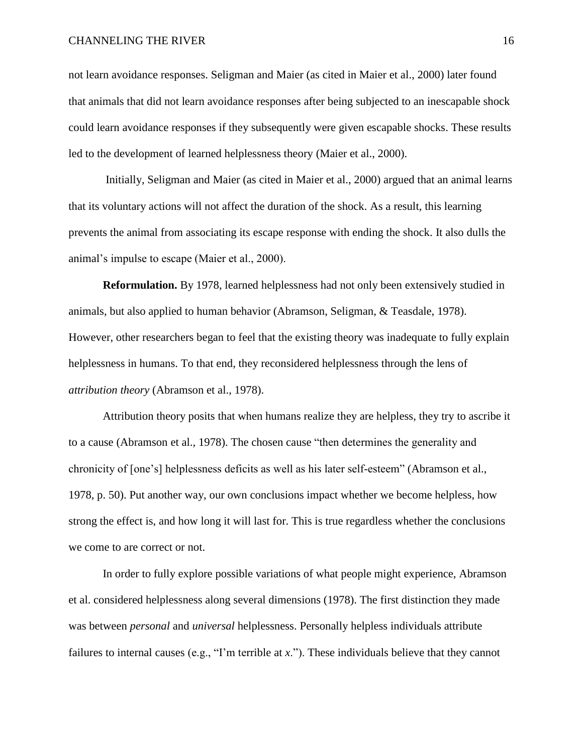not learn avoidance responses. Seligman and Maier (as cited in Maier et al., 2000) later found that animals that did not learn avoidance responses after being subjected to an inescapable shock could learn avoidance responses if they subsequently were given escapable shocks. These results led to the development of learned helplessness theory (Maier et al., 2000).

Initially, Seligman and Maier (as cited in Maier et al., 2000) argued that an animal learns that its voluntary actions will not affect the duration of the shock. As a result, this learning prevents the animal from associating its escape response with ending the shock. It also dulls the animal's impulse to escape (Maier et al., 2000).

**Reformulation.** By 1978, learned helplessness had not only been extensively studied in animals, but also applied to human behavior (Abramson, Seligman, & Teasdale, 1978). However, other researchers began to feel that the existing theory was inadequate to fully explain helplessness in humans. To that end, they reconsidered helplessness through the lens of *attribution theory* (Abramson et al., 1978).

Attribution theory posits that when humans realize they are helpless, they try to ascribe it to a cause (Abramson et al., 1978). The chosen cause "then determines the generality and chronicity of [one's] helplessness deficits as well as his later self-esteem" (Abramson et al., 1978, p. 50). Put another way, our own conclusions impact whether we become helpless, how strong the effect is, and how long it will last for. This is true regardless whether the conclusions we come to are correct or not.

In order to fully explore possible variations of what people might experience, Abramson et al. considered helplessness along several dimensions (1978). The first distinction they made was between *personal* and *universal* helplessness. Personally helpless individuals attribute failures to internal causes (e.g., "I'm terrible at *x*."). These individuals believe that they cannot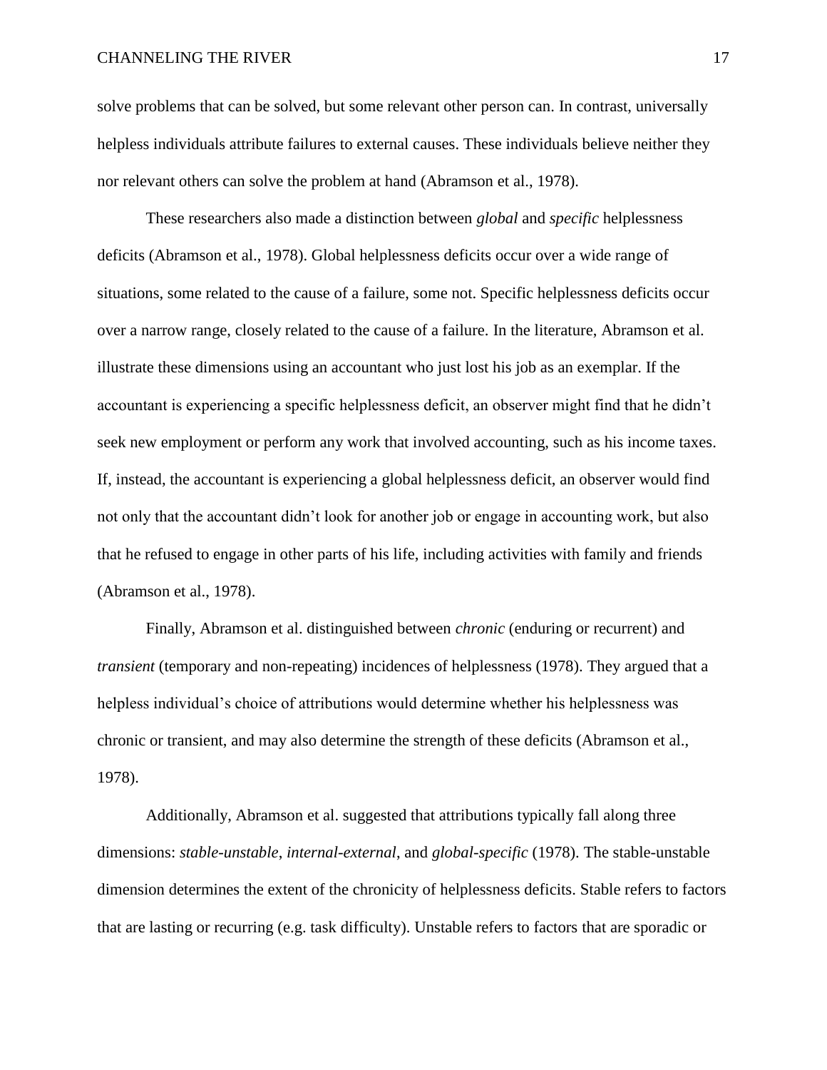solve problems that can be solved, but some relevant other person can. In contrast, universally helpless individuals attribute failures to external causes. These individuals believe neither they nor relevant others can solve the problem at hand (Abramson et al., 1978).

These researchers also made a distinction between *global* and *specific* helplessness deficits (Abramson et al., 1978). Global helplessness deficits occur over a wide range of situations, some related to the cause of a failure, some not. Specific helplessness deficits occur over a narrow range, closely related to the cause of a failure. In the literature, Abramson et al. illustrate these dimensions using an accountant who just lost his job as an exemplar. If the accountant is experiencing a specific helplessness deficit, an observer might find that he didn't seek new employment or perform any work that involved accounting, such as his income taxes. If, instead, the accountant is experiencing a global helplessness deficit, an observer would find not only that the accountant didn't look for another job or engage in accounting work, but also that he refused to engage in other parts of his life, including activities with family and friends (Abramson et al., 1978).

Finally, Abramson et al. distinguished between *chronic* (enduring or recurrent) and *transient* (temporary and non-repeating) incidences of helplessness (1978). They argued that a helpless individual's choice of attributions would determine whether his helplessness was chronic or transient, and may also determine the strength of these deficits (Abramson et al., 1978).

Additionally, Abramson et al. suggested that attributions typically fall along three dimensions: *stable-unstable*, *internal-external*, and *global-specific* (1978). The stable-unstable dimension determines the extent of the chronicity of helplessness deficits. Stable refers to factors that are lasting or recurring (e.g. task difficulty). Unstable refers to factors that are sporadic or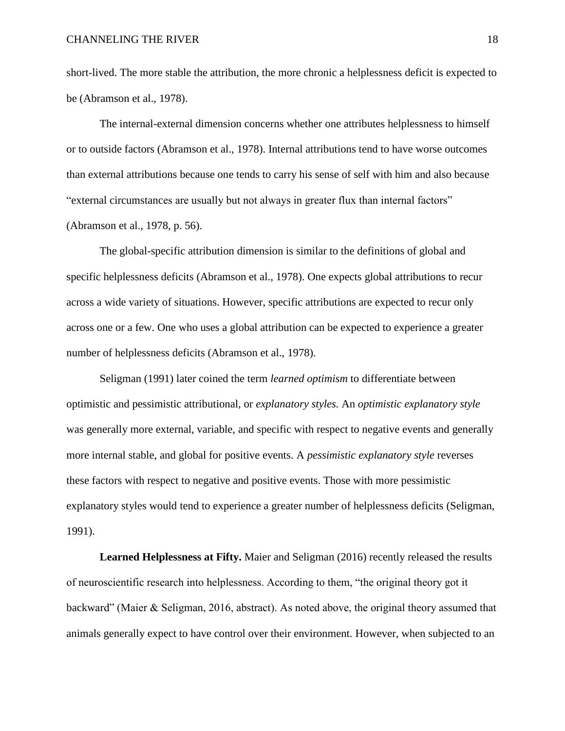short-lived. The more stable the attribution, the more chronic a helplessness deficit is expected to be (Abramson et al., 1978).

The internal-external dimension concerns whether one attributes helplessness to himself or to outside factors (Abramson et al., 1978). Internal attributions tend to have worse outcomes than external attributions because one tends to carry his sense of self with him and also because "external circumstances are usually but not always in greater flux than internal factors" (Abramson et al., 1978, p. 56).

The global-specific attribution dimension is similar to the definitions of global and specific helplessness deficits (Abramson et al., 1978). One expects global attributions to recur across a wide variety of situations. However, specific attributions are expected to recur only across one or a few. One who uses a global attribution can be expected to experience a greater number of helplessness deficits (Abramson et al., 1978).

Seligman (1991) later coined the term *learned optimism* to differentiate between optimistic and pessimistic attributional, or *explanatory styles.* An *optimistic explanatory style* was generally more external, variable, and specific with respect to negative events and generally more internal stable, and global for positive events. A *pessimistic explanatory style* reverses these factors with respect to negative and positive events. Those with more pessimistic explanatory styles would tend to experience a greater number of helplessness deficits (Seligman, 1991).

**Learned Helplessness at Fifty.** Maier and Seligman (2016) recently released the results of neuroscientific research into helplessness. According to them, "the original theory got it backward" (Maier & Seligman, 2016, abstract). As noted above, the original theory assumed that animals generally expect to have control over their environment. However, when subjected to an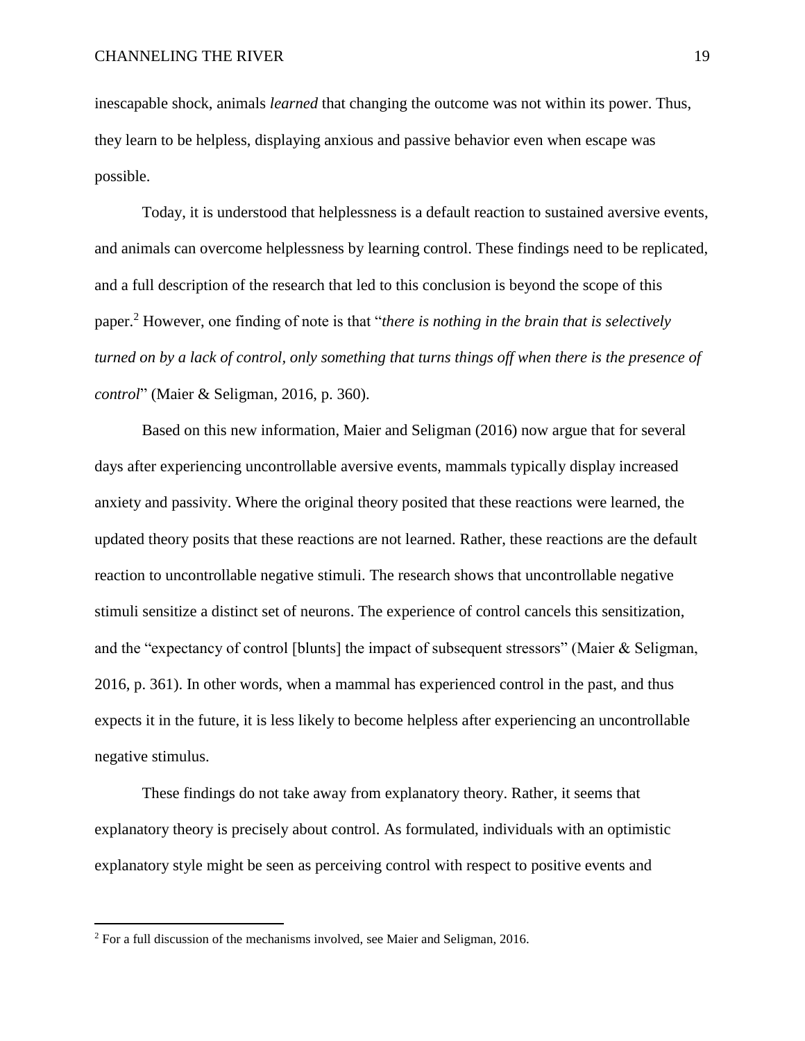inescapable shock, animals *learned* that changing the outcome was not within its power. Thus, they learn to be helpless, displaying anxious and passive behavior even when escape was possible.

Today, it is understood that helplessness is a default reaction to sustained aversive events, and animals can overcome helplessness by learning control. These findings need to be replicated, and a full description of the research that led to this conclusion is beyond the scope of this paper.[2] However, one finding of note is that "*there is nothing in the brain that is selectively turned on by a lack of control, only something that turns things off when there is the presence of control*" (Maier & Seligman, 2016, p. 360).

Based on this new information, Maier and Seligman (2016) now argue that for several days after experiencing uncontrollable aversive events, mammals typically display increased anxiety and passivity. Where the original theory posited that these reactions were learned, the updated theory posits that these reactions are not learned. Rather, these reactions are the default reaction to uncontrollable negative stimuli. The research shows that uncontrollable negative stimuli sensitize a distinct set of neurons. The experience of control cancels this sensitization, and the "expectancy of control [blunts] the impact of subsequent stressors" (Maier & Seligman, 2016, p. 361). In other words, when a mammal has experienced control in the past, and thus expects it in the future, it is less likely to become helpless after experiencing an uncontrollable negative stimulus.

These findings do not take away from explanatory theory. Rather, it seems that explanatory theory is precisely about control. As formulated, individuals with an optimistic explanatory style might be seen as perceiving control with respect to positive events and

[2] For a full discussion of the mechanisms involved, see Maier and Seligman, 2016.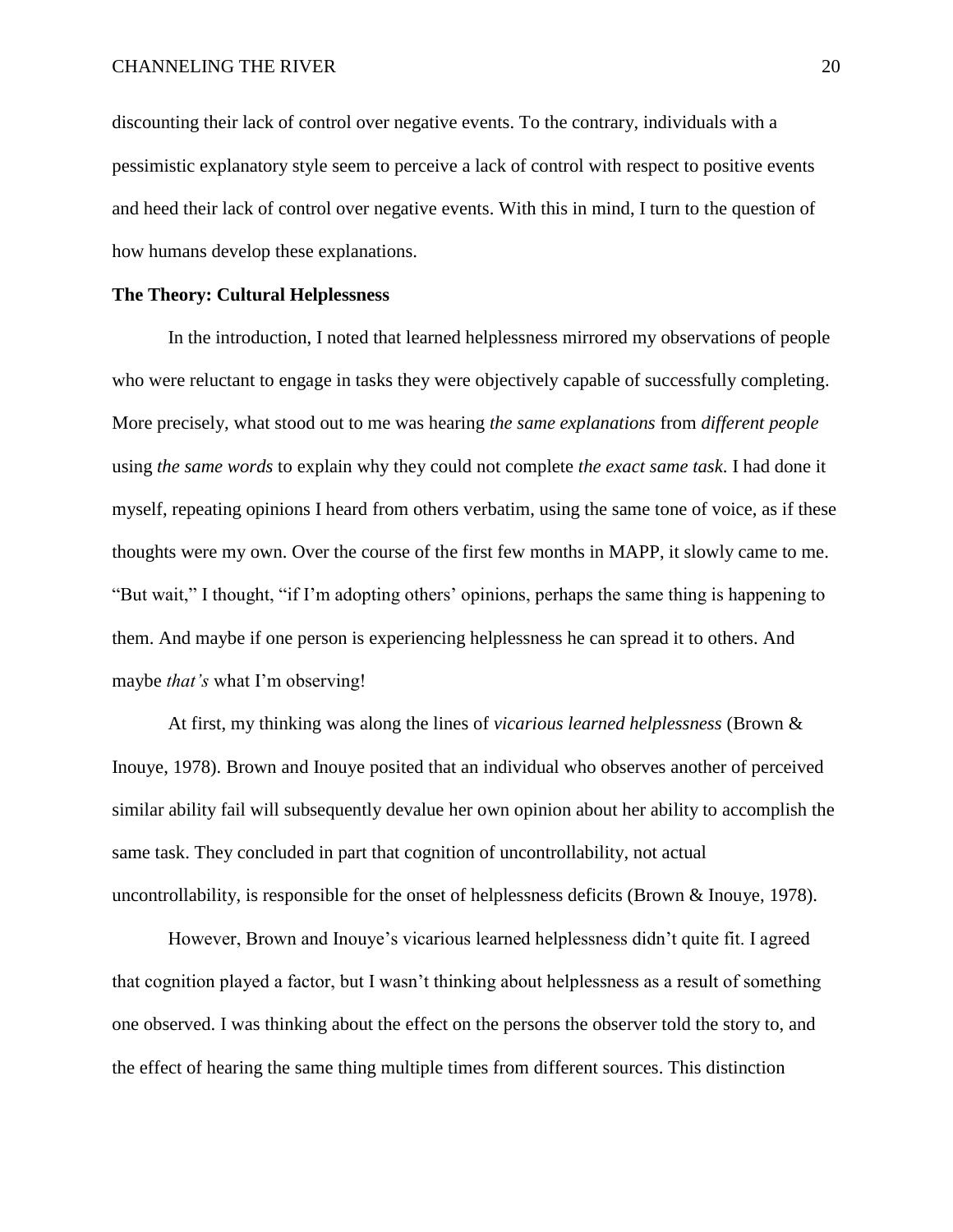discounting their lack of control over negative events. To the contrary, individuals with a pessimistic explanatory style seem to perceive a lack of control with respect to positive events and heed their lack of control over negative events. With this in mind, I turn to the question of how humans develop these explanations.

**The Theory: Cultural Helplessness**

In the introduction, I noted that learned helplessness mirrored my observations of people who were reluctant to engage in tasks they were objectively capable of successfully completing. More precisely, what stood out to me was hearing *the same explanations* from *different people* using *the same words* to explain why they could not complete *the exact same task*. I had done it myself, repeating opinions I heard from others verbatim, using the same tone of voice, as if these thoughts were my own. Over the course of the first few months in MAPP, it slowly came to me. "But wait," I thought, "if I'm adopting others' opinions, perhaps the same thing is happening to them. And maybe if one person is experiencing helplessness he can spread it to others. And maybe *that's* what I'm observing!

At first, my thinking was along the lines of *vicarious learned helplessness* (Brown & Inouye, 1978). Brown and Inouye posited that an individual who observes another of perceived similar ability fail will subsequently devalue her own opinion about her ability to accomplish the same task. They concluded in part that cognition of uncontrollability, not actual uncontrollability, is responsible for the onset of helplessness deficits (Brown & Inouye, 1978).

However, Brown and Inouye's vicarious learned helplessness didn't quite fit. I agreed that cognition played a factor, but I wasn't thinking about helplessness as a result of something one observed. I was thinking about the effect on the persons the observer told the story to, and the effect of hearing the same thing multiple times from different sources. This distinction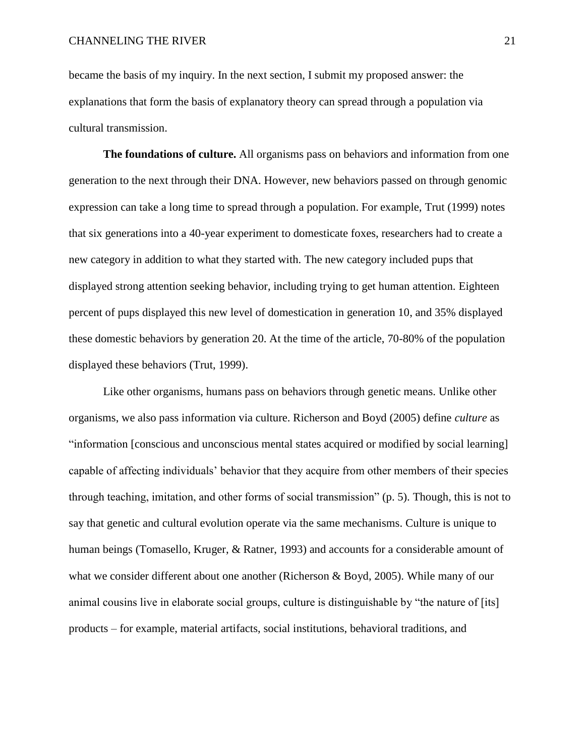became the basis of my inquiry. In the next section, I submit my proposed answer: the explanations that form the basis of explanatory theory can spread through a population via cultural transmission.

**The foundations of culture.** All organisms pass on behaviors and information from one generation to the next through their DNA. However, new behaviors passed on through genomic expression can take a long time to spread through a population. For example, Trut (1999) notes that six generations into a 40-year experiment to domesticate foxes, researchers had to create a new category in addition to what they started with. The new category included pups that displayed strong attention seeking behavior, including trying to get human attention. Eighteen percent of pups displayed this new level of domestication in generation 10, and 35% displayed these domestic behaviors by generation 20. At the time of the article, 70-80% of the population displayed these behaviors (Trut, 1999).

Like other organisms, humans pass on behaviors through genetic means. Unlike other organisms, we also pass information via culture. Richerson and Boyd (2005) define *culture* as "information [conscious and unconscious mental states acquired or modified by social learning] capable of affecting individuals' behavior that they acquire from other members of their species through teaching, imitation, and other forms of social transmission" (p. 5). Though, this is not to say that genetic and cultural evolution operate via the same mechanisms. Culture is unique to human beings (Tomasello, Kruger, & Ratner, 1993) and accounts for a considerable amount of what we consider different about one another (Richerson & Boyd, 2005). While many of our animal cousins live in elaborate social groups, culture is distinguishable by "the nature of [its] products – for example, material artifacts, social institutions, behavioral traditions, and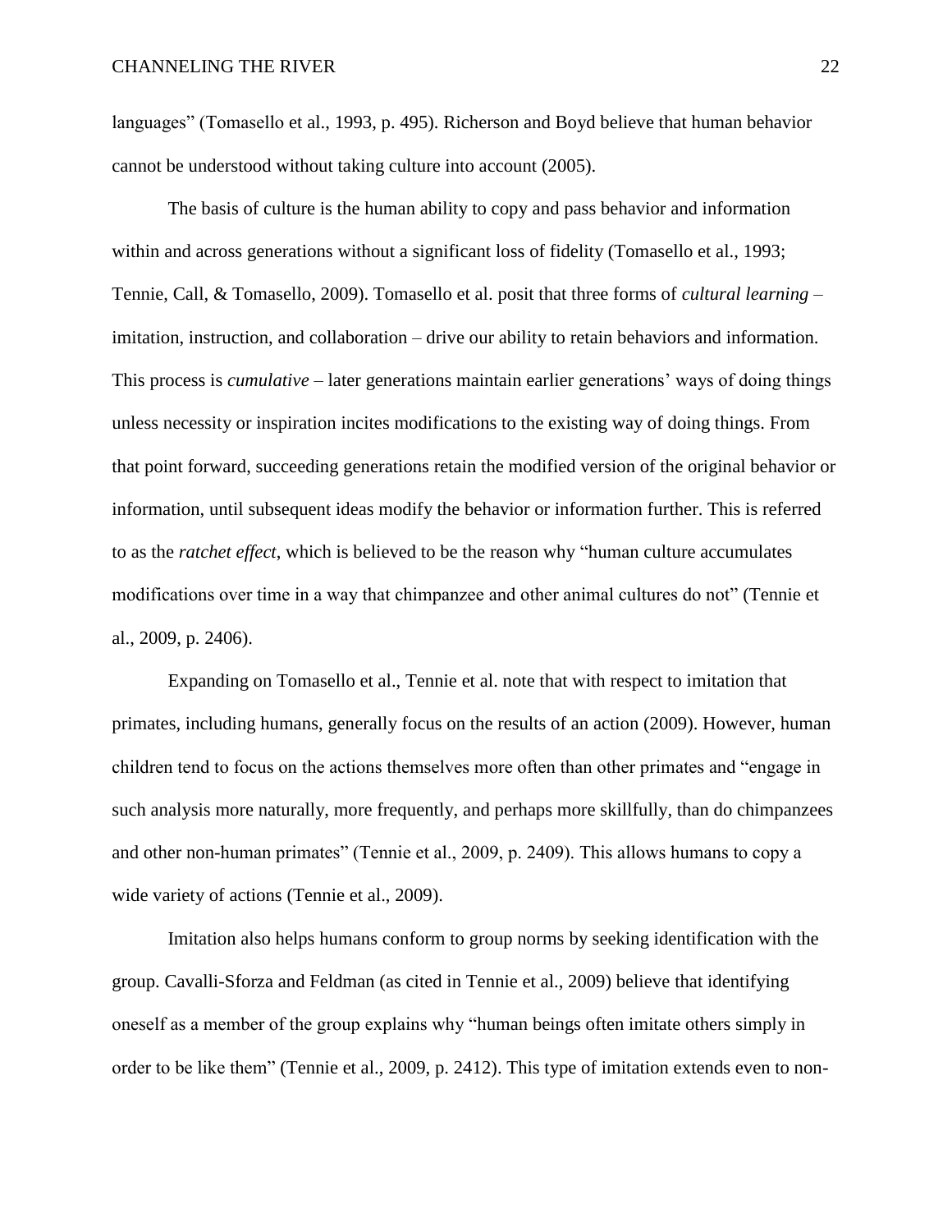languages" (Tomasello et al., 1993, p. 495). Richerson and Boyd believe that human behavior cannot be understood without taking culture into account (2005).

The basis of culture is the human ability to copy and pass behavior and information within and across generations without a significant loss of fidelity (Tomasello et al., 1993; Tennie, Call, & Tomasello, 2009). Tomasello et al. posit that three forms of *cultural learning* – imitation, instruction, and collaboration – drive our ability to retain behaviors and information. This process is *cumulative* – later generations maintain earlier generations' ways of doing things unless necessity or inspiration incites modifications to the existing way of doing things. From that point forward, succeeding generations retain the modified version of the original behavior or information, until subsequent ideas modify the behavior or information further. This is referred to as the *ratchet effect*, which is believed to be the reason why "human culture accumulates modifications over time in a way that chimpanzee and other animal cultures do not" (Tennie et al., 2009, p. 2406).

Expanding on Tomasello et al., Tennie et al. note that with respect to imitation that primates, including humans, generally focus on the results of an action (2009). However, human children tend to focus on the actions themselves more often than other primates and "engage in such analysis more naturally, more frequently, and perhaps more skillfully, than do chimpanzees and other non-human primates" (Tennie et al., 2009, p. 2409). This allows humans to copy a wide variety of actions (Tennie et al., 2009).

Imitation also helps humans conform to group norms by seeking identification with the group. Cavalli-Sforza and Feldman (as cited in Tennie et al., 2009) believe that identifying oneself as a member of the group explains why "human beings often imitate others simply in order to be like them" (Tennie et al., 2009, p. 2412). This type of imitation extends even to non-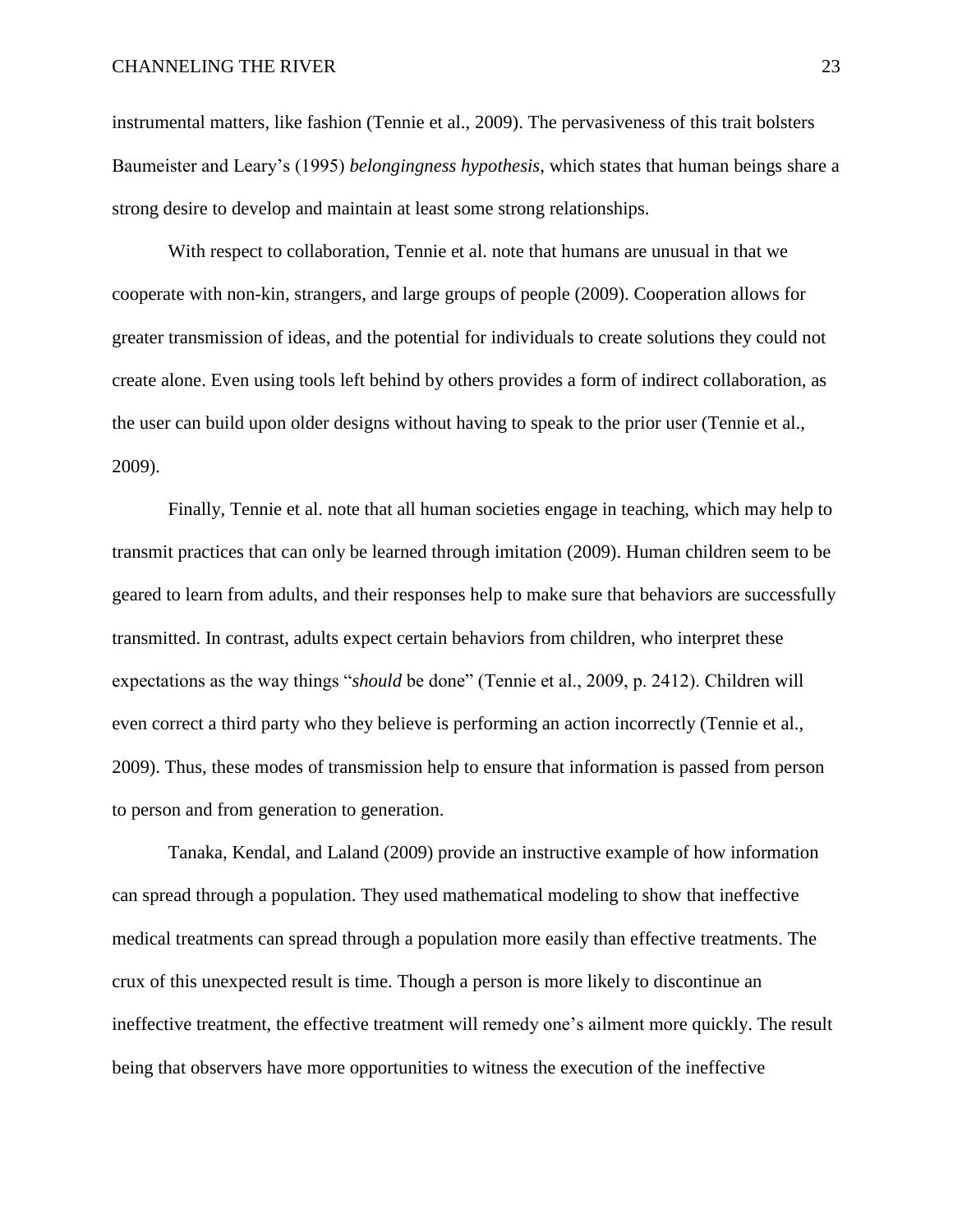instrumental matters, like fashion (Tennie et al., 2009). The pervasiveness of this trait bolsters Baumeister and Leary's (1995) *belongingness hypothesis*, which states that human beings share a strong desire to develop and maintain at least some strong relationships.

With respect to collaboration, Tennie et al. note that humans are unusual in that we cooperate with non-kin, strangers, and large groups of people (2009). Cooperation allows for greater transmission of ideas, and the potential for individuals to create solutions they could not create alone. Even using tools left behind by others provides a form of indirect collaboration, as the user can build upon older designs without having to speak to the prior user (Tennie et al., 2009).

Finally, Tennie et al. note that all human societies engage in teaching, which may help to transmit practices that can only be learned through imitation (2009). Human children seem to be geared to learn from adults, and their responses help to make sure that behaviors are successfully transmitted. In contrast, adults expect certain behaviors from children, who interpret these expectations as the way things "*should* be done" (Tennie et al., 2009, p. 2412). Children will even correct a third party who they believe is performing an action incorrectly (Tennie et al., 2009). Thus, these modes of transmission help to ensure that information is passed from person to person and from generation to generation.

Tanaka, Kendal, and Laland (2009) provide an instructive example of how information can spread through a population. They used mathematical modeling to show that ineffective medical treatments can spread through a population more easily than effective treatments. The crux of this unexpected result is time. Though a person is more likely to discontinue an ineffective treatment, the effective treatment will remedy one's ailment more quickly. The result being that observers have more opportunities to witness the execution of the ineffective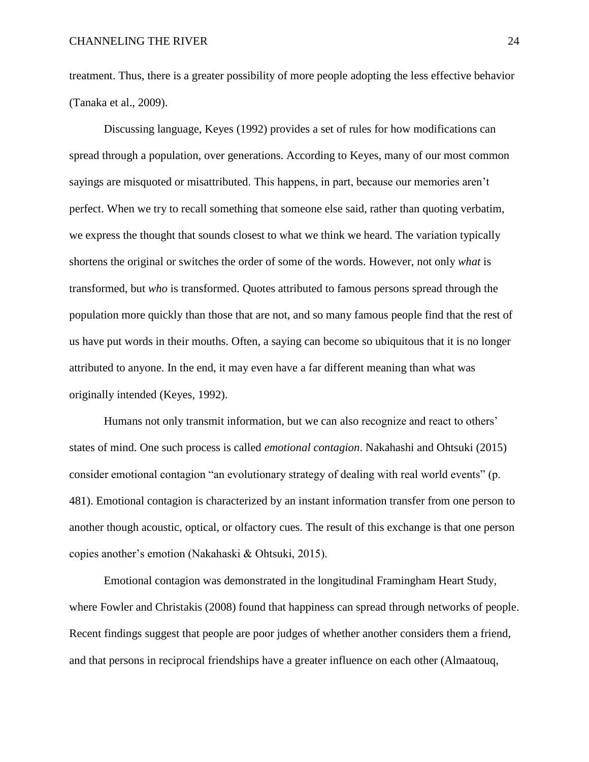treatment. Thus, there is a greater possibility of more people adopting the less effective behavior (Tanaka et al., 2009).

Discussing language, Keyes (1992) provides a set of rules for how modifications can spread through a population, over generations. According to Keyes, many of our most common sayings are misquoted or misattributed. This happens, in part, because our memories aren't perfect. When we try to recall something that someone else said, rather than quoting verbatim, we express the thought that sounds closest to what we think we heard. The variation typically shortens the original or switches the order of some of the words. However, not only *what* is transformed, but *who* is transformed. Quotes attributed to famous persons spread through the population more quickly than those that are not, and so many famous people find that the rest of us have put words in their mouths. Often, a saying can become so ubiquitous that it is no longer attributed to anyone. In the end, it may even have a far different meaning than what was originally intended (Keyes, 1992).

Humans not only transmit information, but we can also recognize and react to others' states of mind. One such process is called *emotional contagion*. Nakahashi and Ohtsuki (2015) consider emotional contagion "an evolutionary strategy of dealing with real world events" (p. 481). Emotional contagion is characterized by an instant information transfer from one person to another though acoustic, optical, or olfactory cues. The result of this exchange is that one person copies another's emotion (Nakahaski & Ohtsuki, 2015).

Emotional contagion was demonstrated in the longitudinal Framingham Heart Study, where Fowler and Christakis (2008) found that happiness can spread through networks of people. Recent findings suggest that people are poor judges of whether another considers them a friend, and that persons in reciprocal friendships have a greater influence on each other (Almaatouq,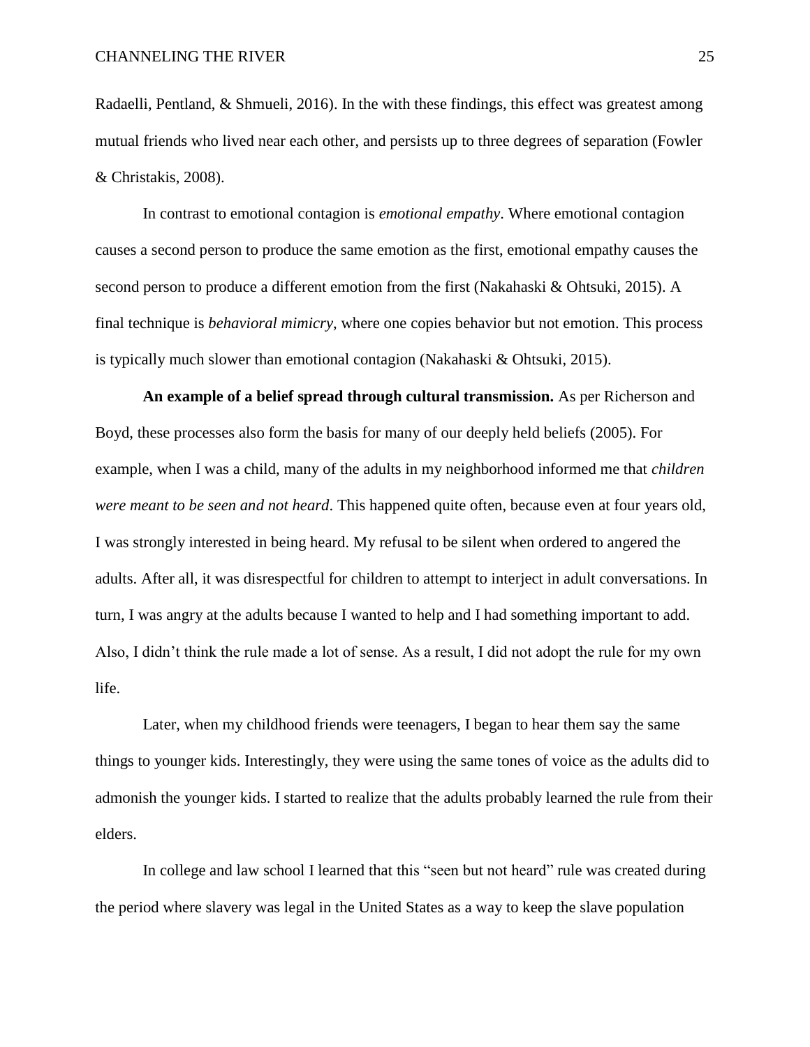Radaelli, Pentland, & Shmueli, 2016). In the with these findings, this effect was greatest among mutual friends who lived near each other, and persists up to three degrees of separation (Fowler & Christakis, 2008).

In contrast to emotional contagion is *emotional empathy*. Where emotional contagion causes a second person to produce the same emotion as the first, emotional empathy causes the second person to produce a different emotion from the first (Nakahaski & Ohtsuki, 2015). A final technique is *behavioral mimicry*, where one copies behavior but not emotion. This process is typically much slower than emotional contagion (Nakahaski & Ohtsuki, 2015).

**An example of a belief spread through cultural transmission.** As per Richerson and Boyd, these processes also form the basis for many of our deeply held beliefs (2005). For example, when I was a child, many of the adults in my neighborhood informed me that *children were meant to be seen and not heard*. This happened quite often, because even at four years old, I was strongly interested in being heard. My refusal to be silent when ordered to angered the adults. After all, it was disrespectful for children to attempt to interject in adult conversations. In turn, I was angry at the adults because I wanted to help and I had something important to add. Also, I didn't think the rule made a lot of sense. As a result, I did not adopt the rule for my own life.

Later, when my childhood friends were teenagers, I began to hear them say the same things to younger kids. Interestingly, they were using the same tones of voice as the adults did to admonish the younger kids. I started to realize that the adults probably learned the rule from their elders.

In college and law school I learned that this "seen but not heard" rule was created during the period where slavery was legal in the United States as a way to keep the slave population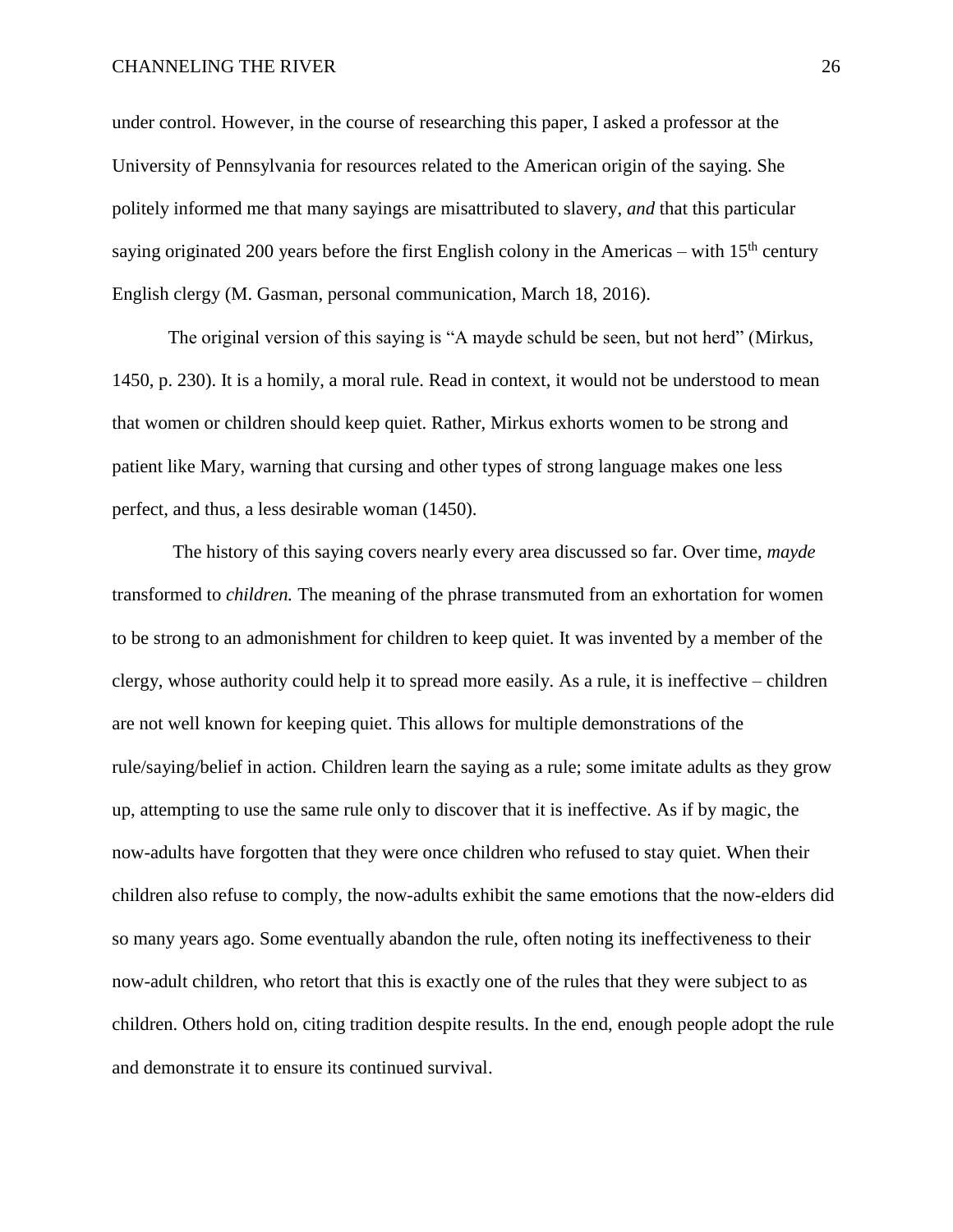under control. However, in the course of researching this paper, I asked a professor at the University of Pennsylvania for resources related to the American origin of the saying. She politely informed me that many sayings are misattributed to slavery, *and* that this particular saying originated 200 years before the first English colony in the Americas – with 15th century English clergy (M. Gasman, personal communication, March 18, 2016).

The original version of this saying is "A mayde schuld be seen, but not herd" (Mirkus, 1450, p. 230). It is a homily, a moral rule. Read in context, it would not be understood to mean that women or children should keep quiet. Rather, Mirkus exhorts women to be strong and patient like Mary, warning that cursing and other types of strong language makes one less perfect, and thus, a less desirable woman (1450).

The history of this saying covers nearly every area discussed so far. Over time, *mayde* transformed to *children.* The meaning of the phrase transmuted from an exhortation for women to be strong to an admonishment for children to keep quiet. It was invented by a member of the clergy, whose authority could help it to spread more easily. As a rule, it is ineffective – children are not well known for keeping quiet. This allows for multiple demonstrations of the rule/saying/belief in action. Children learn the saying as a rule; some imitate adults as they grow up, attempting to use the same rule only to discover that it is ineffective. As if by magic, the now-adults have forgotten that they were once children who refused to stay quiet. When their children also refuse to comply, the now-adults exhibit the same emotions that the now-elders did so many years ago. Some eventually abandon the rule, often noting its ineffectiveness to their now-adult children, who retort that this is exactly one of the rules that they were subject to as children. Others hold on, citing tradition despite results. In the end, enough people adopt the rule and demonstrate it to ensure its continued survival.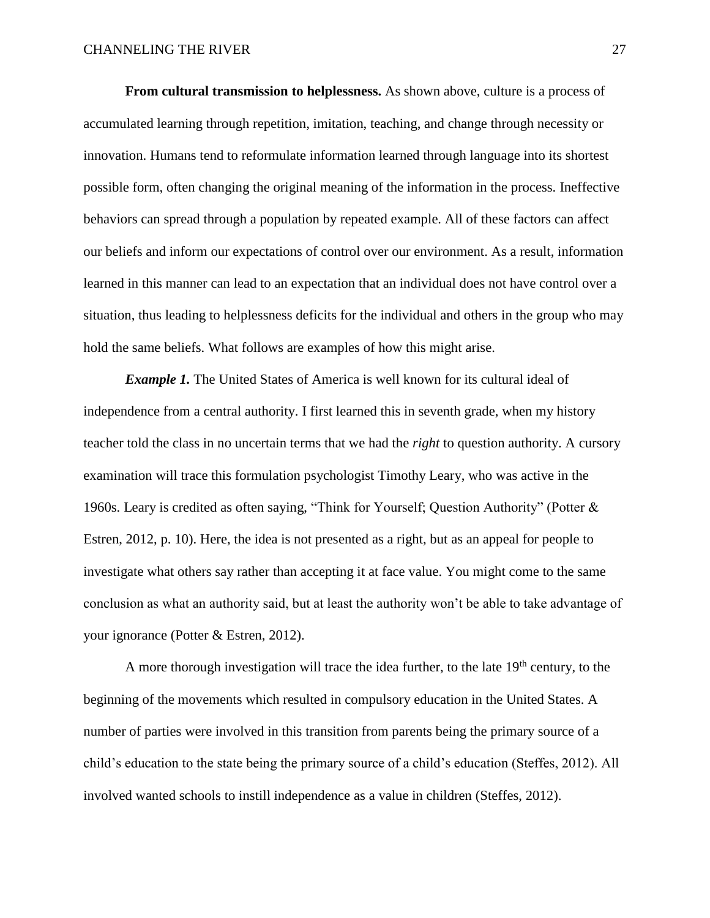**From cultural transmission to helplessness.** As shown above, culture is a process of accumulated learning through repetition, imitation, teaching, and change through necessity or innovation. Humans tend to reformulate information learned through language into its shortest possible form, often changing the original meaning of the information in the process. Ineffective behaviors can spread through a population by repeated example. All of these factors can affect our beliefs and inform our expectations of control over our environment. As a result, information learned in this manner can lead to an expectation that an individual does not have control over a situation, thus leading to helplessness deficits for the individual and others in the group who may hold the same beliefs. What follows are examples of how this might arise.

***Example 1.*** The United States of America is well known for its cultural ideal of independence from a central authority. I first learned this in seventh grade, when my history teacher told the class in no uncertain terms that we had the *right* to question authority. A cursory examination will trace this formulation psychologist Timothy Leary, who was active in the 1960s. Leary is credited as often saying, "Think for Yourself; Question Authority" (Potter & Estren, 2012, p. 10). Here, the idea is not presented as a right, but as an appeal for people to investigate what others say rather than accepting it at face value. You might come to the same conclusion as what an authority said, but at least the authority won't be able to take advantage of your ignorance (Potter & Estren, 2012).

A more thorough investigation will trace the idea further, to the late 19th century, to the beginning of the movements which resulted in compulsory education in the United States. A number of parties were involved in this transition from parents being the primary source of a child's education to the state being the primary source of a child's education (Steffes, 2012). All involved wanted schools to instill independence as a value in children (Steffes, 2012).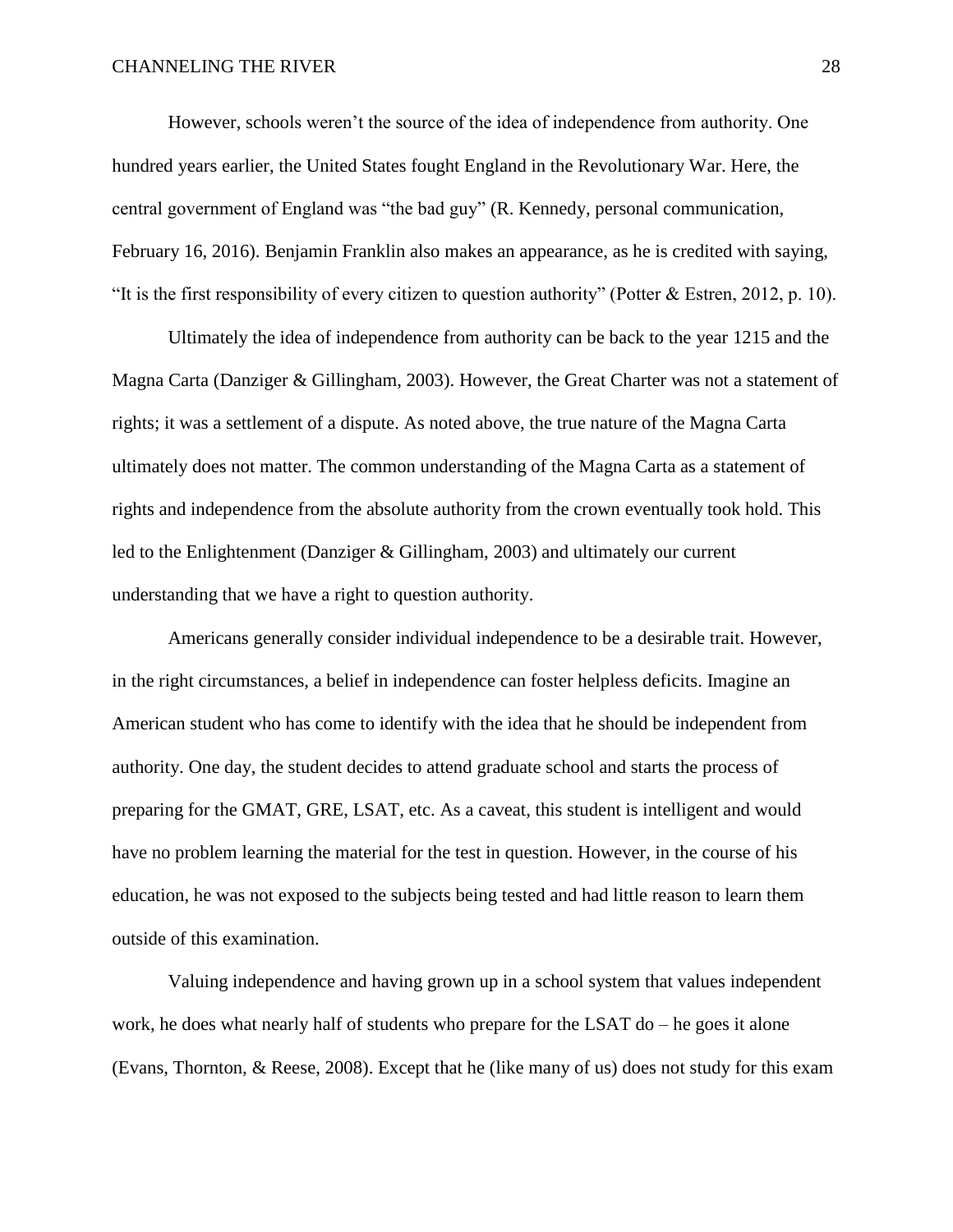However, schools weren't the source of the idea of independence from authority. One hundred years earlier, the United States fought England in the Revolutionary War. Here, the central government of England was "the bad guy" (R. Kennedy, personal communication, February 16, 2016). Benjamin Franklin also makes an appearance, as he is credited with saying, "It is the first responsibility of every citizen to question authority" (Potter & Estren, 2012, p. 10).

Ultimately the idea of independence from authority can be back to the year 1215 and the Magna Carta (Danziger & Gillingham, 2003). However, the Great Charter was not a statement of rights; it was a settlement of a dispute. As noted above, the true nature of the Magna Carta ultimately does not matter. The common understanding of the Magna Carta as a statement of rights and independence from the absolute authority from the crown eventually took hold. This led to the Enlightenment (Danziger & Gillingham, 2003) and ultimately our current understanding that we have a right to question authority.

Americans generally consider individual independence to be a desirable trait. However, in the right circumstances, a belief in independence can foster helpless deficits. Imagine an American student who has come to identify with the idea that he should be independent from authority. One day, the student decides to attend graduate school and starts the process of preparing for the GMAT, GRE, LSAT, etc. As a caveat, this student is intelligent and would have no problem learning the material for the test in question. However, in the course of his education, he was not exposed to the subjects being tested and had little reason to learn them outside of this examination.

Valuing independence and having grown up in a school system that values independent work, he does what nearly half of students who prepare for the LSAT do – he goes it alone (Evans, Thornton, & Reese, 2008). Except that he (like many of us) does not study for this exam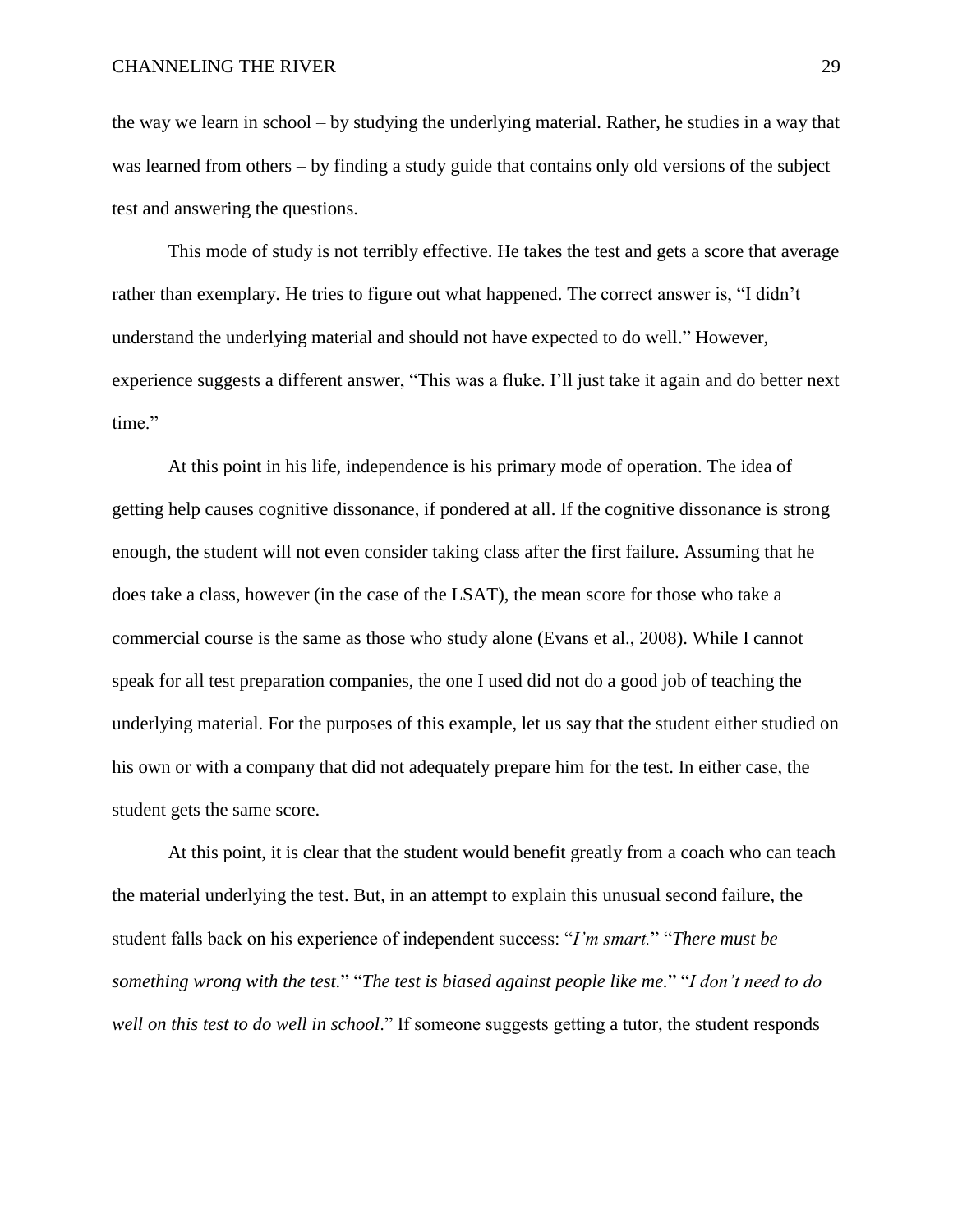the way we learn in school – by studying the underlying material. Rather, he studies in a way that was learned from others – by finding a study guide that contains only old versions of the subject test and answering the questions.

This mode of study is not terribly effective. He takes the test and gets a score that average rather than exemplary. He tries to figure out what happened. The correct answer is, "I didn't understand the underlying material and should not have expected to do well." However, experience suggests a different answer, "This was a fluke. I'll just take it again and do better next time."

At this point in his life, independence is his primary mode of operation. The idea of getting help causes cognitive dissonance, if pondered at all. If the cognitive dissonance is strong enough, the student will not even consider taking class after the first failure. Assuming that he does take a class, however (in the case of the LSAT), the mean score for those who take a commercial course is the same as those who study alone (Evans et al., 2008). While I cannot speak for all test preparation companies, the one I used did not do a good job of teaching the underlying material. For the purposes of this example, let us say that the student either studied on his own or with a company that did not adequately prepare him for the test. In either case, the student gets the same score.

At this point, it is clear that the student would benefit greatly from a coach who can teach the material underlying the test. But, in an attempt to explain this unusual second failure, the student falls back on his experience of independent success: "*I'm smart.*" "*There must be something wrong with the test.*" "*The test is biased against people like me.*" "*I don't need to do well on this test to do well in school*." If someone suggests getting a tutor, the student responds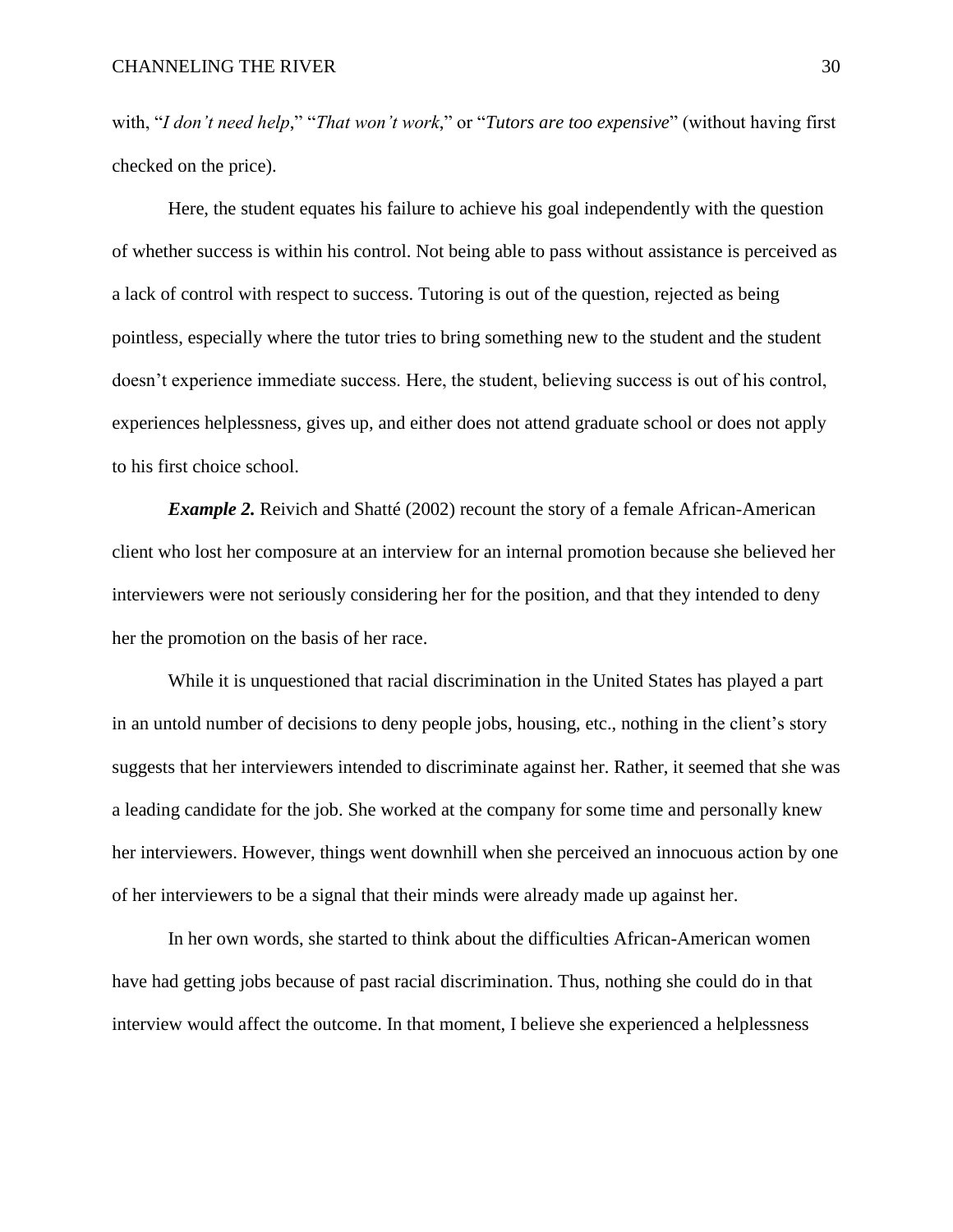with, "*I don't need help*," "*That won't work*," or "*Tutors are too expensive*" (without having first checked on the price).

Here, the student equates his failure to achieve his goal independently with the question of whether success is within his control. Not being able to pass without assistance is perceived as a lack of control with respect to success. Tutoring is out of the question, rejected as being pointless, especially where the tutor tries to bring something new to the student and the student doesn't experience immediate success. Here, the student, believing success is out of his control, experiences helplessness, gives up, and either does not attend graduate school or does not apply to his first choice school.

***Example 2.*** Reivich and Shatté (2002) recount the story of a female African-American client who lost her composure at an interview for an internal promotion because she believed her interviewers were not seriously considering her for the position, and that they intended to deny her the promotion on the basis of her race.

While it is unquestioned that racial discrimination in the United States has played a part in an untold number of decisions to deny people jobs, housing, etc., nothing in the client's story suggests that her interviewers intended to discriminate against her. Rather, it seemed that she was a leading candidate for the job. She worked at the company for some time and personally knew her interviewers. However, things went downhill when she perceived an innocuous action by one of her interviewers to be a signal that their minds were already made up against her.

In her own words, she started to think about the difficulties African-American women have had getting jobs because of past racial discrimination. Thus, nothing she could do in that interview would affect the outcome. In that moment, I believe she experienced a helplessness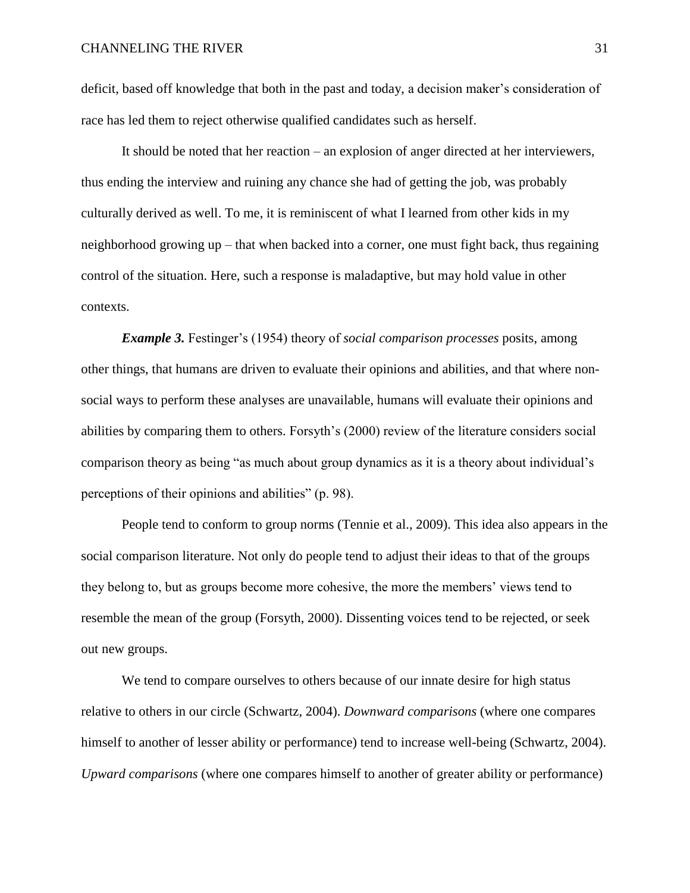deficit, based off knowledge that both in the past and today, a decision maker's consideration of race has led them to reject otherwise qualified candidates such as herself.

It should be noted that her reaction – an explosion of anger directed at her interviewers, thus ending the interview and ruining any chance she had of getting the job, was probably culturally derived as well. To me, it is reminiscent of what I learned from other kids in my neighborhood growing up – that when backed into a corner, one must fight back, thus regaining control of the situation. Here, such a response is maladaptive, but may hold value in other contexts.

***Example 3.*** Festinger's (1954) theory of *social comparison processes* posits, among other things, that humans are driven to evaluate their opinions and abilities, and that where non-social ways to perform these analyses are unavailable, humans will evaluate their opinions and abilities by comparing them to others. Forsyth's (2000) review of the literature considers social comparison theory as being "as much about group dynamics as it is a theory about individual's perceptions of their opinions and abilities" (p. 98).

People tend to conform to group norms (Tennie et al., 2009). This idea also appears in the social comparison literature. Not only do people tend to adjust their ideas to that of the groups they belong to, but as groups become more cohesive, the more the members' views tend to resemble the mean of the group (Forsyth, 2000). Dissenting voices tend to be rejected, or seek out new groups.

We tend to compare ourselves to others because of our innate desire for high status relative to others in our circle (Schwartz, 2004). *Downward comparisons* (where one compares himself to another of lesser ability or performance) tend to increase well-being (Schwartz, 2004). *Upward comparisons* (where one compares himself to another of greater ability or performance)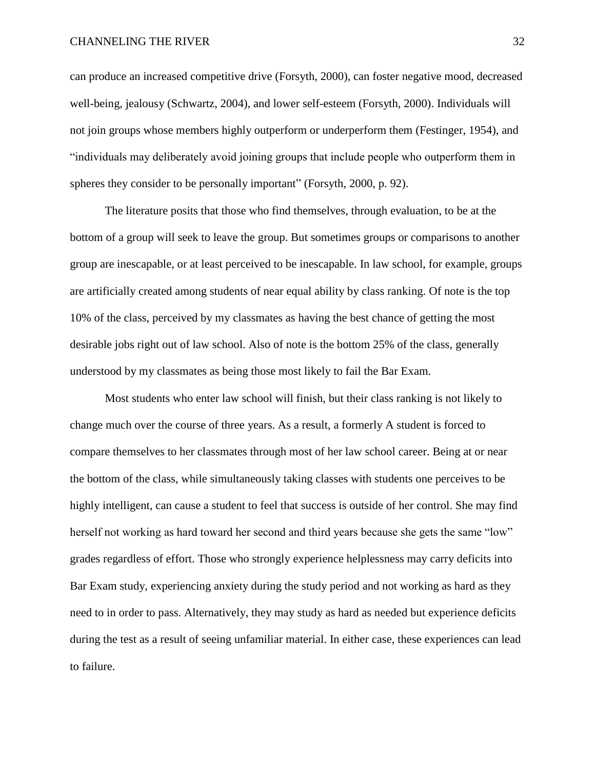can produce an increased competitive drive (Forsyth, 2000), can foster negative mood, decreased well-being, jealousy (Schwartz, 2004), and lower self-esteem (Forsyth, 2000). Individuals will not join groups whose members highly outperform or underperform them (Festinger, 1954), and "individuals may deliberately avoid joining groups that include people who outperform them in spheres they consider to be personally important" (Forsyth, 2000, p. 92).

The literature posits that those who find themselves, through evaluation, to be at the bottom of a group will seek to leave the group. But sometimes groups or comparisons to another group are inescapable, or at least perceived to be inescapable. In law school, for example, groups are artificially created among students of near equal ability by class ranking. Of note is the top 10% of the class, perceived by my classmates as having the best chance of getting the most desirable jobs right out of law school. Also of note is the bottom 25% of the class, generally understood by my classmates as being those most likely to fail the Bar Exam.

Most students who enter law school will finish, but their class ranking is not likely to change much over the course of three years. As a result, a formerly A student is forced to compare themselves to her classmates through most of her law school career. Being at or near the bottom of the class, while simultaneously taking classes with students one perceives to be highly intelligent, can cause a student to feel that success is outside of her control. She may find herself not working as hard toward her second and third years because she gets the same "low" grades regardless of effort. Those who strongly experience helplessness may carry deficits into Bar Exam study, experiencing anxiety during the study period and not working as hard as they need to in order to pass. Alternatively, they may study as hard as needed but experience deficits during the test as a result of seeing unfamiliar material. In either case, these experiences can lead to failure.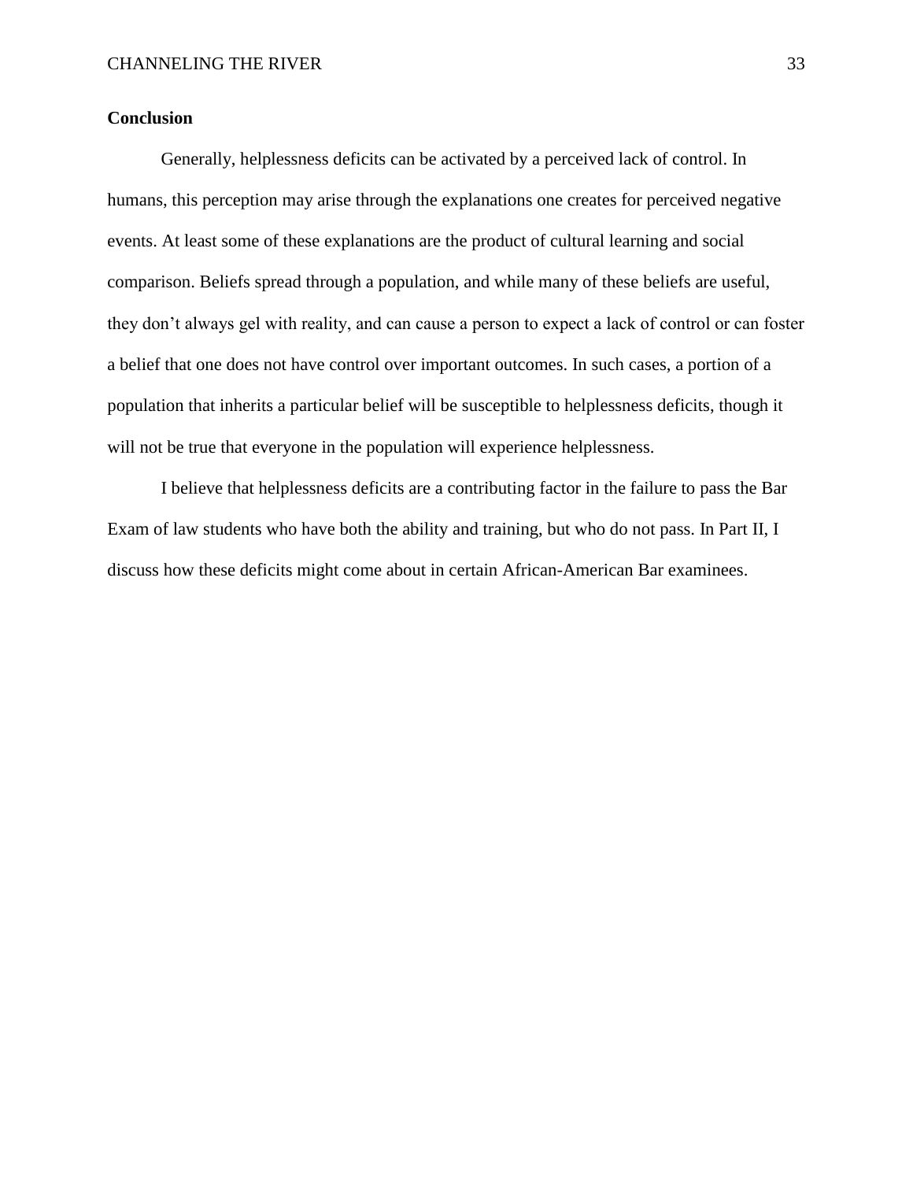## Conclusion

Generally, helplessness deficits can be activated by a perceived lack of control. In humans, this perception may arise through the explanations one creates for perceived negative events. At least some of these explanations are the product of cultural learning and social comparison. Beliefs spread through a population, and while many of these beliefs are useful, they don't always gel with reality, and can cause a person to expect a lack of control or can foster a belief that one does not have control over important outcomes. In such cases, a portion of a population that inherits a particular belief will be susceptible to helplessness deficits, though it will not be true that everyone in the population will experience helplessness.

I believe that helplessness deficits are a contributing factor in the failure to pass the Bar Exam of law students who have both the ability and training, but who do not pass. In Part II, I discuss how these deficits might come about in certain African-American Bar examinees.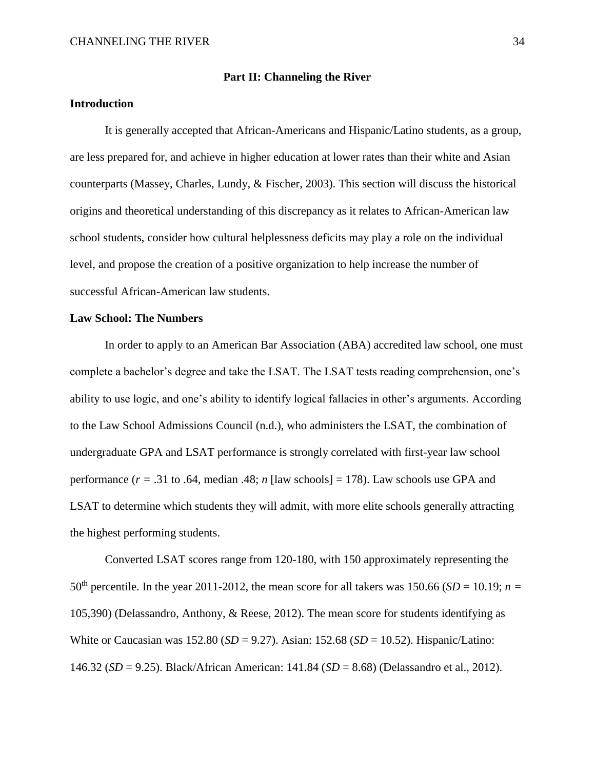## Part II: Channeling the River

### Introduction

It is generally accepted that African-Americans and Hispanic/Latino students, as a group, are less prepared for, and achieve in higher education at lower rates than their white and Asian counterparts (Massey, Charles, Lundy, & Fischer, 2003). This section will discuss the historical origins and theoretical understanding of this discrepancy as it relates to African-American law school students, consider how cultural helplessness deficits may play a role on the individual level, and propose the creation of a positive organization to help increase the number of successful African-American law students.

### Law School: The Numbers

In order to apply to an American Bar Association (ABA) accredited law school, one must complete a bachelor's degree and take the LSAT. The LSAT tests reading comprehension, one's ability to use logic, and one's ability to identify logical fallacies in other's arguments. According to the Law School Admissions Council (n.d.), who administers the LSAT, the combination of undergraduate GPA and LSAT performance is strongly correlated with first-year law school performance ($r$ = .31 to .64, median .48; $n$ [law schools] = 178). Law schools use GPA and LSAT to determine which students they will admit, with more elite schools generally attracting the highest performing students.

Converted LSAT scores range from 120-180, with 150 approximately representing the 50$^{th}$ percentile. In the year 2011-2012, the mean score for all takers was 150.66 ($SD$ = 10.19; $n$ = 105,390) (Delassandro, Anthony, & Reese, 2012). The mean score for students identifying as White or Caucasian was 152.80 ($SD$ = 9.27). Asian: 152.68 ($SD$ = 10.52). Hispanic/Latino: 146.32 ($SD$ = 9.25). Black/African American: 141.84 ($SD$ = 8.68) (Delassandro et al., 2012).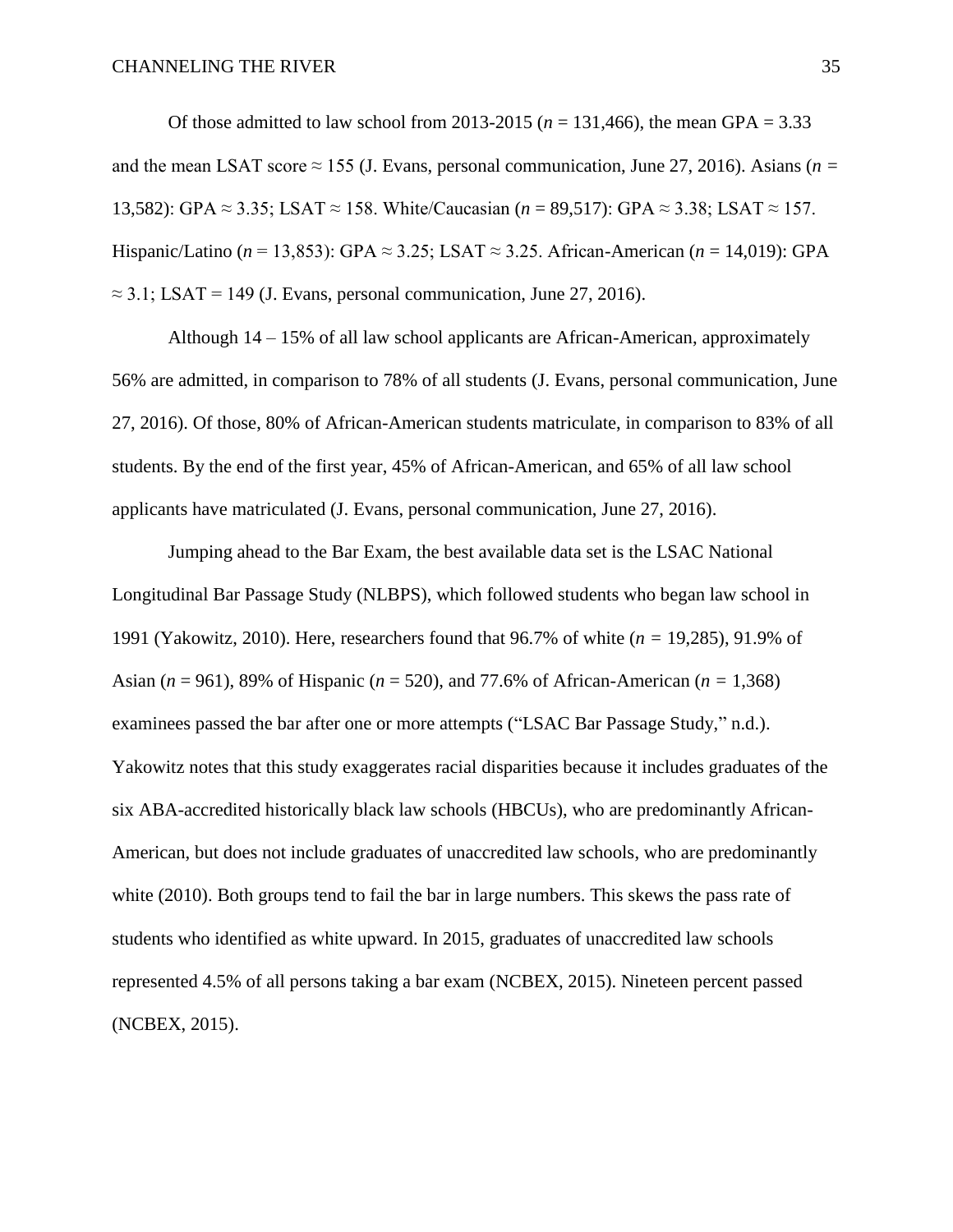Of those admitted to law school from 2013-2015 ($n$ = 131,466), the mean GPA = 3.33 and the mean LSAT score ≈ 155 (J. Evans, personal communication, June 27, 2016). Asians ($n$ = 13,582): GPA ≈ 3.35; LSAT ≈ 158. White/Caucasian ($n$ = 89,517): GPA ≈ 3.38; LSAT ≈ 157. Hispanic/Latino ($n$ = 13,853): GPA ≈ 3.25; LSAT ≈ 3.25. African-American ($n$ = 14,019): GPA ≈ 3.1; LSAT = 149 (J. Evans, personal communication, June 27, 2016).

Although 14 – 15% of all law school applicants are African-American, approximately 56% are admitted, in comparison to 78% of all students (J. Evans, personal communication, June 27, 2016). Of those, 80% of African-American students matriculate, in comparison to 83% of all students. By the end of the first year, 45% of African-American, and 65% of all law school applicants have matriculated (J. Evans, personal communication, June 27, 2016).

Jumping ahead to the Bar Exam, the best available data set is the LSAC National Longitudinal Bar Passage Study (NLBPS), which followed students who began law school in 1991 (Yakowitz, 2010). Here, researchers found that 96.7% of white ($n$ = 19,285), 91.9% of Asian ($n$ = 961), 89% of Hispanic ($n$ = 520), and 77.6% of African-American ($n$ = 1,368) examinees passed the bar after one or more attempts ("LSAC Bar Passage Study," n.d.). Yakowitz notes that this study exaggerates racial disparities because it includes graduates of the six ABA-accredited historically black law schools (HBCUs), who are predominantly African-American, but does not include graduates of unaccredited law schools, who are predominantly white (2010). Both groups tend to fail the bar in large numbers. This skews the pass rate of students who identified as white upward. In 2015, graduates of unaccredited law schools represented 4.5% of all persons taking a bar exam (NCBEX, 2015). Nineteen percent passed (NCBEX, 2015).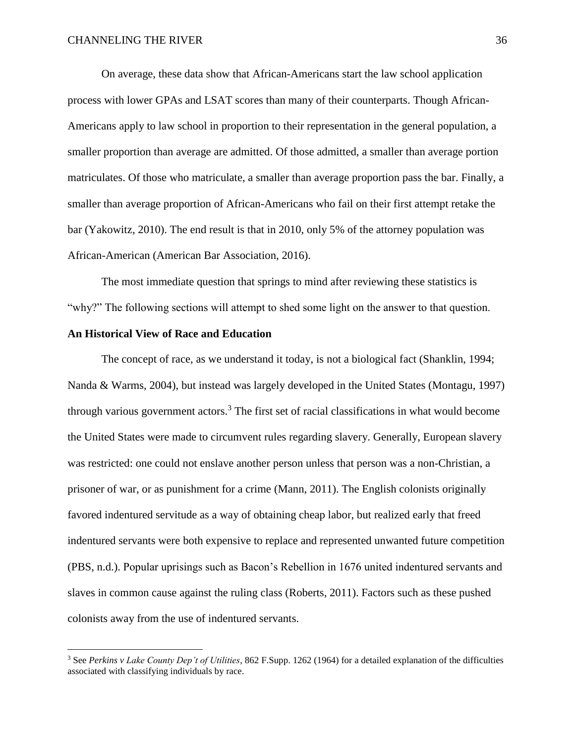On average, these data show that African-Americans start the law school application process with lower GPAs and LSAT scores than many of their counterparts. Though African-Americans apply to law school in proportion to their representation in the general population, a smaller proportion than average are admitted. Of those admitted, a smaller than average portion matriculates. Of those who matriculate, a smaller than average proportion pass the bar. Finally, a smaller than average proportion of African-Americans who fail on their first attempt retake the bar (Yakowitz, 2010). The end result is that in 2010, only 5% of the attorney population was African-American (American Bar Association, 2016).

The most immediate question that springs to mind after reviewing these statistics is "why?" The following sections will attempt to shed some light on the answer to that question.

## An Historical View of Race and Education

The concept of race, as we understand it today, is not a biological fact (Shanklin, 1994; Nanda & Warms, 2004), but instead was largely developed in the United States (Montagu, 1997) through various government actors.[3] The first set of racial classifications in what would become the United States were made to circumvent rules regarding slavery. Generally, European slavery was restricted: one could not enslave another person unless that person was a non-Christian, a prisoner of war, or as punishment for a crime (Mann, 2011). The English colonists originally favored indentured servitude as a way of obtaining cheap labor, but realized early that freed indentured servants were both expensive to replace and represented unwanted future competition (PBS, n.d.). Popular uprisings such as Bacon's Rebellion in 1676 united indentured servants and slaves in common cause against the ruling class (Roberts, 2011). Factors such as these pushed colonists away from the use of indentured servants.

---

[3] See *Perkins v Lake County Dep't of Utilities*, 862 F.Supp. 1262 (1964) for a detailed explanation of the difficulties associated with classifying individuals by race.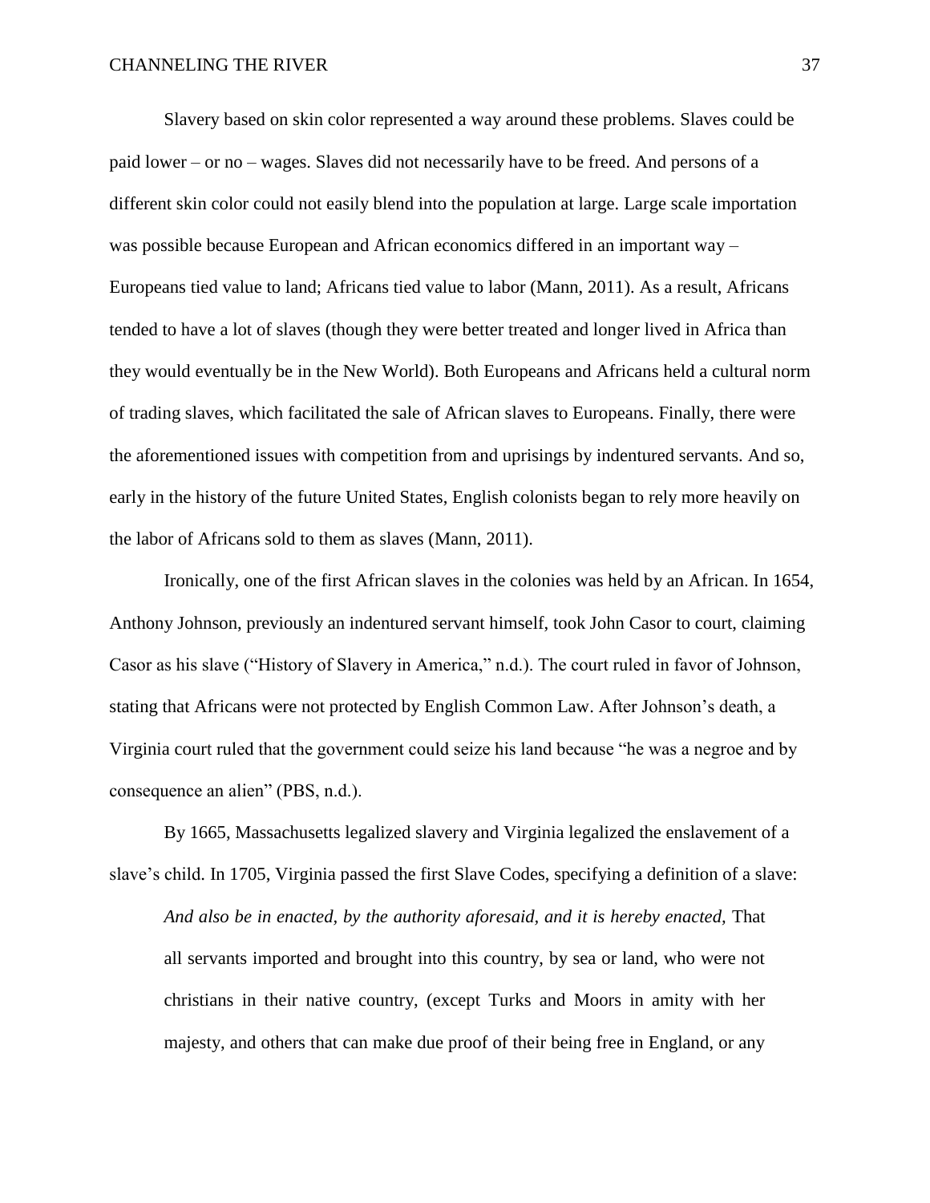Slavery based on skin color represented a way around these problems. Slaves could be paid lower – or no – wages. Slaves did not necessarily have to be freed. And persons of a different skin color could not easily blend into the population at large. Large scale importation was possible because European and African economics differed in an important way – Europeans tied value to land; Africans tied value to labor (Mann, 2011). As a result, Africans tended to have a lot of slaves (though they were better treated and longer lived in Africa than they would eventually be in the New World). Both Europeans and Africans held a cultural norm of trading slaves, which facilitated the sale of African slaves to Europeans. Finally, there were the aforementioned issues with competition from and uprisings by indentured servants. And so, early in the history of the future United States, English colonists began to rely more heavily on the labor of Africans sold to them as slaves (Mann, 2011).

Ironically, one of the first African slaves in the colonies was held by an African. In 1654, Anthony Johnson, previously an indentured servant himself, took John Casor to court, claiming Casor as his slave ("History of Slavery in America," n.d.). The court ruled in favor of Johnson, stating that Africans were not protected by English Common Law. After Johnson's death, a Virginia court ruled that the government could seize his land because "he was a negroe and by consequence an alien" (PBS, n.d.).

By 1665, Massachusetts legalized slavery and Virginia legalized the enslavement of a slave's child. In 1705, Virginia passed the first Slave Codes, specifying a definition of a slave:

> *And also be in enacted, by the authority aforesaid, and it is hereby enacted,* That all servants imported and brought into this country, by sea or land, who were not christians in their native country, (except Turks and Moors in amity with her majesty, and others that can make due proof of their being free in England, or any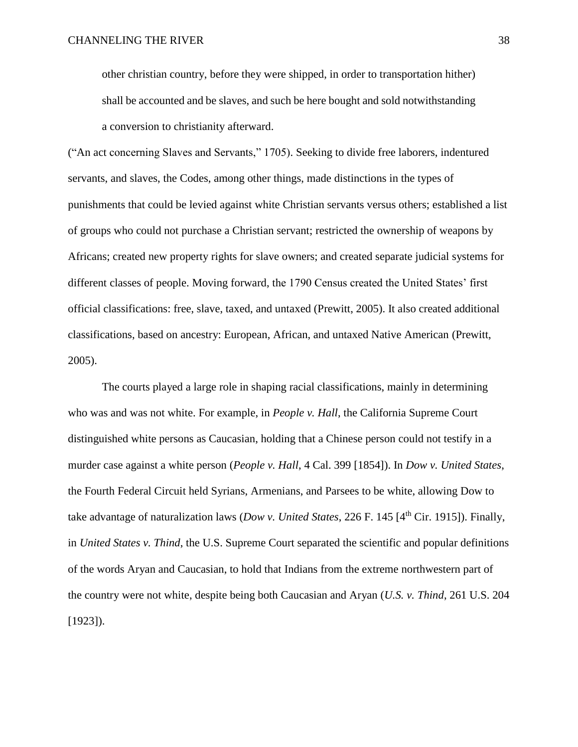> other christian country, before they were shipped, in order to transportation hither) shall be accounted and be slaves, and such be here bought and sold notwithstanding a conversion to christianity afterward.

("An act concerning Slaves and Servants," 1705). Seeking to divide free laborers, indentured servants, and slaves, the Codes, among other things, made distinctions in the types of punishments that could be levied against white Christian servants versus others; established a list of groups who could not purchase a Christian servant; restricted the ownership of weapons by Africans; created new property rights for slave owners; and created separate judicial systems for different classes of people. Moving forward, the 1790 Census created the United States' first official classifications: free, slave, taxed, and untaxed (Prewitt, 2005). It also created additional classifications, based on ancestry: European, African, and untaxed Native American (Prewitt, 2005).

The courts played a large role in shaping racial classifications, mainly in determining who was and was not white. For example, in *People v. Hall*, the California Supreme Court distinguished white persons as Caucasian, holding that a Chinese person could not testify in a murder case against a white person (*People v. Hall*, 4 Cal. 399 [1854]). In *Dow v. United States*, the Fourth Federal Circuit held Syrians, Armenians, and Parsees to be white, allowing Dow to take advantage of naturalization laws (*Dow v. United States*, 226 F. 145 [4th Cir. 1915]). Finally, in *United States v. Thind*, the U.S. Supreme Court separated the scientific and popular definitions of the words Aryan and Caucasian, to hold that Indians from the extreme northwestern part of the country were not white, despite being both Caucasian and Aryan (*U.S. v. Thind*, 261 U.S. 204 [1923]).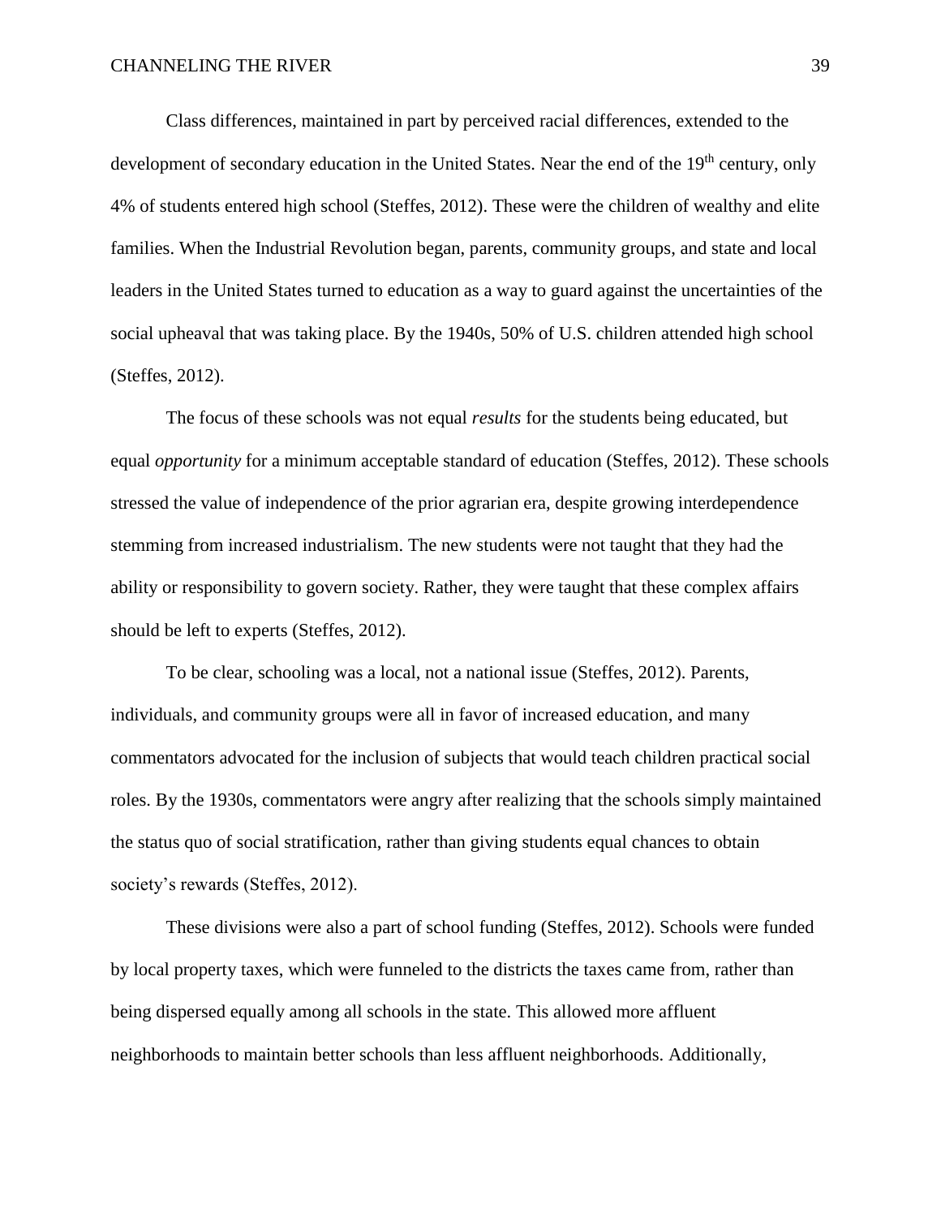Class differences, maintained in part by perceived racial differences, extended to the development of secondary education in the United States. Near the end of the 19th century, only 4% of students entered high school (Steffes, 2012). These were the children of wealthy and elite families. When the Industrial Revolution began, parents, community groups, and state and local leaders in the United States turned to education as a way to guard against the uncertainties of the social upheaval that was taking place. By the 1940s, 50% of U.S. children attended high school (Steffes, 2012).

The focus of these schools was not equal *results* for the students being educated, but equal *opportunity* for a minimum acceptable standard of education (Steffes, 2012). These schools stressed the value of independence of the prior agrarian era, despite growing interdependence stemming from increased industrialism. The new students were not taught that they had the ability or responsibility to govern society. Rather, they were taught that these complex affairs should be left to experts (Steffes, 2012).

To be clear, schooling was a local, not a national issue (Steffes, 2012). Parents, individuals, and community groups were all in favor of increased education, and many commentators advocated for the inclusion of subjects that would teach children practical social roles. By the 1930s, commentators were angry after realizing that the schools simply maintained the status quo of social stratification, rather than giving students equal chances to obtain society's rewards (Steffes, 2012).

These divisions were also a part of school funding (Steffes, 2012). Schools were funded by local property taxes, which were funneled to the districts the taxes came from, rather than being dispersed equally among all schools in the state. This allowed more affluent neighborhoods to maintain better schools than less affluent neighborhoods. Additionally,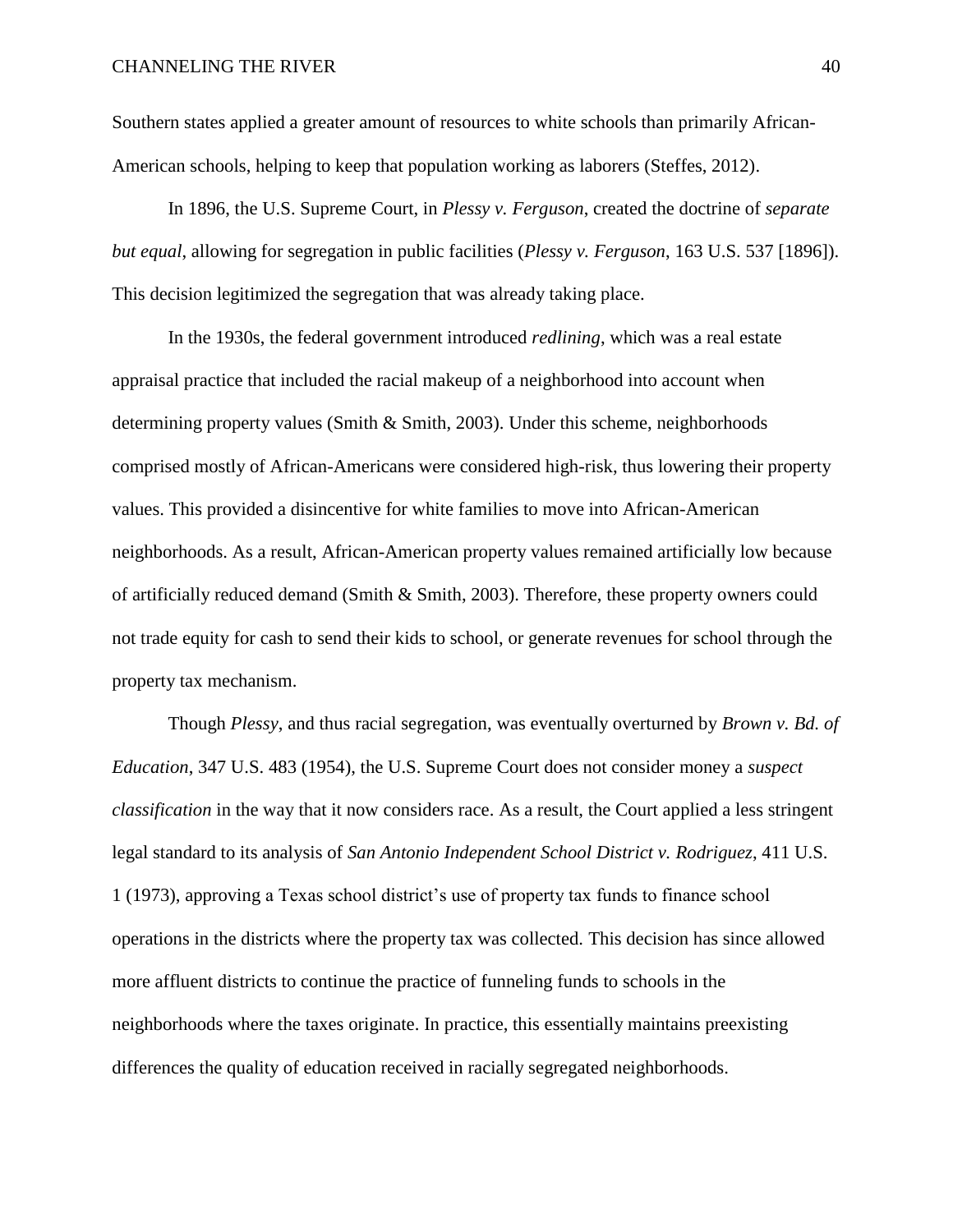Southern states applied a greater amount of resources to white schools than primarily African-American schools, helping to keep that population working as laborers (Steffes, 2012).

In 1896, the U.S. Supreme Court, in *Plessy v. Ferguson*, created the doctrine of *separate but equal*, allowing for segregation in public facilities (*Plessy v. Ferguson*, 163 U.S. 537 [1896]). This decision legitimized the segregation that was already taking place.

In the 1930s, the federal government introduced *redlining*, which was a real estate appraisal practice that included the racial makeup of a neighborhood into account when determining property values (Smith & Smith, 2003). Under this scheme, neighborhoods comprised mostly of African-Americans were considered high-risk, thus lowering their property values. This provided a disincentive for white families to move into African-American neighborhoods. As a result, African-American property values remained artificially low because of artificially reduced demand (Smith & Smith, 2003). Therefore, these property owners could not trade equity for cash to send their kids to school, or generate revenues for school through the property tax mechanism.

Though *Plessy*, and thus racial segregation, was eventually overturned by *Brown v. Bd. of Education*, 347 U.S. 483 (1954), the U.S. Supreme Court does not consider money a *suspect classification* in the way that it now considers race. As a result, the Court applied a less stringent legal standard to its analysis of *San Antonio Independent School District v. Rodriguez*, 411 U.S. 1 (1973), approving a Texas school district's use of property tax funds to finance school operations in the districts where the property tax was collected. This decision has since allowed more affluent districts to continue the practice of funneling funds to schools in the neighborhoods where the taxes originate. In practice, this essentially maintains preexisting differences the quality of education received in racially segregated neighborhoods.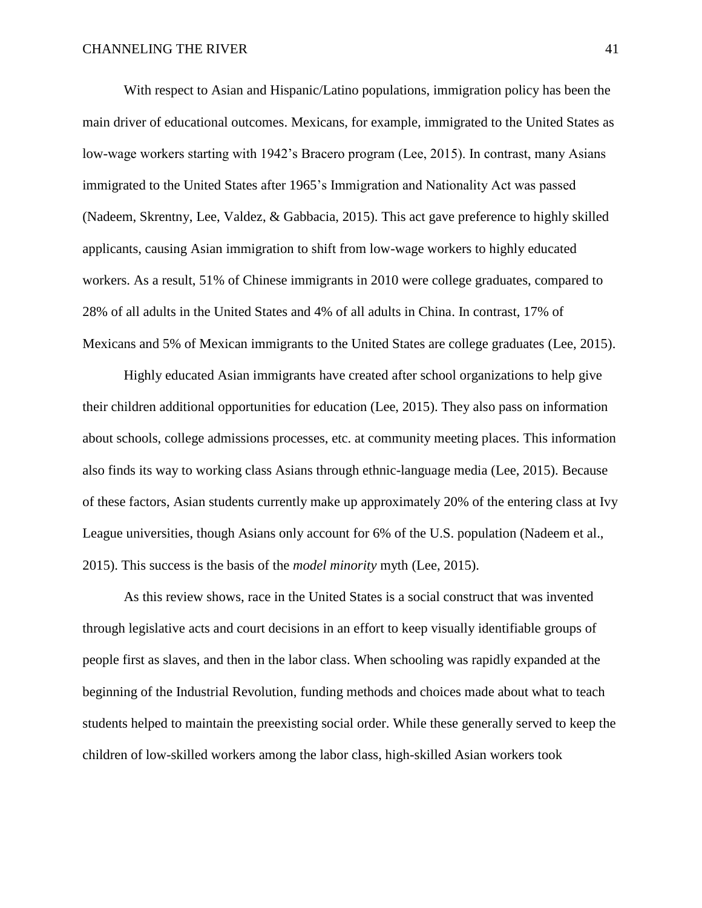With respect to Asian and Hispanic/Latino populations, immigration policy has been the main driver of educational outcomes. Mexicans, for example, immigrated to the United States as low-wage workers starting with 1942's Bracero program (Lee, 2015). In contrast, many Asians immigrated to the United States after 1965's Immigration and Nationality Act was passed (Nadeem, Skrentny, Lee, Valdez, & Gabbacia, 2015). This act gave preference to highly skilled applicants, causing Asian immigration to shift from low-wage workers to highly educated workers. As a result, 51% of Chinese immigrants in 2010 were college graduates, compared to 28% of all adults in the United States and 4% of all adults in China. In contrast, 17% of Mexicans and 5% of Mexican immigrants to the United States are college graduates (Lee, 2015).

Highly educated Asian immigrants have created after school organizations to help give their children additional opportunities for education (Lee, 2015). They also pass on information about schools, college admissions processes, etc. at community meeting places. This information also finds its way to working class Asians through ethnic-language media (Lee, 2015). Because of these factors, Asian students currently make up approximately 20% of the entering class at Ivy League universities, though Asians only account for 6% of the U.S. population (Nadeem et al., 2015). This success is the basis of the *model minority* myth (Lee, 2015).

As this review shows, race in the United States is a social construct that was invented through legislative acts and court decisions in an effort to keep visually identifiable groups of people first as slaves, and then in the labor class. When schooling was rapidly expanded at the beginning of the Industrial Revolution, funding methods and choices made about what to teach students helped to maintain the preexisting social order. While these generally served to keep the children of low-skilled workers among the labor class, high-skilled Asian workers took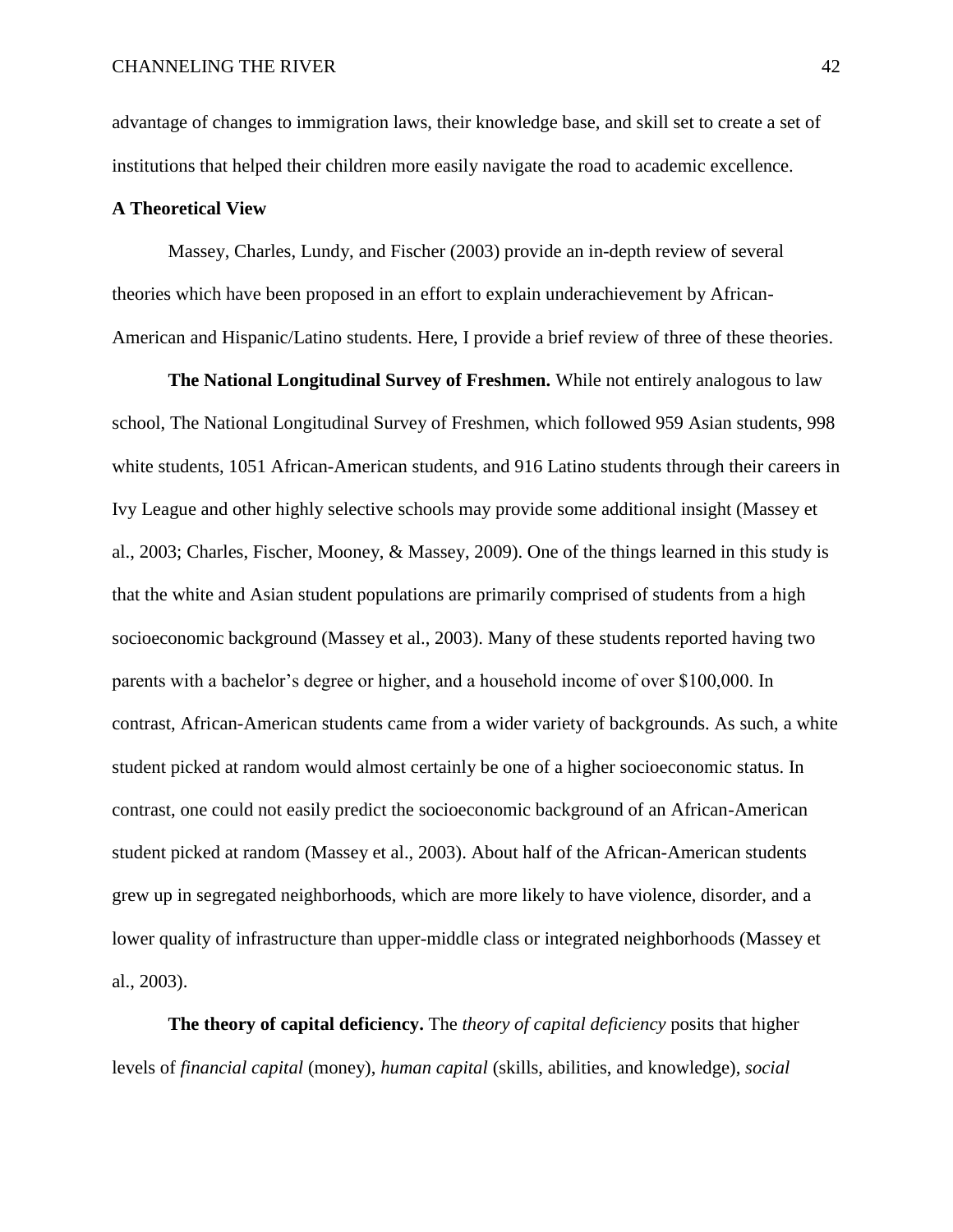advantage of changes to immigration laws, their knowledge base, and skill set to create a set of institutions that helped their children more easily navigate the road to academic excellence.

## A Theoretical View

Massey, Charles, Lundy, and Fischer (2003) provide an in-depth review of several theories which have been proposed in an effort to explain underachievement by African-American and Hispanic/Latino students. Here, I provide a brief review of three of these theories.

**The National Longitudinal Survey of Freshmen.** While not entirely analogous to law school, The National Longitudinal Survey of Freshmen, which followed 959 Asian students, 998 white students, 1051 African-American students, and 916 Latino students through their careers in Ivy League and other highly selective schools may provide some additional insight (Massey et al., 2003; Charles, Fischer, Mooney, & Massey, 2009). One of the things learned in this study is that the white and Asian student populations are primarily comprised of students from a high socioeconomic background (Massey et al., 2003). Many of these students reported having two parents with a bachelor's degree or higher, and a household income of over $100,000. In contrast, African-American students came from a wider variety of backgrounds. As such, a white student picked at random would almost certainly be one of a higher socioeconomic status. In contrast, one could not easily predict the socioeconomic background of an African-American student picked at random (Massey et al., 2003). About half of the African-American students grew up in segregated neighborhoods, which are more likely to have violence, disorder, and a lower quality of infrastructure than upper-middle class or integrated neighborhoods (Massey et al., 2003).

**The theory of capital deficiency.** The *theory of capital deficiency* posits that higher levels of *financial capital* (money), *human capital* (skills, abilities, and knowledge), *social*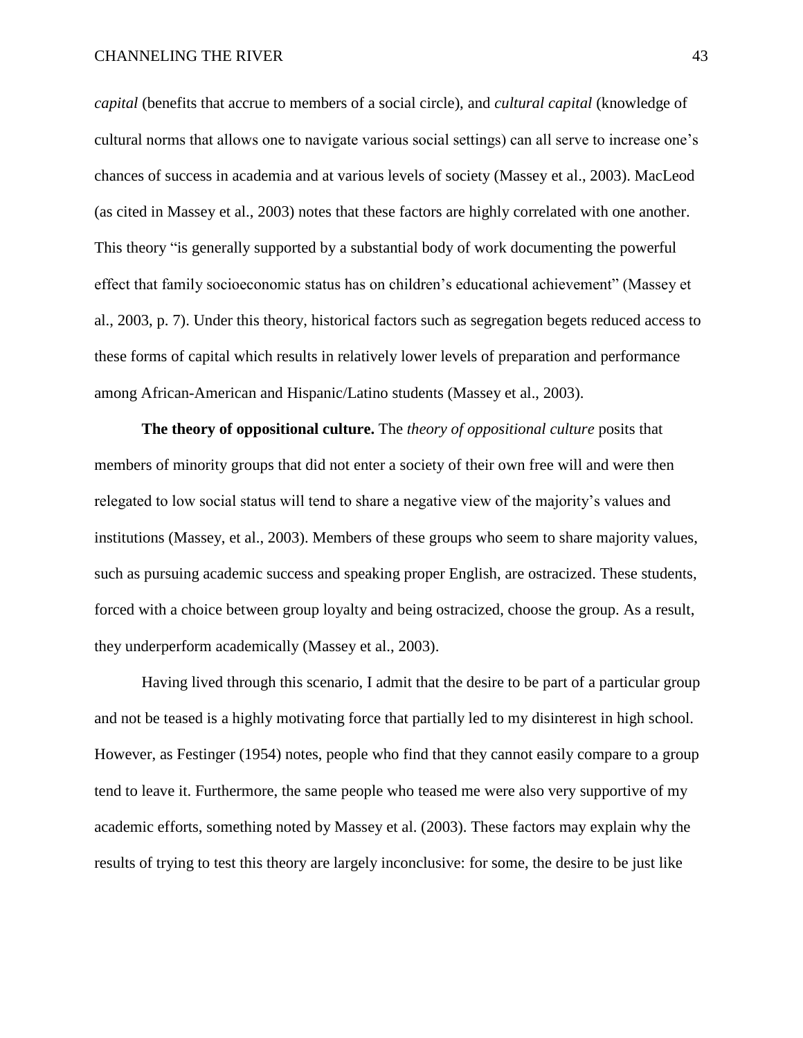*capital* (benefits that accrue to members of a social circle), and *cultural capital* (knowledge of cultural norms that allows one to navigate various social settings) can all serve to increase one's chances of success in academia and at various levels of society (Massey et al., 2003). MacLeod (as cited in Massey et al., 2003) notes that these factors are highly correlated with one another. This theory "is generally supported by a substantial body of work documenting the powerful effect that family socioeconomic status has on children's educational achievement" (Massey et al., 2003, p. 7). Under this theory, historical factors such as segregation begets reduced access to these forms of capital which results in relatively lower levels of preparation and performance among African-American and Hispanic/Latino students (Massey et al., 2003).

**The theory of oppositional culture.** The *theory of oppositional culture* posits that members of minority groups that did not enter a society of their own free will and were then relegated to low social status will tend to share a negative view of the majority's values and institutions (Massey, et al., 2003). Members of these groups who seem to share majority values, such as pursuing academic success and speaking proper English, are ostracized. These students, forced with a choice between group loyalty and being ostracized, choose the group. As a result, they underperform academically (Massey et al., 2003).

Having lived through this scenario, I admit that the desire to be part of a particular group and not be teased is a highly motivating force that partially led to my disinterest in high school. However, as Festinger (1954) notes, people who find that they cannot easily compare to a group tend to leave it. Furthermore, the same people who teased me were also very supportive of my academic efforts, something noted by Massey et al. (2003). These factors may explain why the results of trying to test this theory are largely inconclusive: for some, the desire to be just like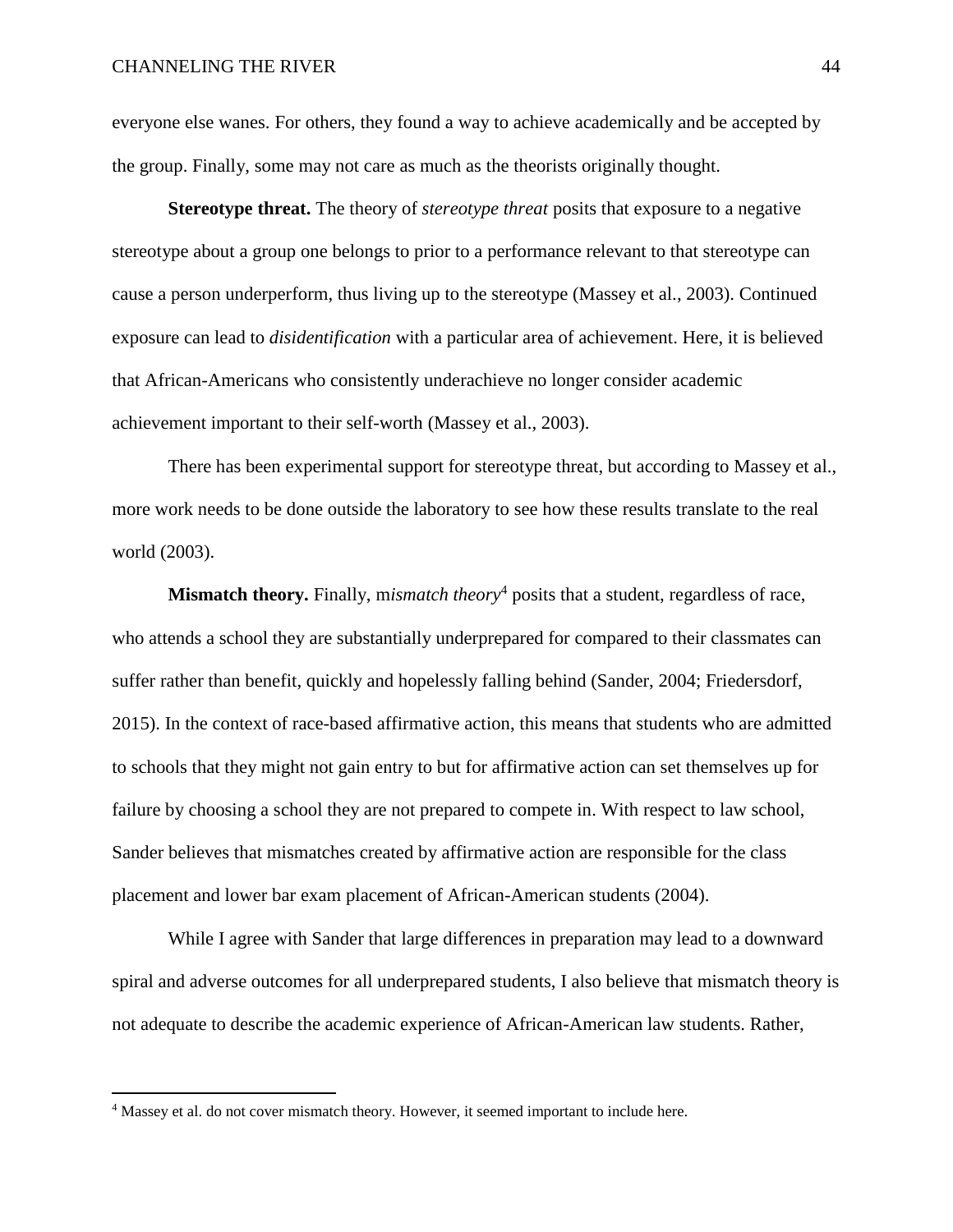everyone else wanes. For others, they found a way to achieve academically and be accepted by the group. Finally, some may not care as much as the theorists originally thought.

**Stereotype threat.** The theory of *stereotype threat* posits that exposure to a negative stereotype about a group one belongs to prior to a performance relevant to that stereotype can cause a person underperform, thus living up to the stereotype (Massey et al., 2003). Continued exposure can lead to *disidentification* with a particular area of achievement. Here, it is believed that African-Americans who consistently underachieve no longer consider academic achievement important to their self-worth (Massey et al., 2003).

There has been experimental support for stereotype threat, but according to Massey et al., more work needs to be done outside the laboratory to see how these results translate to the real world (2003).

**Mismatch theory.** Finally, m*ismatch theory*[4] posits that a student, regardless of race, who attends a school they are substantially underprepared for compared to their classmates can suffer rather than benefit, quickly and hopelessly falling behind (Sander, 2004; Friedersdorf, 2015). In the context of race-based affirmative action, this means that students who are admitted to schools that they might not gain entry to but for affirmative action can set themselves up for failure by choosing a school they are not prepared to compete in. With respect to law school, Sander believes that mismatches created by affirmative action are responsible for the class placement and lower bar exam placement of African-American students (2004).

While I agree with Sander that large differences in preparation may lead to a downward spiral and adverse outcomes for all underprepared students, I also believe that mismatch theory is not adequate to describe the academic experience of African-American law students. Rather,

[4] Massey et al. do not cover mismatch theory. However, it seemed important to include here.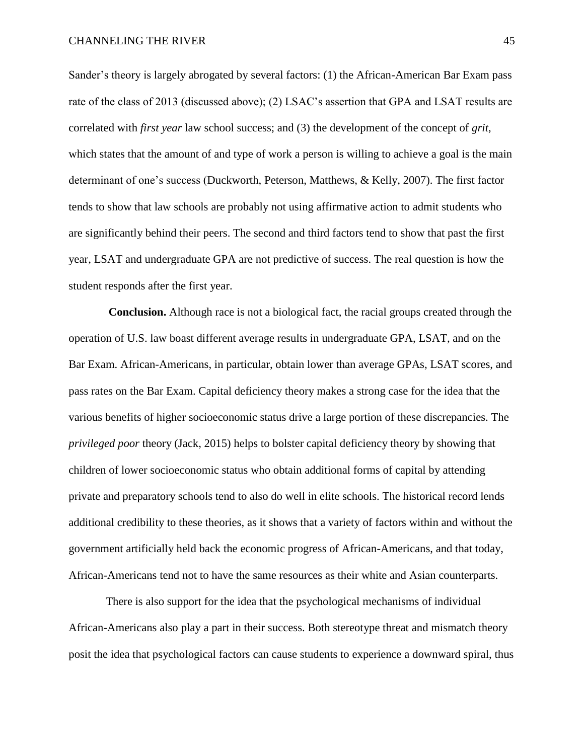Sander's theory is largely abrogated by several factors: (1) the African-American Bar Exam pass rate of the class of 2013 (discussed above); (2) LSAC's assertion that GPA and LSAT results are correlated with *first year* law school success; and (3) the development of the concept of *grit*, which states that the amount of and type of work a person is willing to achieve a goal is the main determinant of one's success (Duckworth, Peterson, Matthews, & Kelly, 2007). The first factor tends to show that law schools are probably not using affirmative action to admit students who are significantly behind their peers. The second and third factors tend to show that past the first year, LSAT and undergraduate GPA are not predictive of success. The real question is how the student responds after the first year.

**Conclusion.** Although race is not a biological fact, the racial groups created through the operation of U.S. law boast different average results in undergraduate GPA, LSAT, and on the Bar Exam. African-Americans, in particular, obtain lower than average GPAs, LSAT scores, and pass rates on the Bar Exam. Capital deficiency theory makes a strong case for the idea that the various benefits of higher socioeconomic status drive a large portion of these discrepancies. The *privileged poor* theory (Jack, 2015) helps to bolster capital deficiency theory by showing that children of lower socioeconomic status who obtain additional forms of capital by attending private and preparatory schools tend to also do well in elite schools. The historical record lends additional credibility to these theories, as it shows that a variety of factors within and without the government artificially held back the economic progress of African-Americans, and that today, African-Americans tend not to have the same resources as their white and Asian counterparts.

There is also support for the idea that the psychological mechanisms of individual African-Americans also play a part in their success. Both stereotype threat and mismatch theory posit the idea that psychological factors can cause students to experience a downward spiral, thus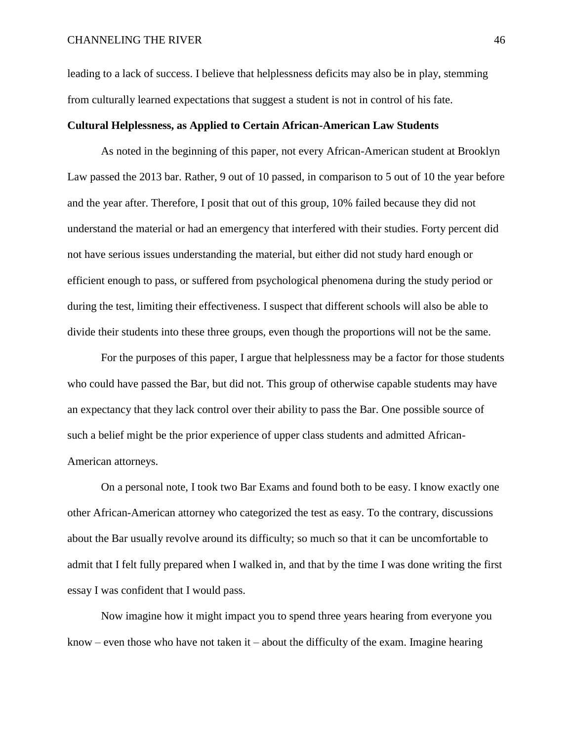leading to a lack of success. I believe that helplessness deficits may also be in play, stemming from culturally learned expectations that suggest a student is not in control of his fate.

**Cultural Helplessness, as Applied to Certain African-American Law Students**

As noted in the beginning of this paper, not every African-American student at Brooklyn Law passed the 2013 bar. Rather, 9 out of 10 passed, in comparison to 5 out of 10 the year before and the year after. Therefore, I posit that out of this group, 10% failed because they did not understand the material or had an emergency that interfered with their studies. Forty percent did not have serious issues understanding the material, but either did not study hard enough or efficient enough to pass, or suffered from psychological phenomena during the study period or during the test, limiting their effectiveness. I suspect that different schools will also be able to divide their students into these three groups, even though the proportions will not be the same.

For the purposes of this paper, I argue that helplessness may be a factor for those students who could have passed the Bar, but did not. This group of otherwise capable students may have an expectancy that they lack control over their ability to pass the Bar. One possible source of such a belief might be the prior experience of upper class students and admitted African-American attorneys.

On a personal note, I took two Bar Exams and found both to be easy. I know exactly one other African-American attorney who categorized the test as easy. To the contrary, discussions about the Bar usually revolve around its difficulty; so much so that it can be uncomfortable to admit that I felt fully prepared when I walked in, and that by the time I was done writing the first essay I was confident that I would pass.

Now imagine how it might impact you to spend three years hearing from everyone you know – even those who have not taken it – about the difficulty of the exam. Imagine hearing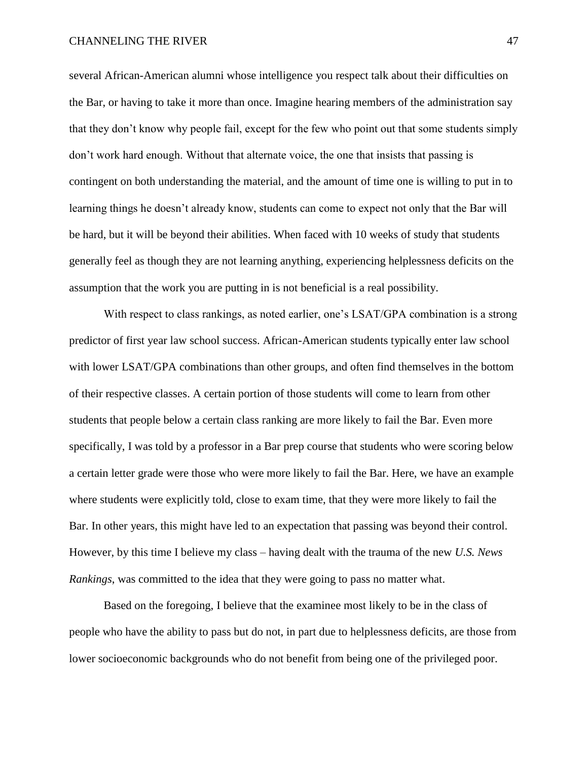several African-American alumni whose intelligence you respect talk about their difficulties on the Bar, or having to take it more than once. Imagine hearing members of the administration say that they don't know why people fail, except for the few who point out that some students simply don't work hard enough. Without that alternate voice, the one that insists that passing is contingent on both understanding the material, and the amount of time one is willing to put in to learning things he doesn't already know, students can come to expect not only that the Bar will be hard, but it will be beyond their abilities. When faced with 10 weeks of study that students generally feel as though they are not learning anything, experiencing helplessness deficits on the assumption that the work you are putting in is not beneficial is a real possibility.

With respect to class rankings, as noted earlier, one's LSAT/GPA combination is a strong predictor of first year law school success. African-American students typically enter law school with lower LSAT/GPA combinations than other groups, and often find themselves in the bottom of their respective classes. A certain portion of those students will come to learn from other students that people below a certain class ranking are more likely to fail the Bar. Even more specifically, I was told by a professor in a Bar prep course that students who were scoring below a certain letter grade were those who were more likely to fail the Bar. Here, we have an example where students were explicitly told, close to exam time, that they were more likely to fail the Bar. In other years, this might have led to an expectation that passing was beyond their control. However, by this time I believe my class – having dealt with the trauma of the new *U.S. News Rankings*, was committed to the idea that they were going to pass no matter what.

Based on the foregoing, I believe that the examinee most likely to be in the class of people who have the ability to pass but do not, in part due to helplessness deficits, are those from lower socioeconomic backgrounds who do not benefit from being one of the privileged poor.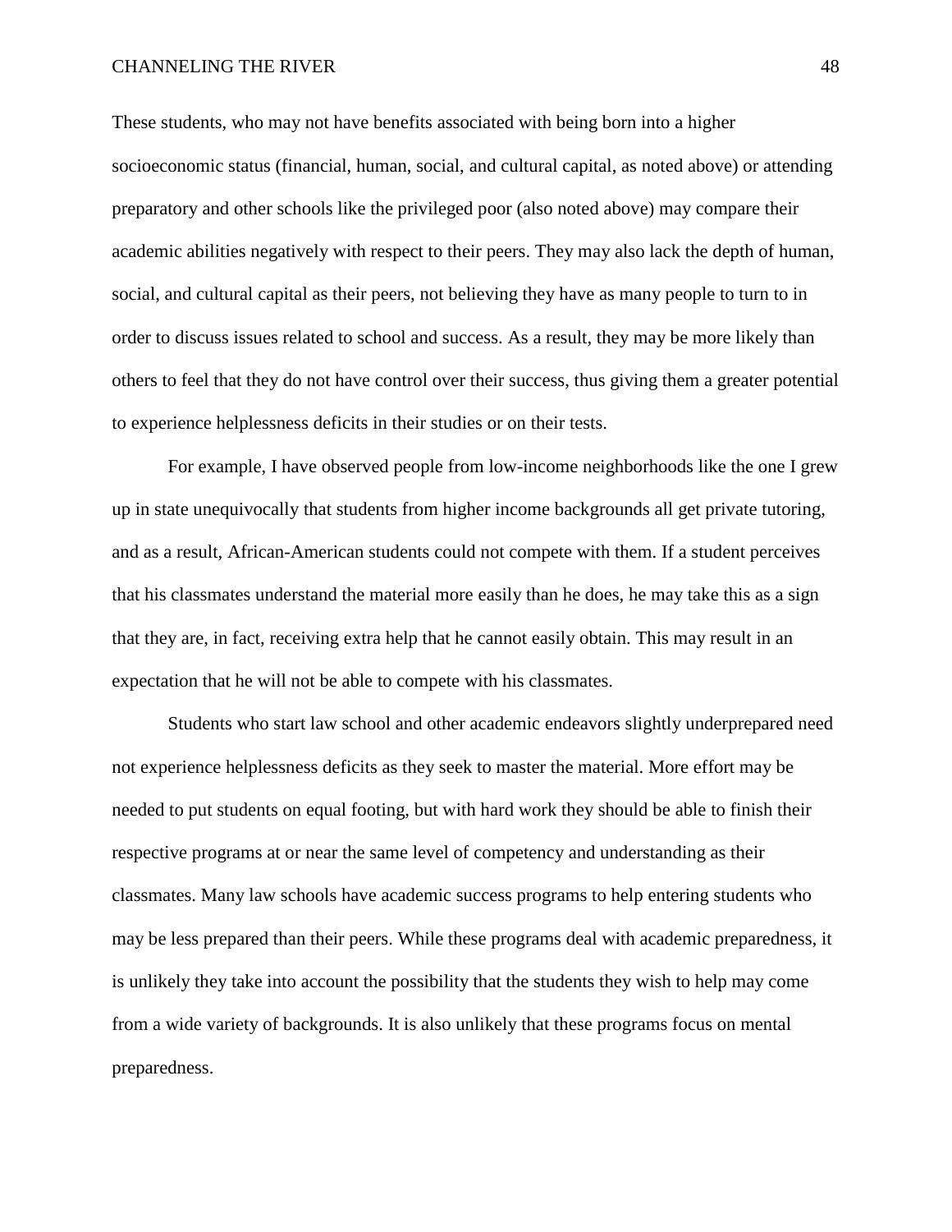These students, who may not have benefits associated with being born into a higher socioeconomic status (financial, human, social, and cultural capital, as noted above) or attending preparatory and other schools like the privileged poor (also noted above) may compare their academic abilities negatively with respect to their peers. They may also lack the depth of human, social, and cultural capital as their peers, not believing they have as many people to turn to in order to discuss issues related to school and success. As a result, they may be more likely than others to feel that they do not have control over their success, thus giving them a greater potential to experience helplessness deficits in their studies or on their tests.

For example, I have observed people from low-income neighborhoods like the one I grew up in state unequivocally that students from higher income backgrounds all get private tutoring, and as a result, African-American students could not compete with them. If a student perceives that his classmates understand the material more easily than he does, he may take this as a sign that they are, in fact, receiving extra help that he cannot easily obtain. This may result in an expectation that he will not be able to compete with his classmates.

Students who start law school and other academic endeavors slightly underprepared need not experience helplessness deficits as they seek to master the material. More effort may be needed to put students on equal footing, but with hard work they should be able to finish their respective programs at or near the same level of competency and understanding as their classmates. Many law schools have academic success programs to help entering students who may be less prepared than their peers. While these programs deal with academic preparedness, it is unlikely they take into account the possibility that the students they wish to help may come from a wide variety of backgrounds. It is also unlikely that these programs focus on mental preparedness.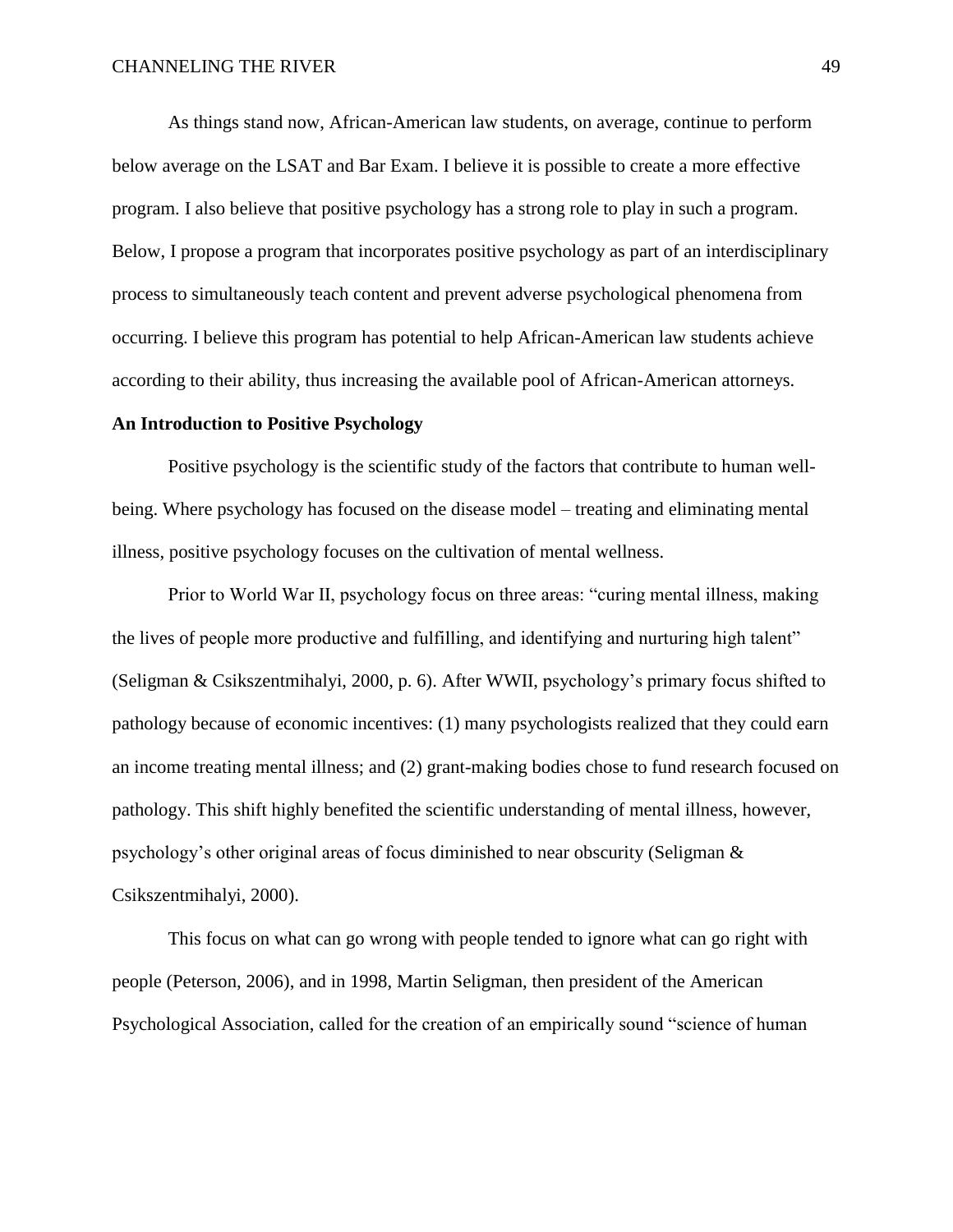As things stand now, African-American law students, on average, continue to perform below average on the LSAT and Bar Exam. I believe it is possible to create a more effective program. I also believe that positive psychology has a strong role to play in such a program. Below, I propose a program that incorporates positive psychology as part of an interdisciplinary process to simultaneously teach content and prevent adverse psychological phenomena from occurring. I believe this program has potential to help African-American law students achieve according to their ability, thus increasing the available pool of African-American attorneys.

**An Introduction to Positive Psychology**

Positive psychology is the scientific study of the factors that contribute to human well-being. Where psychology has focused on the disease model – treating and eliminating mental illness, positive psychology focuses on the cultivation of mental wellness.

Prior to World War II, psychology focus on three areas: "curing mental illness, making the lives of people more productive and fulfilling, and identifying and nurturing high talent" (Seligman & Csikszentmihalyi, 2000, p. 6). After WWII, psychology's primary focus shifted to pathology because of economic incentives: (1) many psychologists realized that they could earn an income treating mental illness; and (2) grant-making bodies chose to fund research focused on pathology. This shift highly benefited the scientific understanding of mental illness, however, psychology's other original areas of focus diminished to near obscurity (Seligman & Csikszentmihalyi, 2000).

This focus on what can go wrong with people tended to ignore what can go right with people (Peterson, 2006), and in 1998, Martin Seligman, then president of the American Psychological Association, called for the creation of an empirically sound "science of human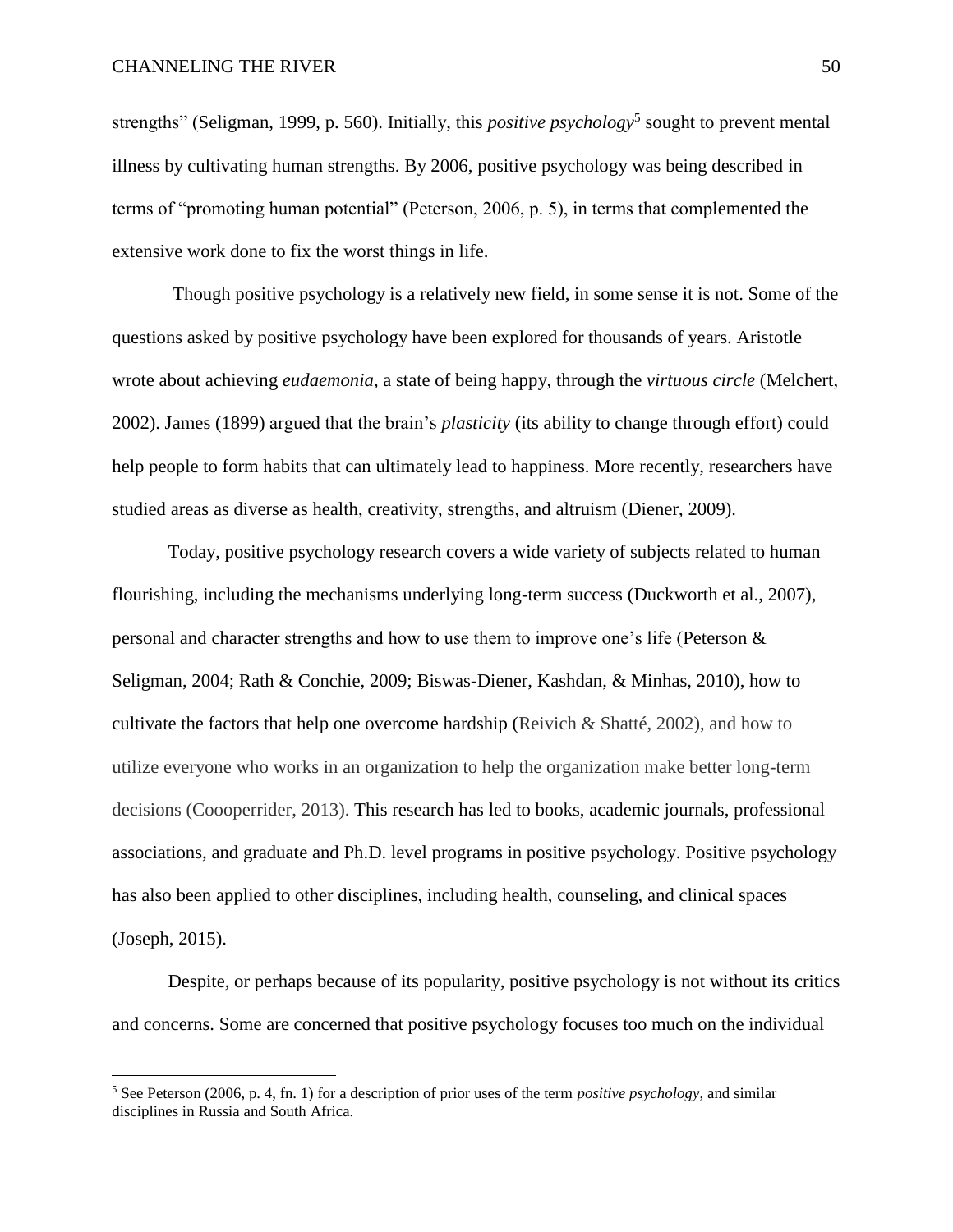strengths" (Seligman, 1999, p. 560). Initially, this *positive psychology*[5] sought to prevent mental illness by cultivating human strengths. By 2006, positive psychology was being described in terms of "promoting human potential" (Peterson, 2006, p. 5), in terms that complemented the extensive work done to fix the worst things in life.

Though positive psychology is a relatively new field, in some sense it is not. Some of the questions asked by positive psychology have been explored for thousands of years. Aristotle wrote about achieving *eudaemonia*, a state of being happy, through the *virtuous circle* (Melchert, 2002). James (1899) argued that the brain's *plasticity* (its ability to change through effort) could help people to form habits that can ultimately lead to happiness. More recently, researchers have studied areas as diverse as health, creativity, strengths, and altruism (Diener, 2009).

Today, positive psychology research covers a wide variety of subjects related to human flourishing, including the mechanisms underlying long-term success (Duckworth et al., 2007), personal and character strengths and how to use them to improve one's life (Peterson & Seligman, 2004; Rath & Conchie, 2009; Biswas-Diener, Kashdan, & Minhas, 2010), how to cultivate the factors that help one overcome hardship (Reivich & Shatté, 2002), and how to utilize everyone who works in an organization to help the organization make better long-term decisions (Coooperrider, 2013). This research has led to books, academic journals, professional associations, and graduate and Ph.D. level programs in positive psychology. Positive psychology has also been applied to other disciplines, including health, counseling, and clinical spaces (Joseph, 2015).

Despite, or perhaps because of its popularity, positive psychology is not without its critics and concerns. Some are concerned that positive psychology focuses too much on the individual

[5] See Peterson (2006, p. 4, fn. 1) for a description of prior uses of the term *positive psychology*, and similar disciplines in Russia and South Africa.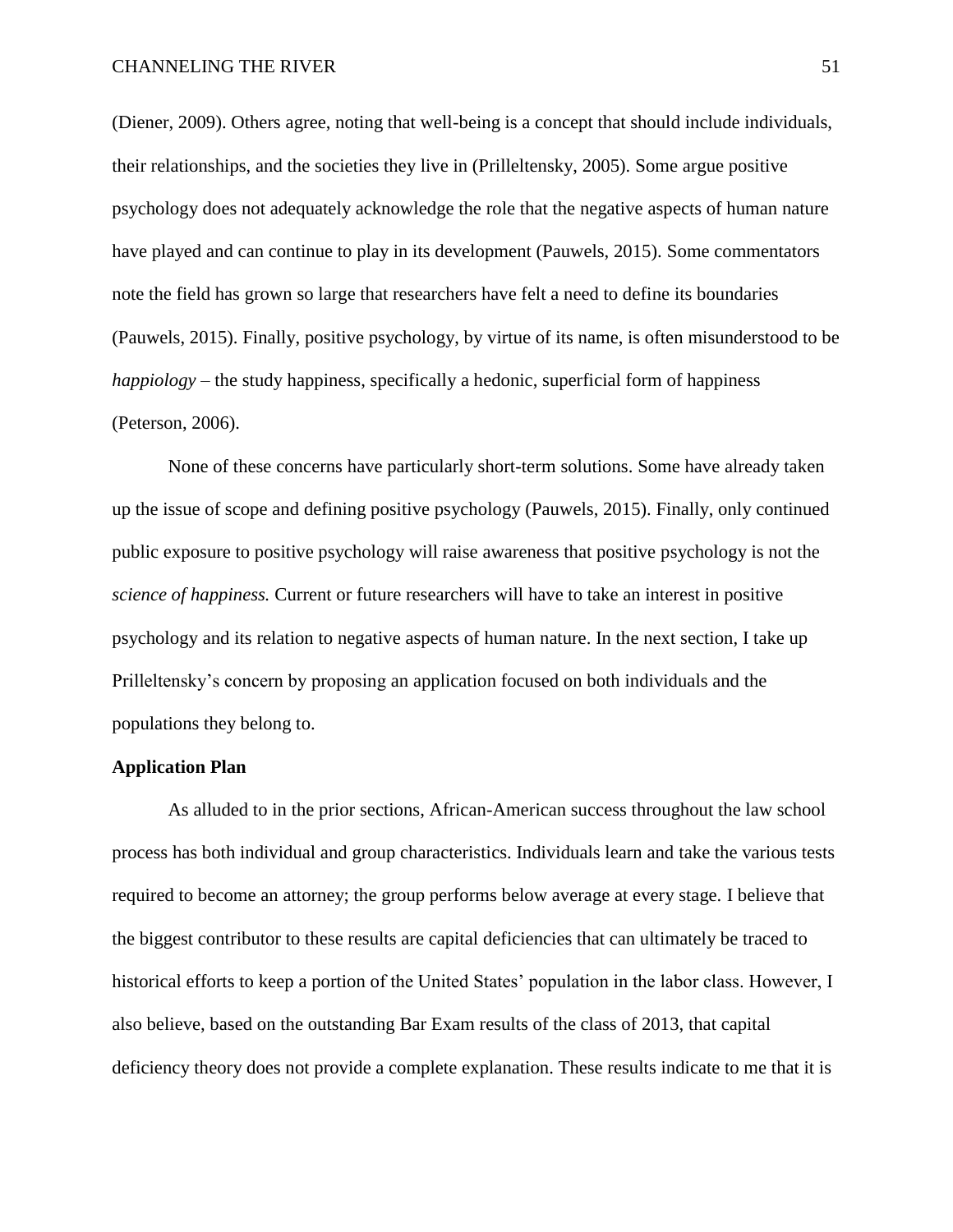(Diener, 2009). Others agree, noting that well-being is a concept that should include individuals, their relationships, and the societies they live in (Prilleltensky, 2005). Some argue positive psychology does not adequately acknowledge the role that the negative aspects of human nature have played and can continue to play in its development (Pauwels, 2015). Some commentators note the field has grown so large that researchers have felt a need to define its boundaries (Pauwels, 2015). Finally, positive psychology, by virtue of its name, is often misunderstood to be *happiology* – the study happiness, specifically a hedonic, superficial form of happiness (Peterson, 2006).

None of these concerns have particularly short-term solutions. Some have already taken up the issue of scope and defining positive psychology (Pauwels, 2015). Finally, only continued public exposure to positive psychology will raise awareness that positive psychology is not the *science of happiness.* Current or future researchers will have to take an interest in positive psychology and its relation to negative aspects of human nature. In the next section, I take up Prilleltensky's concern by proposing an application focused on both individuals and the populations they belong to.

**Application Plan**

As alluded to in the prior sections, African-American success throughout the law school process has both individual and group characteristics. Individuals learn and take the various tests required to become an attorney; the group performs below average at every stage. I believe that the biggest contributor to these results are capital deficiencies that can ultimately be traced to historical efforts to keep a portion of the United States' population in the labor class. However, I also believe, based on the outstanding Bar Exam results of the class of 2013, that capital deficiency theory does not provide a complete explanation. These results indicate to me that it is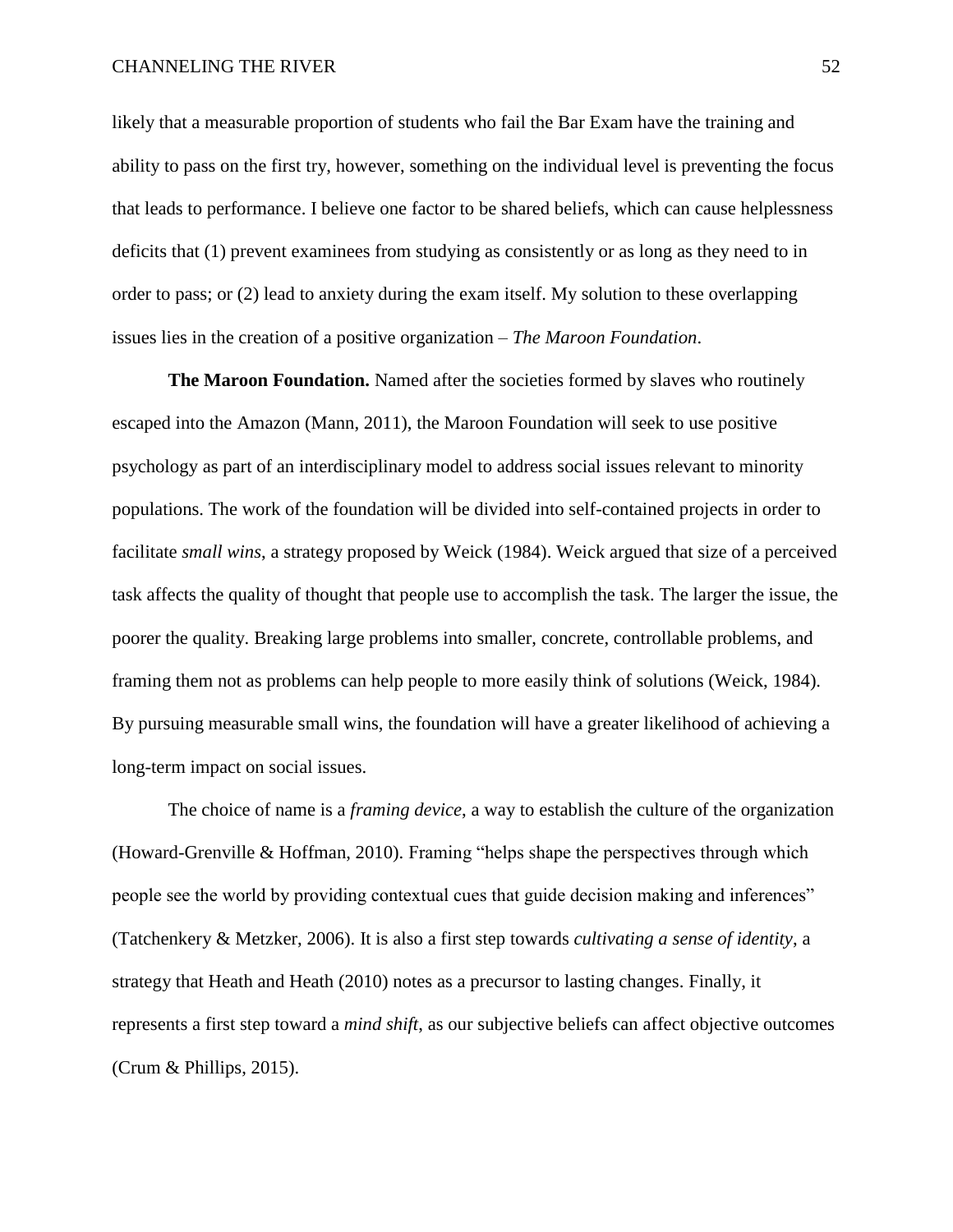likely that a measurable proportion of students who fail the Bar Exam have the training and ability to pass on the first try, however, something on the individual level is preventing the focus that leads to performance. I believe one factor to be shared beliefs, which can cause helplessness deficits that (1) prevent examinees from studying as consistently or as long as they need to in order to pass; or (2) lead to anxiety during the exam itself. My solution to these overlapping issues lies in the creation of a positive organization – *The Maroon Foundation*.

**The Maroon Foundation.** Named after the societies formed by slaves who routinely escaped into the Amazon (Mann, 2011), the Maroon Foundation will seek to use positive psychology as part of an interdisciplinary model to address social issues relevant to minority populations. The work of the foundation will be divided into self-contained projects in order to facilitate *small wins*, a strategy proposed by Weick (1984). Weick argued that size of a perceived task affects the quality of thought that people use to accomplish the task. The larger the issue, the poorer the quality. Breaking large problems into smaller, concrete, controllable problems, and framing them not as problems can help people to more easily think of solutions (Weick, 1984). By pursuing measurable small wins, the foundation will have a greater likelihood of achieving a long-term impact on social issues.

The choice of name is a *framing device*, a way to establish the culture of the organization (Howard-Grenville & Hoffman, 2010). Framing "helps shape the perspectives through which people see the world by providing contextual cues that guide decision making and inferences" (Tatchenkery & Metzker, 2006). It is also a first step towards *cultivating a sense of identity*, a strategy that Heath and Heath (2010) notes as a precursor to lasting changes. Finally, it represents a first step toward a *mind shift*, as our subjective beliefs can affect objective outcomes (Crum & Phillips, 2015).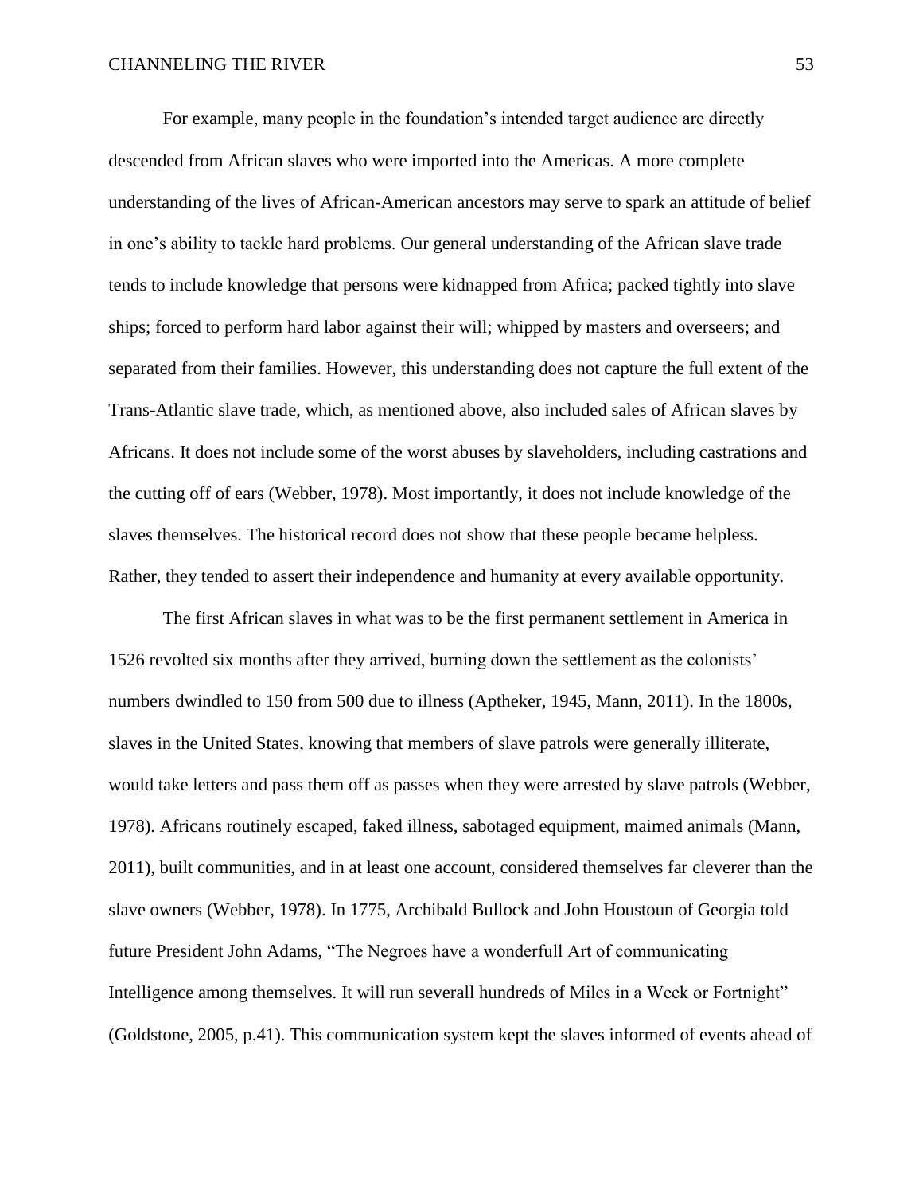For example, many people in the foundation's intended target audience are directly descended from African slaves who were imported into the Americas. A more complete understanding of the lives of African-American ancestors may serve to spark an attitude of belief in one's ability to tackle hard problems. Our general understanding of the African slave trade tends to include knowledge that persons were kidnapped from Africa; packed tightly into slave ships; forced to perform hard labor against their will; whipped by masters and overseers; and separated from their families. However, this understanding does not capture the full extent of the Trans-Atlantic slave trade, which, as mentioned above, also included sales of African slaves by Africans. It does not include some of the worst abuses by slaveholders, including castrations and the cutting off of ears (Webber, 1978). Most importantly, it does not include knowledge of the slaves themselves. The historical record does not show that these people became helpless. Rather, they tended to assert their independence and humanity at every available opportunity.

The first African slaves in what was to be the first permanent settlement in America in 1526 revolted six months after they arrived, burning down the settlement as the colonists' numbers dwindled to 150 from 500 due to illness (Aptheker, 1945, Mann, 2011). In the 1800s, slaves in the United States, knowing that members of slave patrols were generally illiterate, would take letters and pass them off as passes when they were arrested by slave patrols (Webber, 1978). Africans routinely escaped, faked illness, sabotaged equipment, maimed animals (Mann, 2011), built communities, and in at least one account, considered themselves far cleverer than the slave owners (Webber, 1978). In 1775, Archibald Bullock and John Houstoun of Georgia told future President John Adams, "The Negroes have a wonderfull Art of communicating Intelligence among themselves. It will run severall hundreds of Miles in a Week or Fortnight" (Goldstone, 2005, p.41). This communication system kept the slaves informed of events ahead of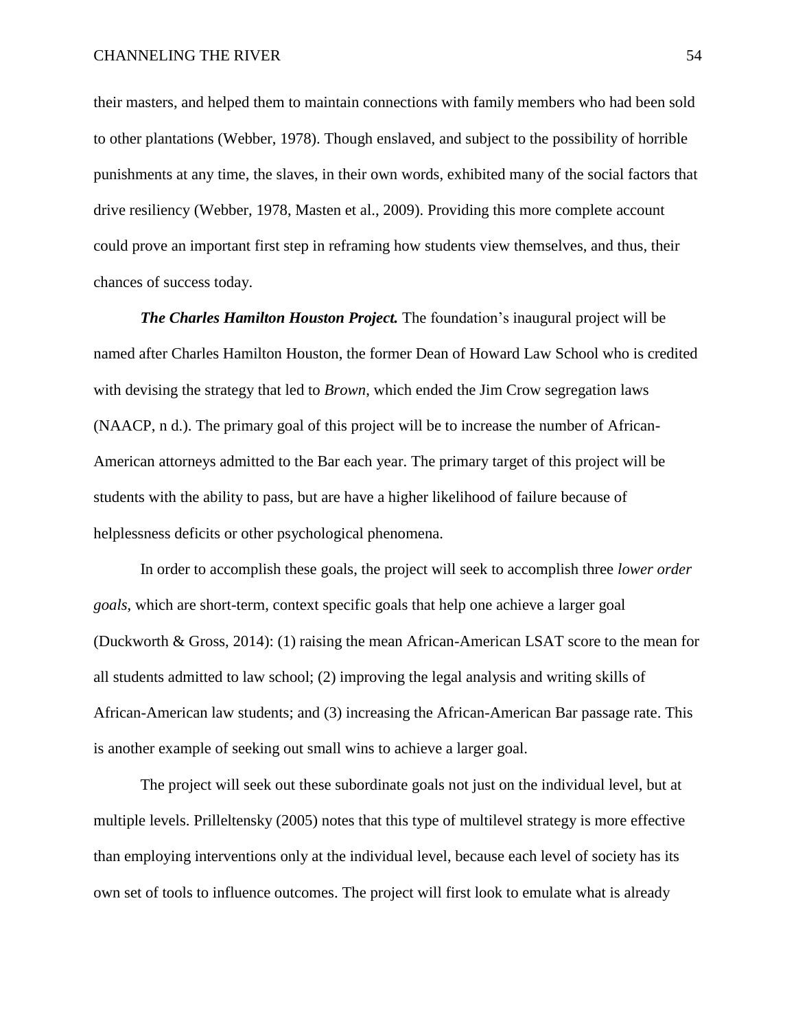their masters, and helped them to maintain connections with family members who had been sold to other plantations (Webber, 1978). Though enslaved, and subject to the possibility of horrible punishments at any time, the slaves, in their own words, exhibited many of the social factors that drive resiliency (Webber, 1978, Masten et al., 2009). Providing this more complete account could prove an important first step in reframing how students view themselves, and thus, their chances of success today.

***The Charles Hamilton Houston Project.*** The foundation's inaugural project will be named after Charles Hamilton Houston, the former Dean of Howard Law School who is credited with devising the strategy that led to *Brown*, which ended the Jim Crow segregation laws (NAACP, n d.). The primary goal of this project will be to increase the number of African-American attorneys admitted to the Bar each year. The primary target of this project will be students with the ability to pass, but are have a higher likelihood of failure because of helplessness deficits or other psychological phenomena.

In order to accomplish these goals, the project will seek to accomplish three *lower order goals*, which are short-term, context specific goals that help one achieve a larger goal (Duckworth & Gross, 2014): (1) raising the mean African-American LSAT score to the mean for all students admitted to law school; (2) improving the legal analysis and writing skills of African-American law students; and (3) increasing the African-American Bar passage rate. This is another example of seeking out small wins to achieve a larger goal.

The project will seek out these subordinate goals not just on the individual level, but at multiple levels. Prilleltensky (2005) notes that this type of multilevel strategy is more effective than employing interventions only at the individual level, because each level of society has its own set of tools to influence outcomes. The project will first look to emulate what is already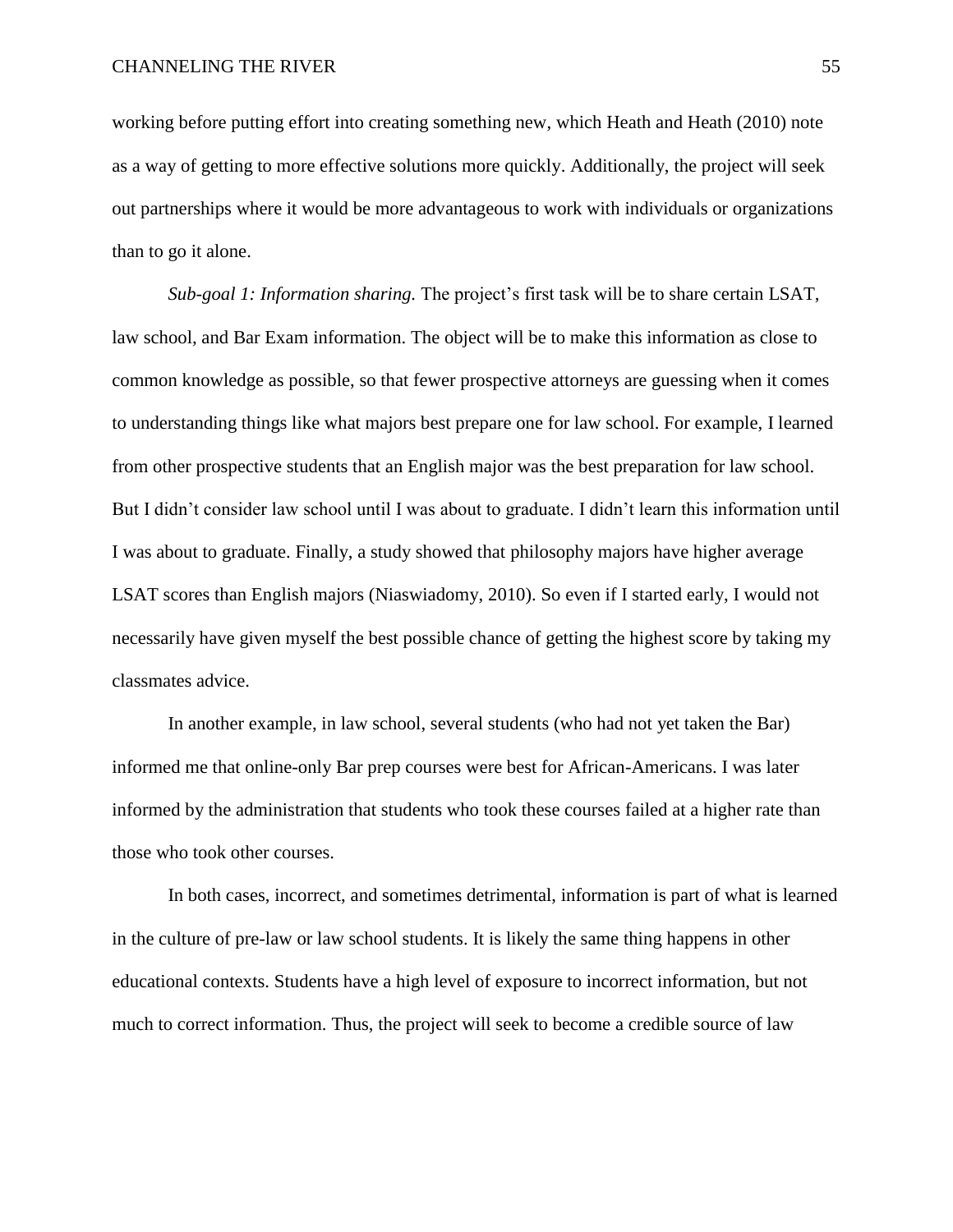working before putting effort into creating something new, which Heath and Heath (2010) note as a way of getting to more effective solutions more quickly. Additionally, the project will seek out partnerships where it would be more advantageous to work with individuals or organizations than to go it alone.

*Sub-goal 1: Information sharing.* The project's first task will be to share certain LSAT, law school, and Bar Exam information. The object will be to make this information as close to common knowledge as possible, so that fewer prospective attorneys are guessing when it comes to understanding things like what majors best prepare one for law school. For example, I learned from other prospective students that an English major was the best preparation for law school. But I didn't consider law school until I was about to graduate. I didn't learn this information until I was about to graduate. Finally, a study showed that philosophy majors have higher average LSAT scores than English majors (Niaswiadomy, 2010). So even if I started early, I would not necessarily have given myself the best possible chance of getting the highest score by taking my classmates advice.

In another example, in law school, several students (who had not yet taken the Bar) informed me that online-only Bar prep courses were best for African-Americans. I was later informed by the administration that students who took these courses failed at a higher rate than those who took other courses.

In both cases, incorrect, and sometimes detrimental, information is part of what is learned in the culture of pre-law or law school students. It is likely the same thing happens in other educational contexts. Students have a high level of exposure to incorrect information, but not much to correct information. Thus, the project will seek to become a credible source of law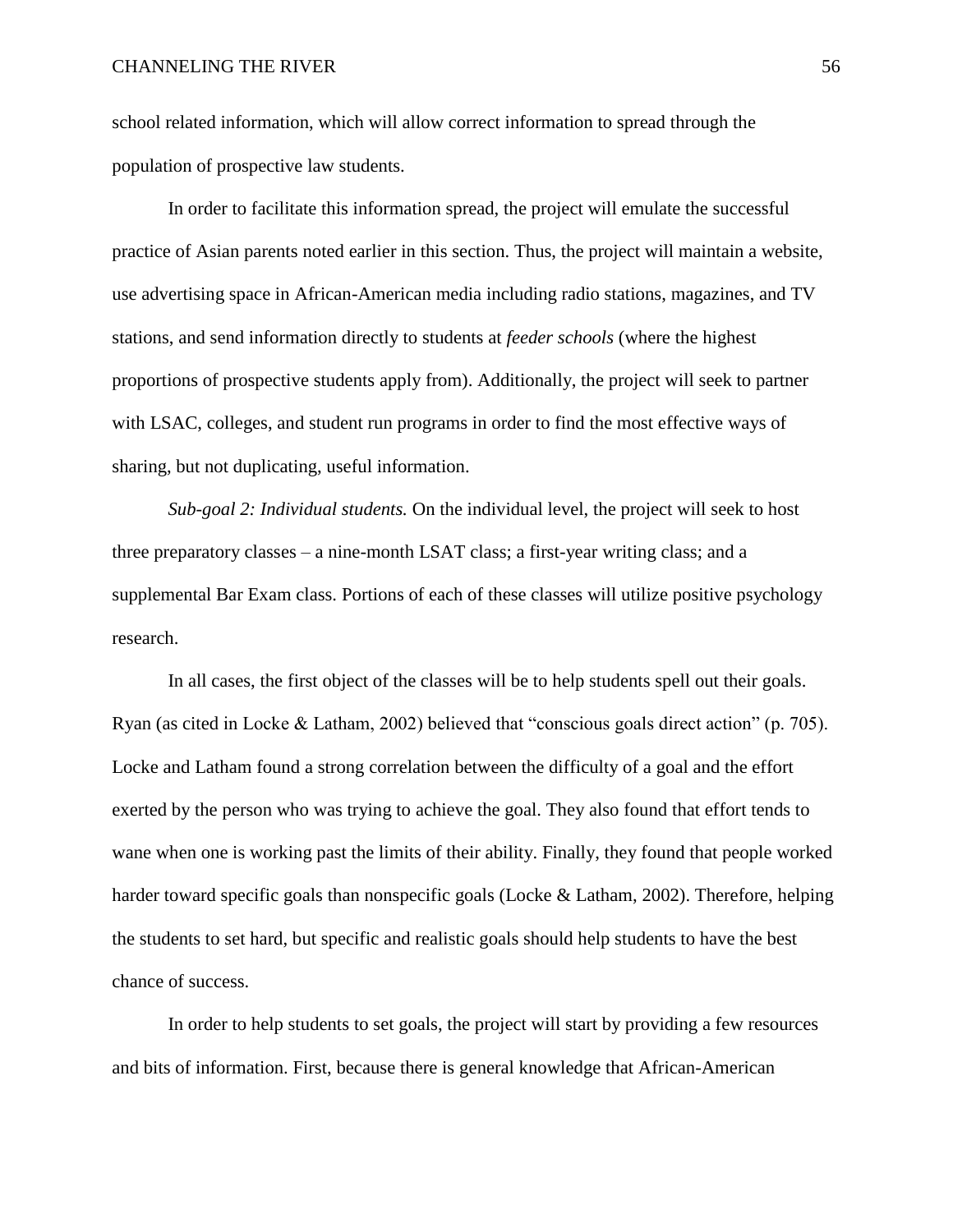school related information, which will allow correct information to spread through the population of prospective law students.

In order to facilitate this information spread, the project will emulate the successful practice of Asian parents noted earlier in this section. Thus, the project will maintain a website, use advertising space in African-American media including radio stations, magazines, and TV stations, and send information directly to students at *feeder schools* (where the highest proportions of prospective students apply from). Additionally, the project will seek to partner with LSAC, colleges, and student run programs in order to find the most effective ways of sharing, but not duplicating, useful information.

*Sub-goal 2: Individual students.* On the individual level, the project will seek to host three preparatory classes – a nine-month LSAT class; a first-year writing class; and a supplemental Bar Exam class. Portions of each of these classes will utilize positive psychology research.

In all cases, the first object of the classes will be to help students spell out their goals. Ryan (as cited in Locke & Latham, 2002) believed that "conscious goals direct action" (p. 705). Locke and Latham found a strong correlation between the difficulty of a goal and the effort exerted by the person who was trying to achieve the goal. They also found that effort tends to wane when one is working past the limits of their ability. Finally, they found that people worked harder toward specific goals than nonspecific goals (Locke & Latham, 2002). Therefore, helping the students to set hard, but specific and realistic goals should help students to have the best chance of success.

In order to help students to set goals, the project will start by providing a few resources and bits of information. First, because there is general knowledge that African-American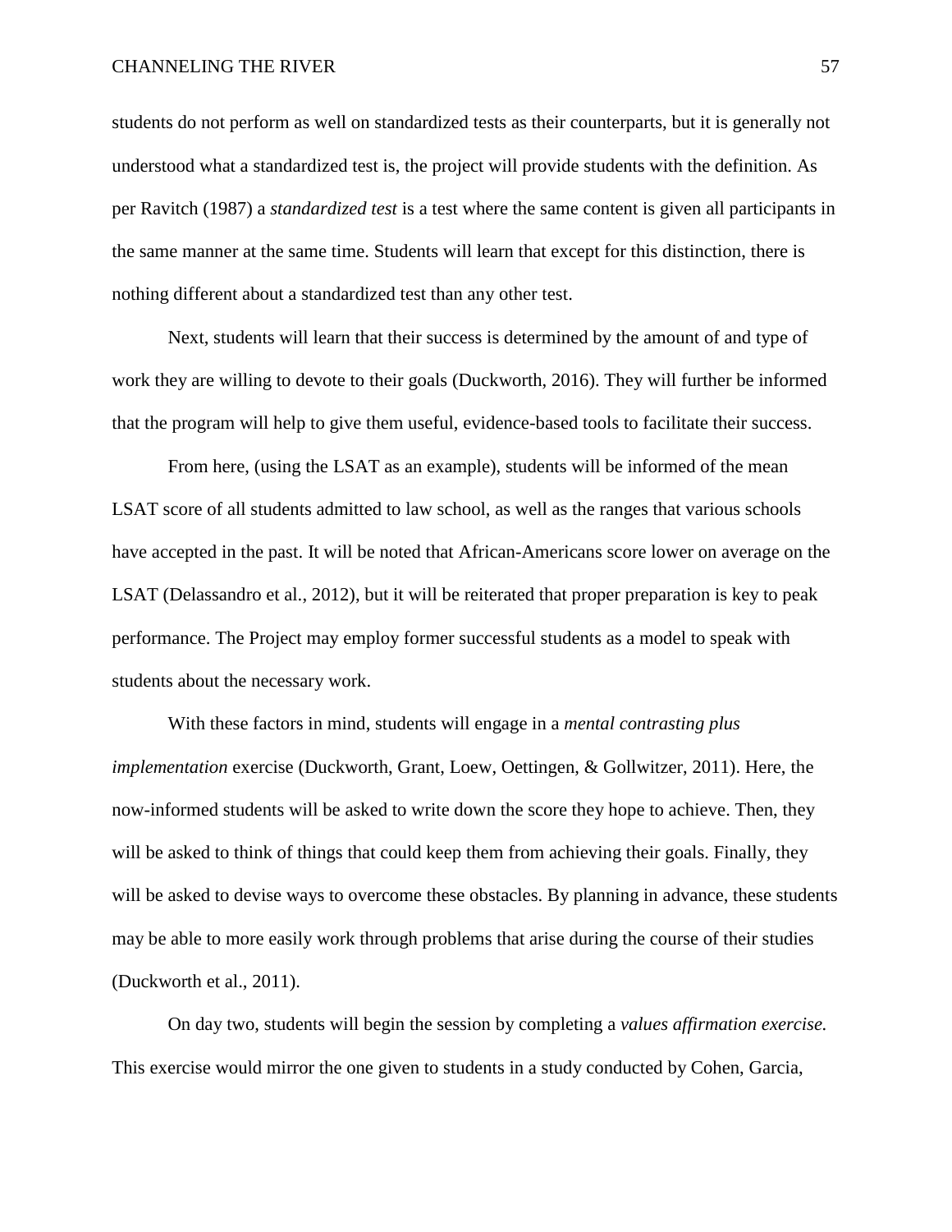students do not perform as well on standardized tests as their counterparts, but it is generally not understood what a standardized test is, the project will provide students with the definition. As per Ravitch (1987) a *standardized test* is a test where the same content is given all participants in the same manner at the same time. Students will learn that except for this distinction, there is nothing different about a standardized test than any other test.

Next, students will learn that their success is determined by the amount of and type of work they are willing to devote to their goals (Duckworth, 2016). They will further be informed that the program will help to give them useful, evidence-based tools to facilitate their success.

From here, (using the LSAT as an example), students will be informed of the mean LSAT score of all students admitted to law school, as well as the ranges that various schools have accepted in the past. It will be noted that African-Americans score lower on average on the LSAT (Delassandro et al., 2012), but it will be reiterated that proper preparation is key to peak performance. The Project may employ former successful students as a model to speak with students about the necessary work.

With these factors in mind, students will engage in a *mental contrasting plus implementation* exercise (Duckworth, Grant, Loew, Oettingen, & Gollwitzer, 2011). Here, the now-informed students will be asked to write down the score they hope to achieve. Then, they will be asked to think of things that could keep them from achieving their goals. Finally, they will be asked to devise ways to overcome these obstacles. By planning in advance, these students may be able to more easily work through problems that arise during the course of their studies (Duckworth et al., 2011).

On day two, students will begin the session by completing a *values affirmation exercise.* This exercise would mirror the one given to students in a study conducted by Cohen, Garcia,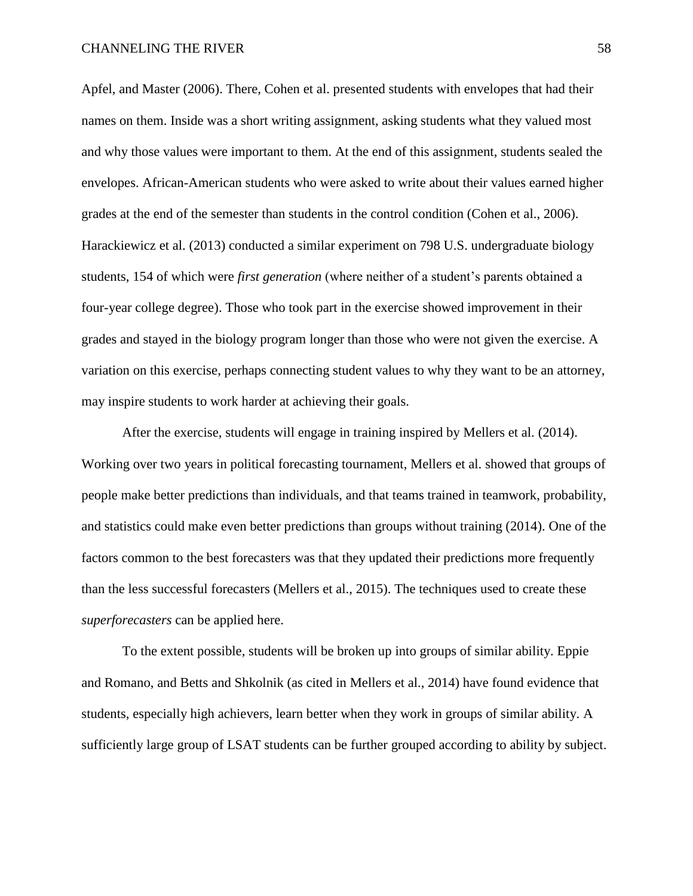Apfel, and Master (2006). There, Cohen et al. presented students with envelopes that had their names on them. Inside was a short writing assignment, asking students what they valued most and why those values were important to them. At the end of this assignment, students sealed the envelopes. African-American students who were asked to write about their values earned higher grades at the end of the semester than students in the control condition (Cohen et al., 2006). Harackiewicz et al. (2013) conducted a similar experiment on 798 U.S. undergraduate biology students, 154 of which were *first generation* (where neither of a student's parents obtained a four-year college degree). Those who took part in the exercise showed improvement in their grades and stayed in the biology program longer than those who were not given the exercise. A variation on this exercise, perhaps connecting student values to why they want to be an attorney, may inspire students to work harder at achieving their goals.

After the exercise, students will engage in training inspired by Mellers et al. (2014). Working over two years in political forecasting tournament, Mellers et al. showed that groups of people make better predictions than individuals, and that teams trained in teamwork, probability, and statistics could make even better predictions than groups without training (2014). One of the factors common to the best forecasters was that they updated their predictions more frequently than the less successful forecasters (Mellers et al., 2015). The techniques used to create these *superforecasters* can be applied here.

To the extent possible, students will be broken up into groups of similar ability. Eppie and Romano, and Betts and Shkolnik (as cited in Mellers et al., 2014) have found evidence that students, especially high achievers, learn better when they work in groups of similar ability. A sufficiently large group of LSAT students can be further grouped according to ability by subject.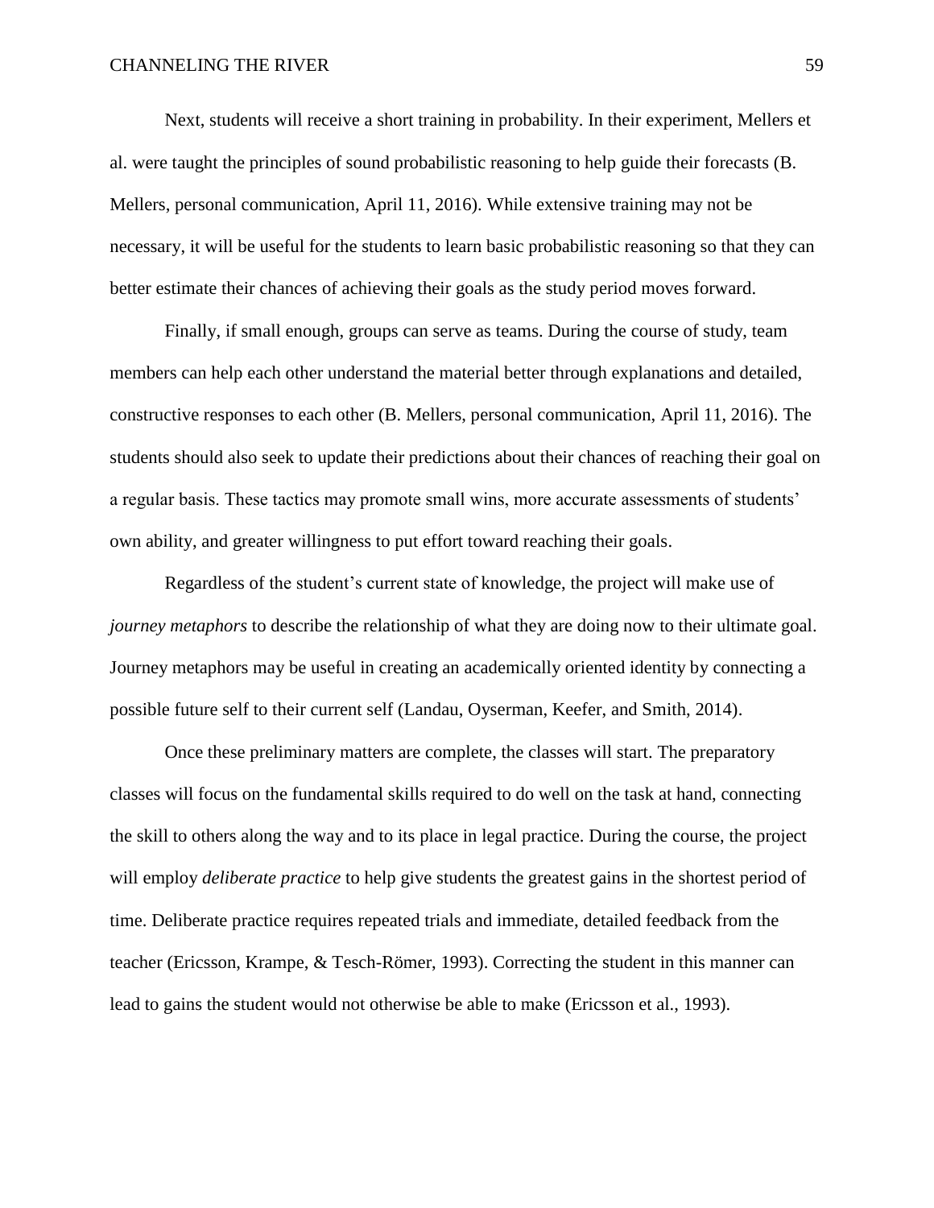Next, students will receive a short training in probability. In their experiment, Mellers et al. were taught the principles of sound probabilistic reasoning to help guide their forecasts (B. Mellers, personal communication, April 11, 2016). While extensive training may not be necessary, it will be useful for the students to learn basic probabilistic reasoning so that they can better estimate their chances of achieving their goals as the study period moves forward.

Finally, if small enough, groups can serve as teams. During the course of study, team members can help each other understand the material better through explanations and detailed, constructive responses to each other (B. Mellers, personal communication, April 11, 2016). The students should also seek to update their predictions about their chances of reaching their goal on a regular basis. These tactics may promote small wins, more accurate assessments of students' own ability, and greater willingness to put effort toward reaching their goals.

Regardless of the student's current state of knowledge, the project will make use of *journey metaphors* to describe the relationship of what they are doing now to their ultimate goal. Journey metaphors may be useful in creating an academically oriented identity by connecting a possible future self to their current self (Landau, Oyserman, Keefer, and Smith, 2014).

Once these preliminary matters are complete, the classes will start. The preparatory classes will focus on the fundamental skills required to do well on the task at hand, connecting the skill to others along the way and to its place in legal practice. During the course, the project will employ *deliberate practice* to help give students the greatest gains in the shortest period of time. Deliberate practice requires repeated trials and immediate, detailed feedback from the teacher (Ericsson, Krampe, & Tesch-Römer, 1993). Correcting the student in this manner can lead to gains the student would not otherwise be able to make (Ericsson et al., 1993).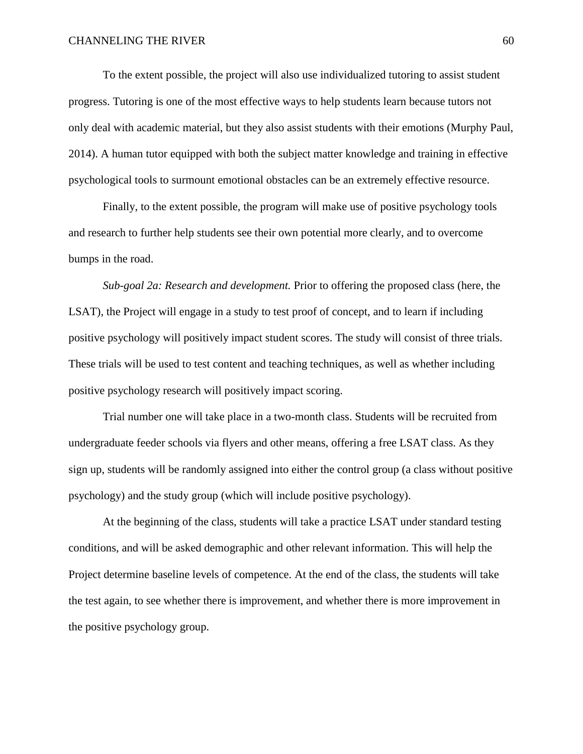To the extent possible, the project will also use individualized tutoring to assist student progress. Tutoring is one of the most effective ways to help students learn because tutors not only deal with academic material, but they also assist students with their emotions (Murphy Paul, 2014). A human tutor equipped with both the subject matter knowledge and training in effective psychological tools to surmount emotional obstacles can be an extremely effective resource.

Finally, to the extent possible, the program will make use of positive psychology tools and research to further help students see their own potential more clearly, and to overcome bumps in the road.

*Sub-goal 2a: Research and development.* Prior to offering the proposed class (here, the LSAT), the Project will engage in a study to test proof of concept, and to learn if including positive psychology will positively impact student scores. The study will consist of three trials. These trials will be used to test content and teaching techniques, as well as whether including positive psychology research will positively impact scoring.

Trial number one will take place in a two-month class. Students will be recruited from undergraduate feeder schools via flyers and other means, offering a free LSAT class. As they sign up, students will be randomly assigned into either the control group (a class without positive psychology) and the study group (which will include positive psychology).

At the beginning of the class, students will take a practice LSAT under standard testing conditions, and will be asked demographic and other relevant information. This will help the Project determine baseline levels of competence. At the end of the class, the students will take the test again, to see whether there is improvement, and whether there is more improvement in the positive psychology group.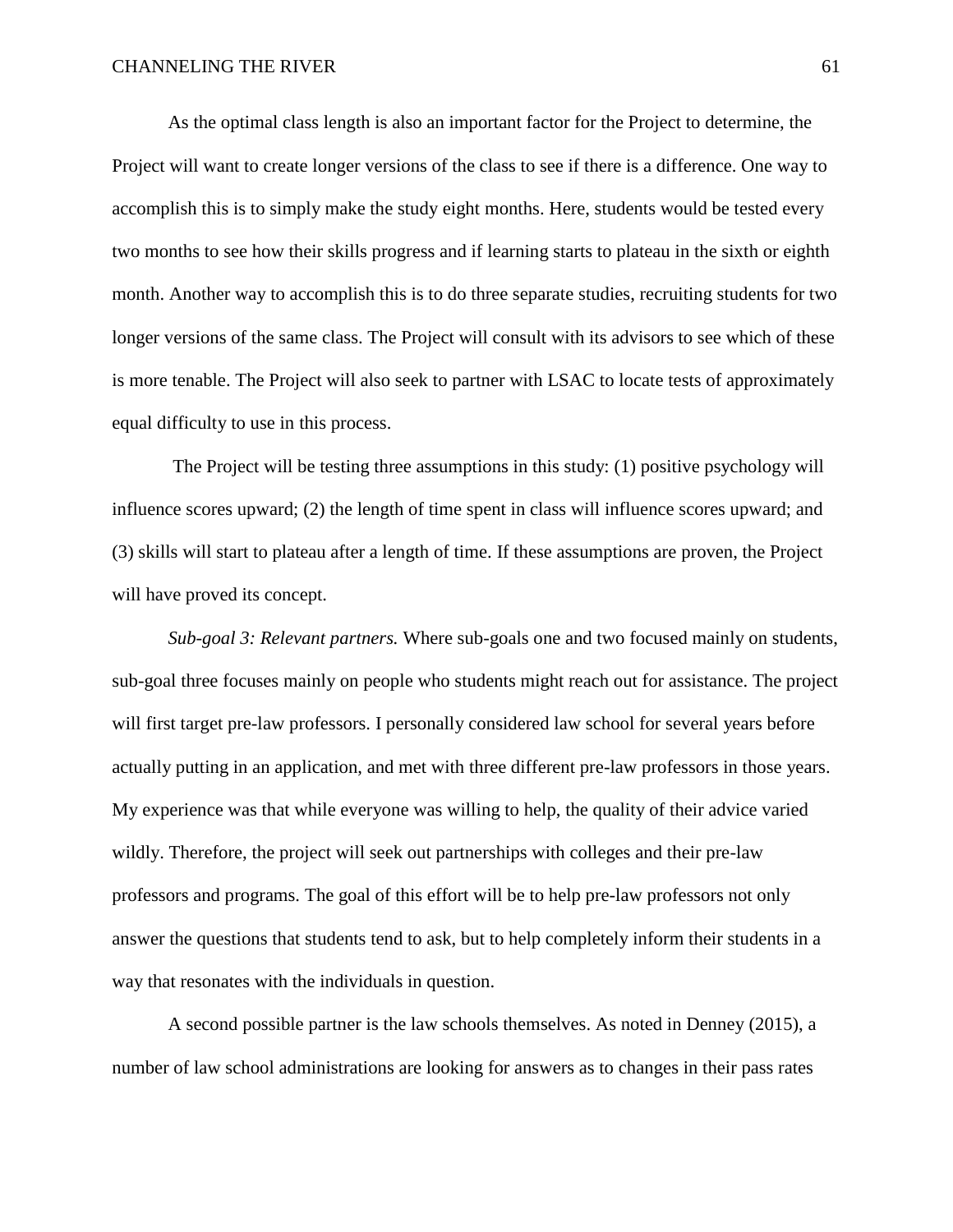As the optimal class length is also an important factor for the Project to determine, the Project will want to create longer versions of the class to see if there is a difference. One way to accomplish this is to simply make the study eight months. Here, students would be tested every two months to see how their skills progress and if learning starts to plateau in the sixth or eighth month. Another way to accomplish this is to do three separate studies, recruiting students for two longer versions of the same class. The Project will consult with its advisors to see which of these is more tenable. The Project will also seek to partner with LSAC to locate tests of approximately equal difficulty to use in this process.

The Project will be testing three assumptions in this study: (1) positive psychology will influence scores upward; (2) the length of time spent in class will influence scores upward; and (3) skills will start to plateau after a length of time. If these assumptions are proven, the Project will have proved its concept.

*Sub-goal 3: Relevant partners.* Where sub-goals one and two focused mainly on students, sub-goal three focuses mainly on people who students might reach out for assistance. The project will first target pre-law professors. I personally considered law school for several years before actually putting in an application, and met with three different pre-law professors in those years. My experience was that while everyone was willing to help, the quality of their advice varied wildly. Therefore, the project will seek out partnerships with colleges and their pre-law professors and programs. The goal of this effort will be to help pre-law professors not only answer the questions that students tend to ask, but to help completely inform their students in a way that resonates with the individuals in question.

A second possible partner is the law schools themselves. As noted in Denney (2015), a number of law school administrations are looking for answers as to changes in their pass rates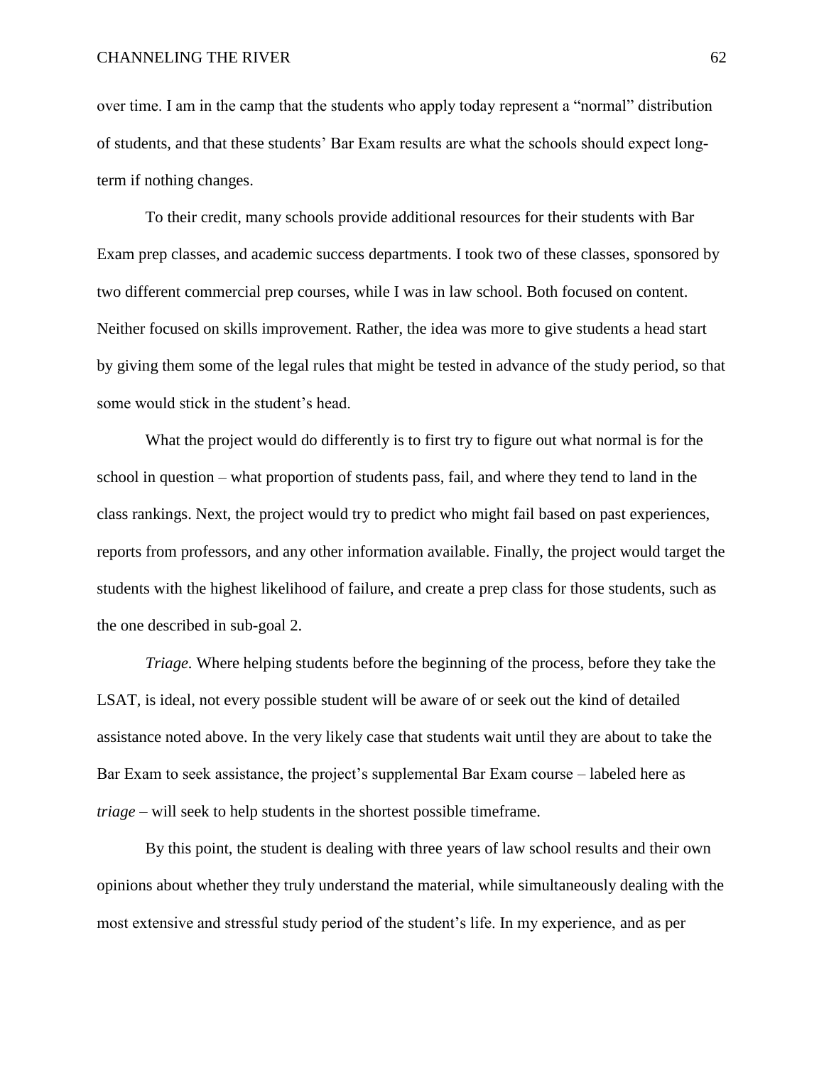over time. I am in the camp that the students who apply today represent a "normal" distribution of students, and that these students' Bar Exam results are what the schools should expect long-term if nothing changes.

To their credit, many schools provide additional resources for their students with Bar Exam prep classes, and academic success departments. I took two of these classes, sponsored by two different commercial prep courses, while I was in law school. Both focused on content. Neither focused on skills improvement. Rather, the idea was more to give students a head start by giving them some of the legal rules that might be tested in advance of the study period, so that some would stick in the student's head.

What the project would do differently is to first try to figure out what normal is for the school in question – what proportion of students pass, fail, and where they tend to land in the class rankings. Next, the project would try to predict who might fail based on past experiences, reports from professors, and any other information available. Finally, the project would target the students with the highest likelihood of failure, and create a prep class for those students, such as the one described in sub-goal 2.

*Triage.* Where helping students before the beginning of the process, before they take the LSAT, is ideal, not every possible student will be aware of or seek out the kind of detailed assistance noted above. In the very likely case that students wait until they are about to take the Bar Exam to seek assistance, the project's supplemental Bar Exam course – labeled here as *triage* – will seek to help students in the shortest possible timeframe.

By this point, the student is dealing with three years of law school results and their own opinions about whether they truly understand the material, while simultaneously dealing with the most extensive and stressful study period of the student's life. In my experience, and as per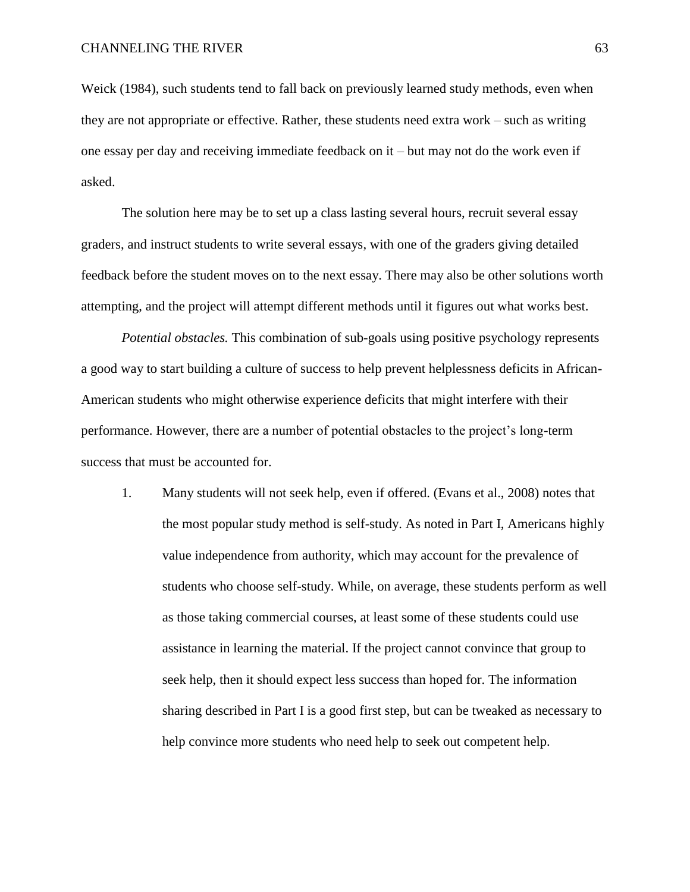Weick (1984), such students tend to fall back on previously learned study methods, even when they are not appropriate or effective. Rather, these students need extra work – such as writing one essay per day and receiving immediate feedback on it – but may not do the work even if asked.

The solution here may be to set up a class lasting several hours, recruit several essay graders, and instruct students to write several essays, with one of the graders giving detailed feedback before the student moves on to the next essay. There may also be other solutions worth attempting, and the project will attempt different methods until it figures out what works best.

*Potential obstacles.* This combination of sub-goals using positive psychology represents a good way to start building a culture of success to help prevent helplessness deficits in African-American students who might otherwise experience deficits that might interfere with their performance. However, there are a number of potential obstacles to the project's long-term success that must be accounted for.

1. Many students will not seek help, even if offered. (Evans et al., 2008) notes that the most popular study method is self-study. As noted in Part I, Americans highly value independence from authority, which may account for the prevalence of students who choose self-study. While, on average, these students perform as well as those taking commercial courses, at least some of these students could use assistance in learning the material. If the project cannot convince that group to seek help, then it should expect less success than hoped for. The information sharing described in Part I is a good first step, but can be tweaked as necessary to help convince more students who need help to seek out competent help.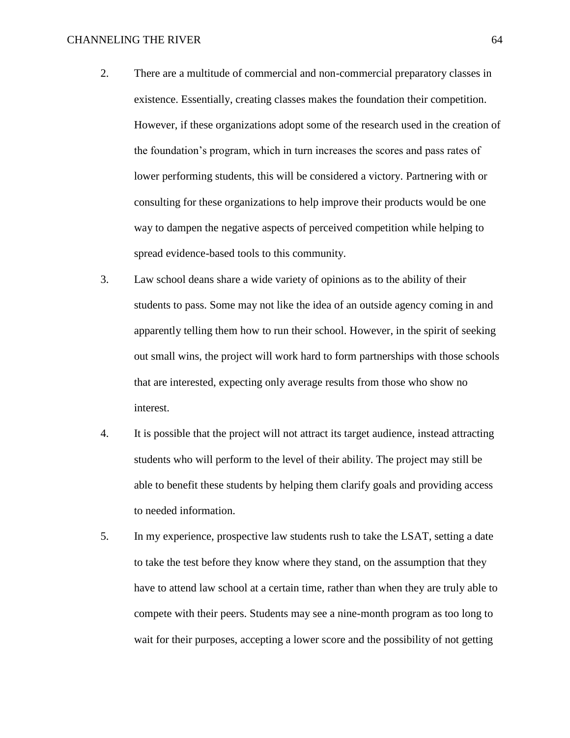2. There are a multitude of commercial and non-commercial preparatory classes in existence. Essentially, creating classes makes the foundation their competition. However, if these organizations adopt some of the research used in the creation of the foundation's program, which in turn increases the scores and pass rates of lower performing students, this will be considered a victory. Partnering with or consulting for these organizations to help improve their products would be one way to dampen the negative aspects of perceived competition while helping to spread evidence-based tools to this community.

3. Law school deans share a wide variety of opinions as to the ability of their students to pass. Some may not like the idea of an outside agency coming in and apparently telling them how to run their school. However, in the spirit of seeking out small wins, the project will work hard to form partnerships with those schools that are interested, expecting only average results from those who show no interest.

4. It is possible that the project will not attract its target audience, instead attracting students who will perform to the level of their ability. The project may still be able to benefit these students by helping them clarify goals and providing access to needed information.

5. In my experience, prospective law students rush to take the LSAT, setting a date to take the test before they know where they stand, on the assumption that they have to attend law school at a certain time, rather than when they are truly able to compete with their peers. Students may see a nine-month program as too long to wait for their purposes, accepting a lower score and the possibility of not getting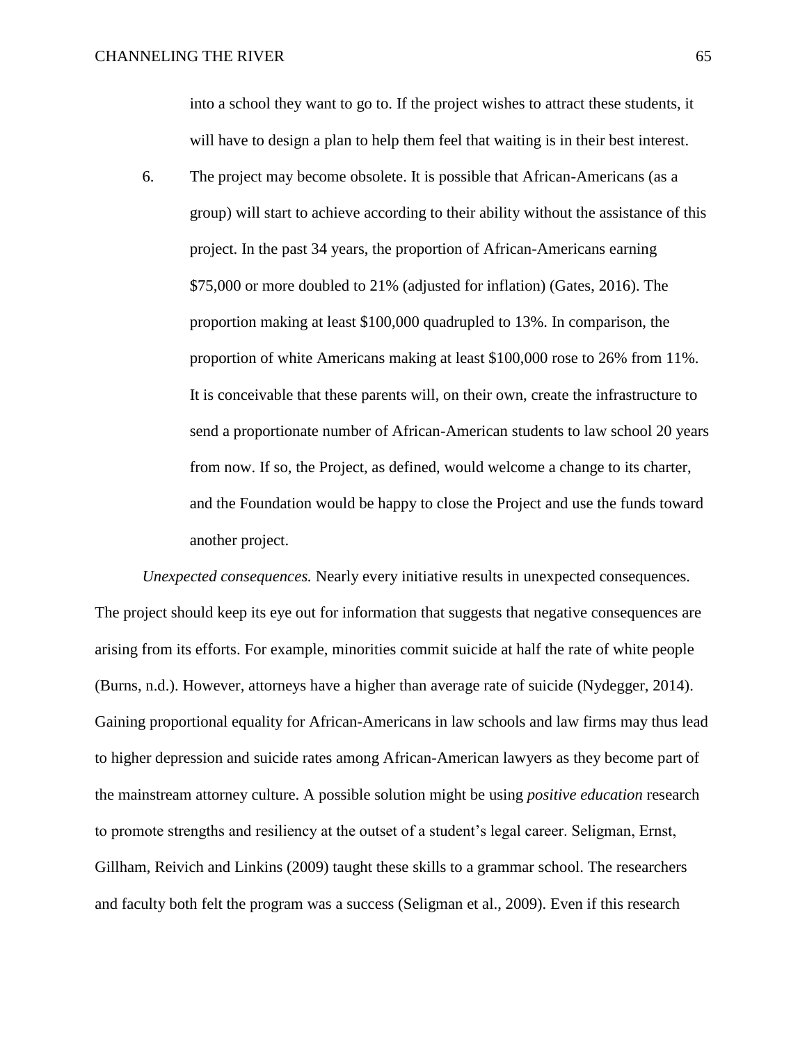into a school they want to go to. If the project wishes to attract these students, it will have to design a plan to help them feel that waiting is in their best interest.

6. The project may become obsolete. It is possible that African-Americans (as a group) will start to achieve according to their ability without the assistance of this project. In the past 34 years, the proportion of African-Americans earning $75,000 or more doubled to 21% (adjusted for inflation) (Gates, 2016). The proportion making at least $100,000 quadrupled to 13%. In comparison, the proportion of white Americans making at least $100,000 rose to 26% from 11%. It is conceivable that these parents will, on their own, create the infrastructure to send a proportionate number of African-American students to law school 20 years from now. If so, the Project, as defined, would welcome a change to its charter, and the Foundation would be happy to close the Project and use the funds toward another project.

*Unexpected consequences.* Nearly every initiative results in unexpected consequences. The project should keep its eye out for information that suggests that negative consequences are arising from its efforts. For example, minorities commit suicide at half the rate of white people (Burns, n.d.). However, attorneys have a higher than average rate of suicide (Nydegger, 2014). Gaining proportional equality for African-Americans in law schools and law firms may thus lead to higher depression and suicide rates among African-American lawyers as they become part of the mainstream attorney culture. A possible solution might be using *positive education* research to promote strengths and resiliency at the outset of a student's legal career. Seligman, Ernst, Gillham, Reivich and Linkins (2009) taught these skills to a grammar school. The researchers and faculty both felt the program was a success (Seligman et al., 2009). Even if this research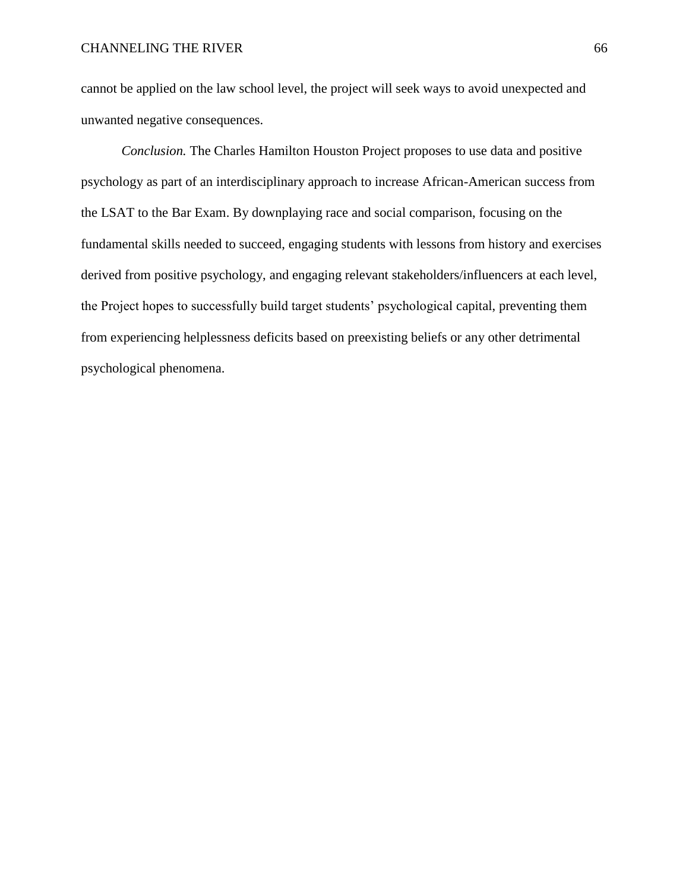cannot be applied on the law school level, the project will seek ways to avoid unexpected and unwanted negative consequences.

*Conclusion.* The Charles Hamilton Houston Project proposes to use data and positive psychology as part of an interdisciplinary approach to increase African-American success from the LSAT to the Bar Exam. By downplaying race and social comparison, focusing on the fundamental skills needed to succeed, engaging students with lessons from history and exercises derived from positive psychology, and engaging relevant stakeholders/influencers at each level, the Project hopes to successfully build target students' psychological capital, preventing them from experiencing helplessness deficits based on preexisting beliefs or any other detrimental psychological phenomena.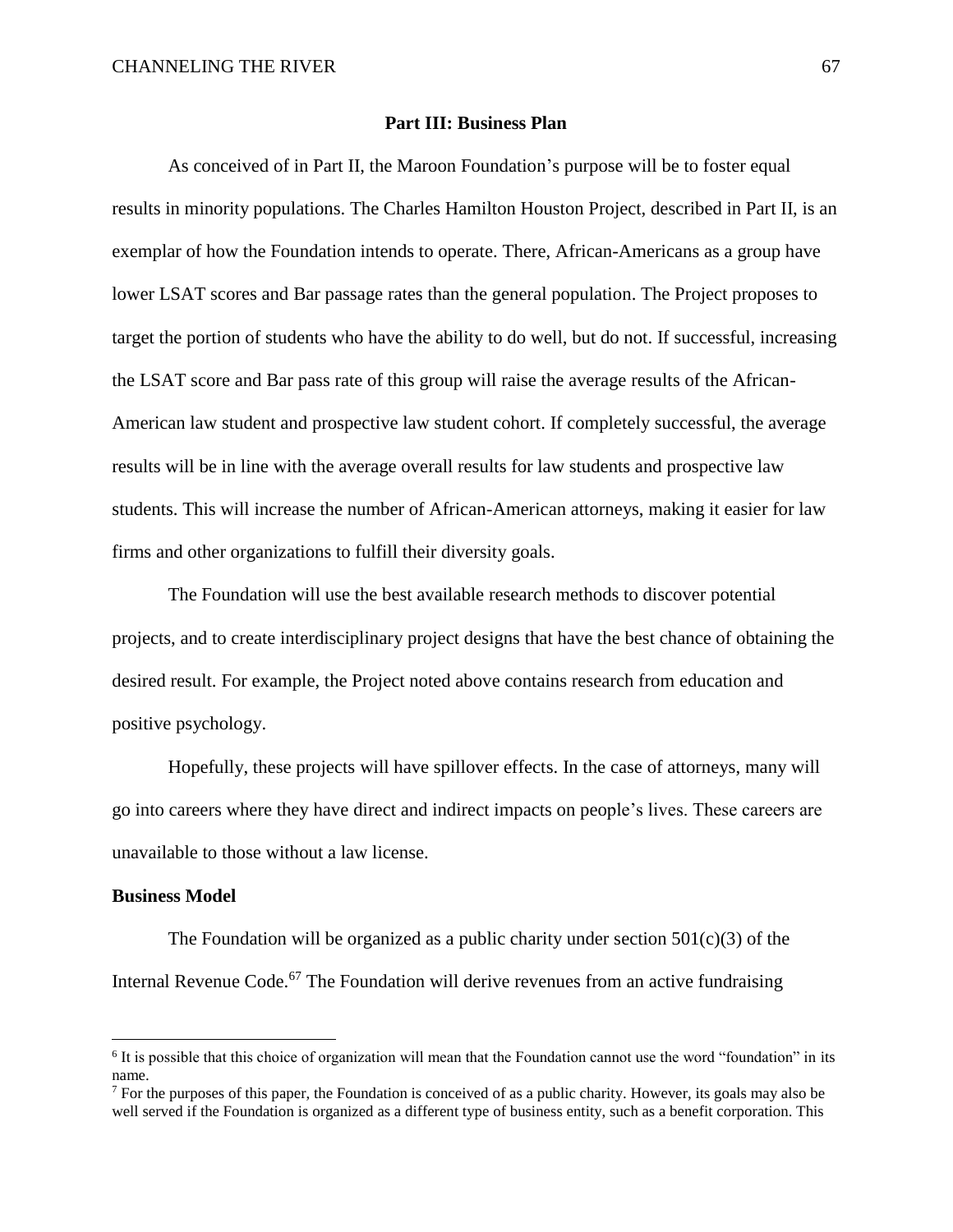## Part III: Business Plan

As conceived of in Part II, the Maroon Foundation's purpose will be to foster equal results in minority populations. The Charles Hamilton Houston Project, described in Part II, is an exemplar of how the Foundation intends to operate. There, African-Americans as a group have lower LSAT scores and Bar passage rates than the general population. The Project proposes to target the portion of students who have the ability to do well, but do not. If successful, increasing the LSAT score and Bar pass rate of this group will raise the average results of the African-American law student and prospective law student cohort. If completely successful, the average results will be in line with the average overall results for law students and prospective law students. This will increase the number of African-American attorneys, making it easier for law firms and other organizations to fulfill their diversity goals.

The Foundation will use the best available research methods to discover potential projects, and to create interdisciplinary project designs that have the best chance of obtaining the desired result. For example, the Project noted above contains research from education and positive psychology.

Hopefully, these projects will have spillover effects. In the case of attorneys, many will go into careers where they have direct and indirect impacts on people's lives. These careers are unavailable to those without a law license.

### Business Model

The Foundation will be organized as a public charity under section 501(c)(3) of the Internal Revenue Code.[6][7] The Foundation will derive revenues from an active fundraising

---

[6] It is possible that this choice of organization will mean that the Foundation cannot use the word "foundation" in its name.

[7] For the purposes of this paper, the Foundation is conceived of as a public charity. However, its goals may also be well served if the Foundation is organized as a different type of business entity, such as a benefit corporation. This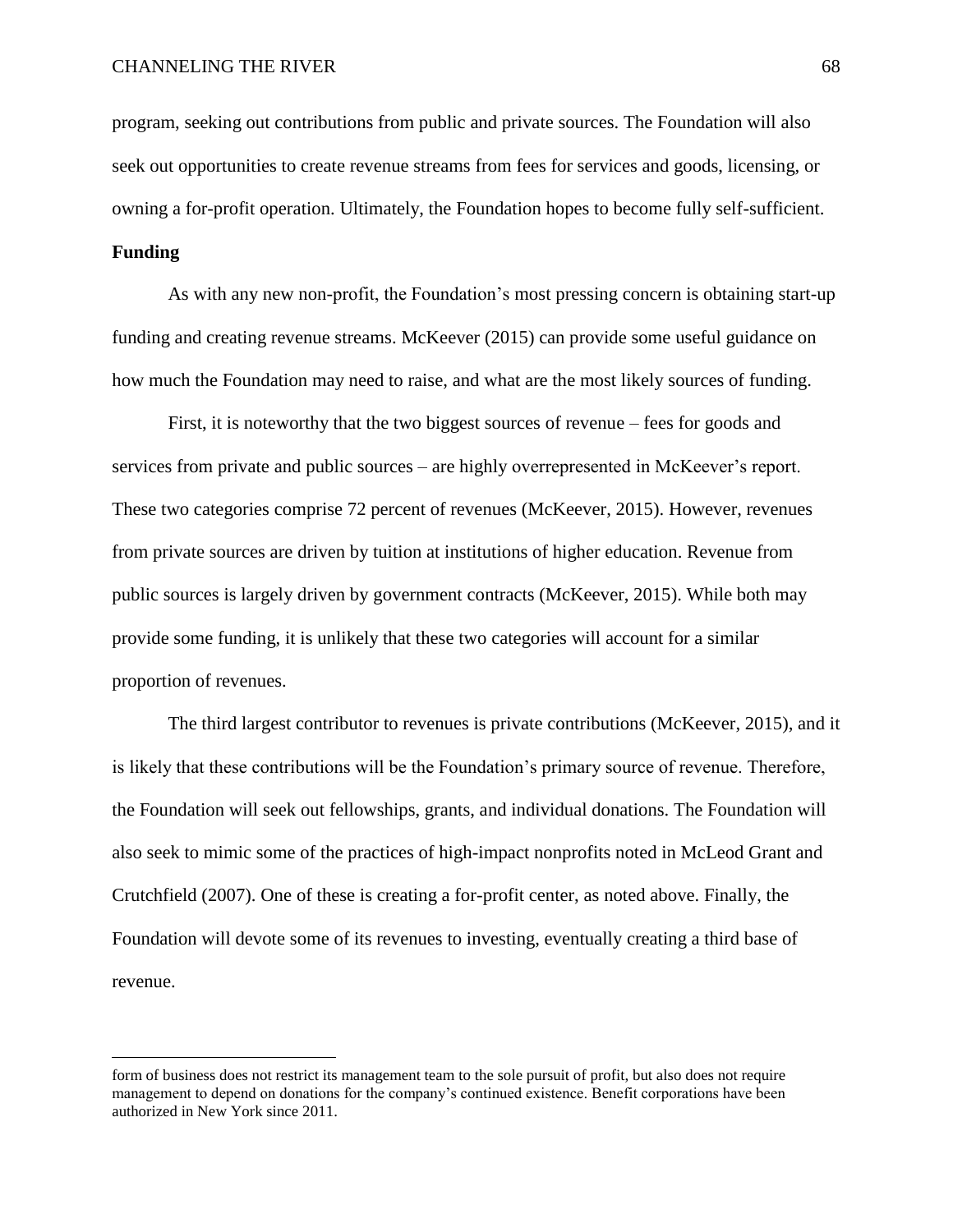program, seeking out contributions from public and private sources. The Foundation will also seek out opportunities to create revenue streams from fees for services and goods, licensing, or owning a for-profit operation. Ultimately, the Foundation hopes to become fully self-sufficient.

**Funding**

As with any new non-profit, the Foundation's most pressing concern is obtaining start-up funding and creating revenue streams. McKeever (2015) can provide some useful guidance on how much the Foundation may need to raise, and what are the most likely sources of funding.

First, it is noteworthy that the two biggest sources of revenue – fees for goods and services from private and public sources – are highly overrepresented in McKeever's report. These two categories comprise 72 percent of revenues (McKeever, 2015). However, revenues from private sources are driven by tuition at institutions of higher education. Revenue from public sources is largely driven by government contracts (McKeever, 2015). While both may provide some funding, it is unlikely that these two categories will account for a similar proportion of revenues.

The third largest contributor to revenues is private contributions (McKeever, 2015), and it is likely that these contributions will be the Foundation's primary source of revenue. Therefore, the Foundation will seek out fellowships, grants, and individual donations. The Foundation will also seek to mimic some of the practices of high-impact nonprofits noted in McLeod Grant and Crutchfield (2007). One of these is creating a for-profit center, as noted above. Finally, the Foundation will devote some of its revenues to investing, eventually creating a third base of revenue.

---

form of business does not restrict its management team to the sole pursuit of profit, but also does not require management to depend on donations for the company's continued existence. Benefit corporations have been authorized in New York since 2011.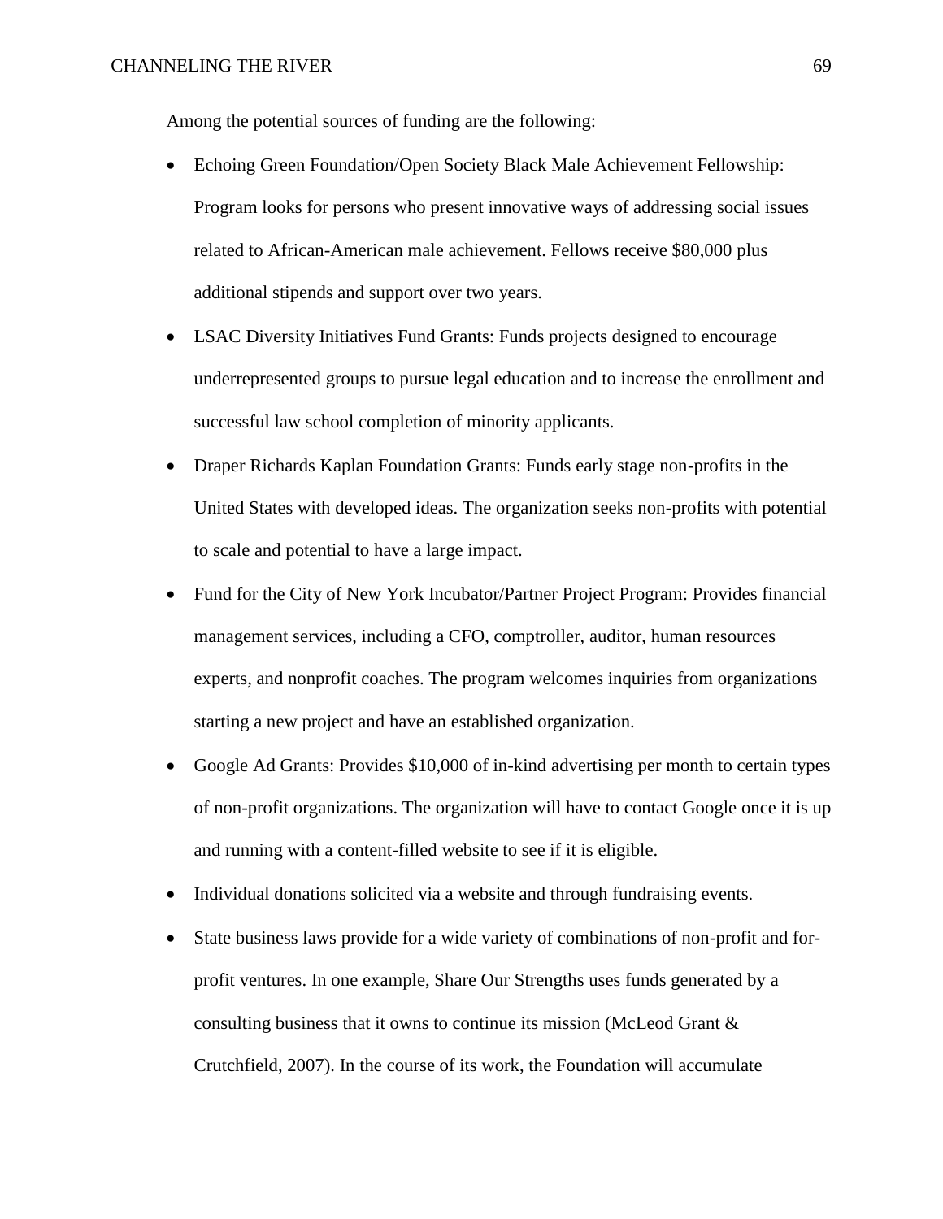Among the potential sources of funding are the following:

- Echoing Green Foundation/Open Society Black Male Achievement Fellowship: Program looks for persons who present innovative ways of addressing social issues related to African-American male achievement. Fellows receive $80,000 plus additional stipends and support over two years.
- LSAC Diversity Initiatives Fund Grants: Funds projects designed to encourage underrepresented groups to pursue legal education and to increase the enrollment and successful law school completion of minority applicants.
- Draper Richards Kaplan Foundation Grants: Funds early stage non-profits in the United States with developed ideas. The organization seeks non-profits with potential to scale and potential to have a large impact.
- Fund for the City of New York Incubator/Partner Project Program: Provides financial management services, including a CFO, comptroller, auditor, human resources experts, and nonprofit coaches. The program welcomes inquiries from organizations starting a new project and have an established organization.
- Google Ad Grants: Provides $10,000 of in-kind advertising per month to certain types of non-profit organizations. The organization will have to contact Google once it is up and running with a content-filled website to see if it is eligible.
- Individual donations solicited via a website and through fundraising events.
- State business laws provide for a wide variety of combinations of non-profit and for-profit ventures. In one example, Share Our Strengths uses funds generated by a consulting business that it owns to continue its mission (McLeod Grant & Crutchfield, 2007). In the course of its work, the Foundation will accumulate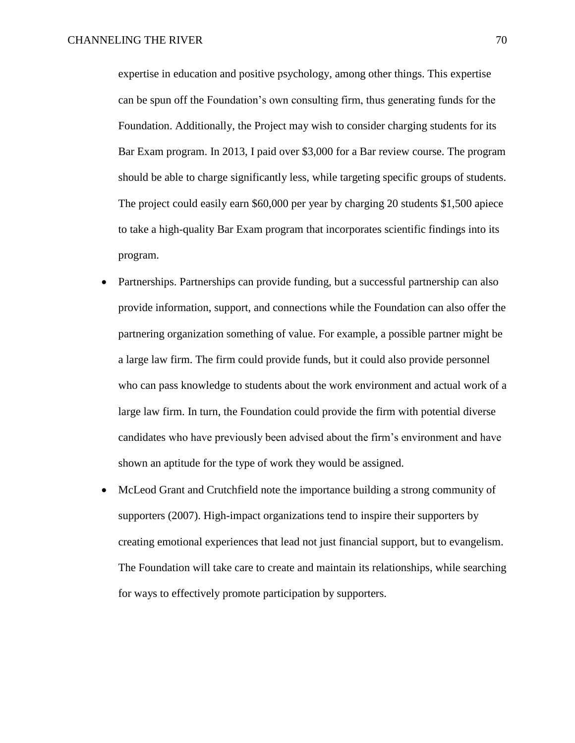expertise in education and positive psychology, among other things. This expertise can be spun off the Foundation's own consulting firm, thus generating funds for the Foundation. Additionally, the Project may wish to consider charging students for its Bar Exam program. In 2013, I paid over $3,000 for a Bar review course. The program should be able to charge significantly less, while targeting specific groups of students. The project could easily earn $60,000 per year by charging 20 students $1,500 apiece to take a high-quality Bar Exam program that incorporates scientific findings into its program.

- Partnerships. Partnerships can provide funding, but a successful partnership can also provide information, support, and connections while the Foundation can also offer the partnering organization something of value. For example, a possible partner might be a large law firm. The firm could provide funds, but it could also provide personnel who can pass knowledge to students about the work environment and actual work of a large law firm. In turn, the Foundation could provide the firm with potential diverse candidates who have previously been advised about the firm's environment and have shown an aptitude for the type of work they would be assigned.
- McLeod Grant and Crutchfield note the importance building a strong community of supporters (2007). High-impact organizations tend to inspire their supporters by creating emotional experiences that lead not just financial support, but to evangelism. The Foundation will take care to create and maintain its relationships, while searching for ways to effectively promote participation by supporters.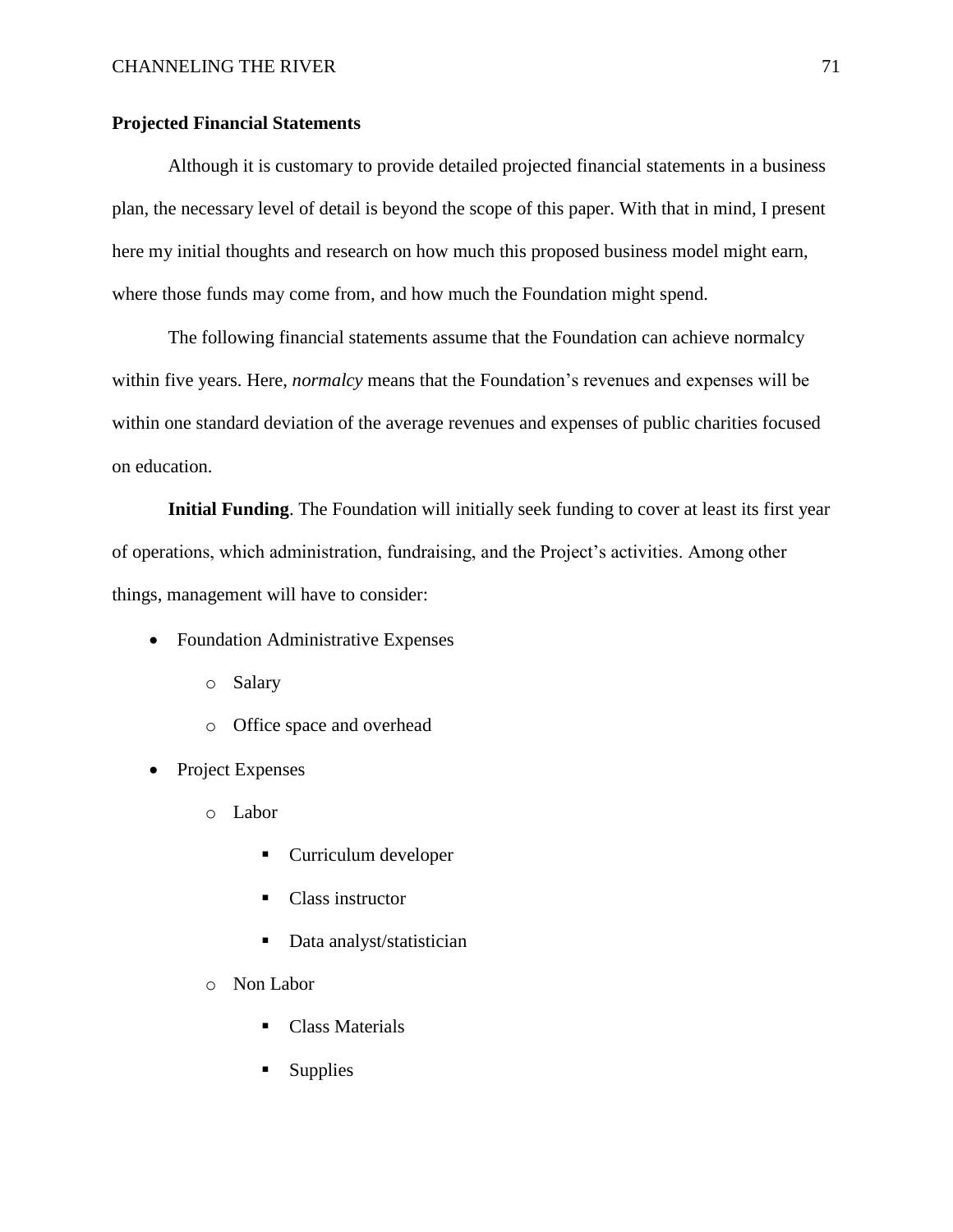### Projected Financial Statements

Although it is customary to provide detailed projected financial statements in a business plan, the necessary level of detail is beyond the scope of this paper. With that in mind, I present here my initial thoughts and research on how much this proposed business model might earn, where those funds may come from, and how much the Foundation might spend.

The following financial statements assume that the Foundation can achieve normalcy within five years. Here, *normalcy* means that the Foundation's revenues and expenses will be within one standard deviation of the average revenues and expenses of public charities focused on education.

**Initial Funding**. The Foundation will initially seek funding to cover at least its first year of operations, which administration, fundraising, and the Project's activities. Among other things, management will have to consider:

- Foundation Administrative Expenses
  - Salary
  - Office space and overhead
- Project Expenses
  - Labor
    - Curriculum developer
    - Class instructor
    - Data analyst/statistician
  - Non Labor
    - Class Materials
    - Supplies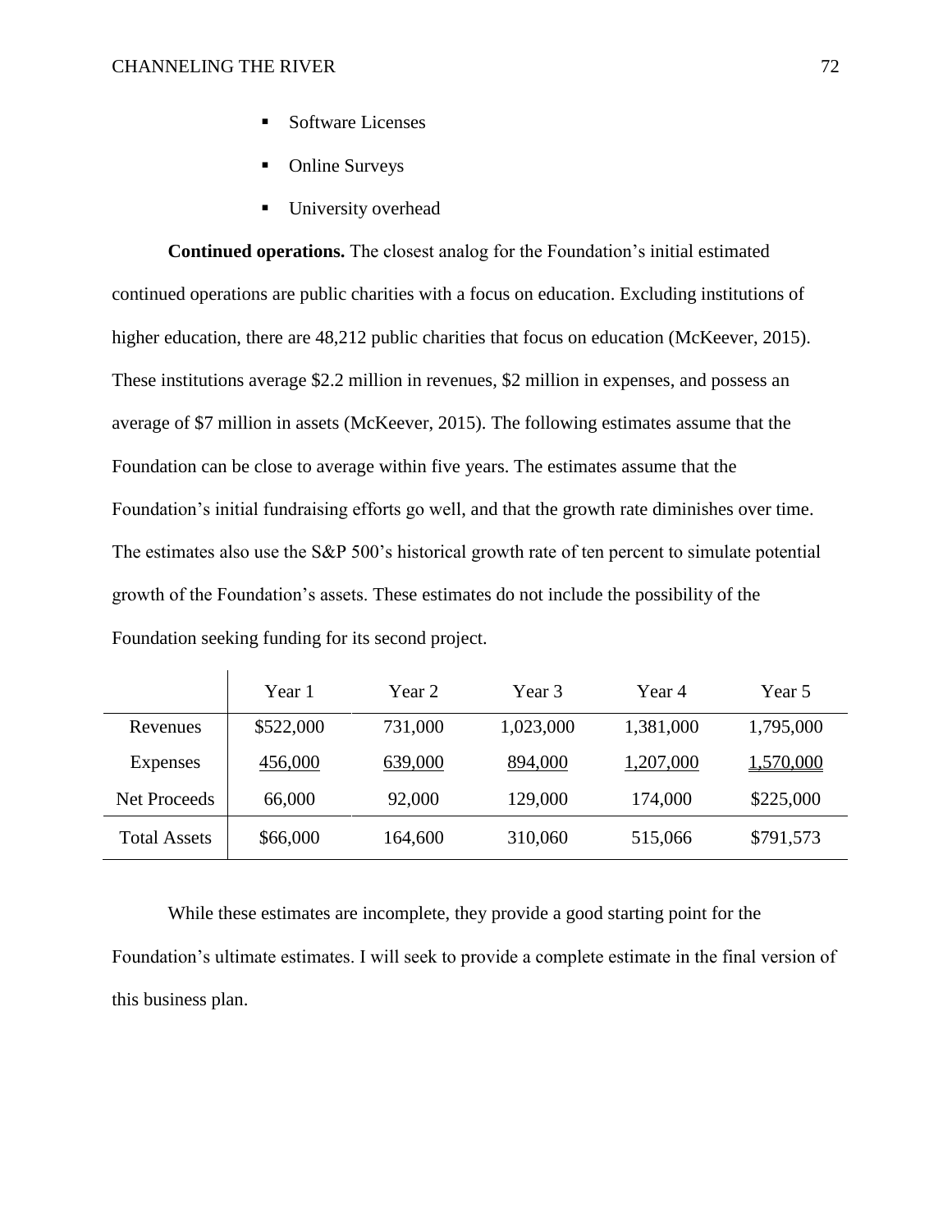- Software Licenses
- Online Surveys
- University overhead

**Continued operations.** The closest analog for the Foundation's initial estimated continued operations are public charities with a focus on education. Excluding institutions of higher education, there are 48,212 public charities that focus on education (McKeever, 2015). These institutions average \$2.2 million in revenues, \$2 million in expenses, and possess an average of \$7 million in assets (McKeever, 2015). The following estimates assume that the Foundation can be close to average within five years. The estimates assume that the Foundation's initial fundraising efforts go well, and that the growth rate diminishes over time. The estimates also use the S&P 500's historical growth rate of ten percent to simulate potential growth of the Foundation's assets. These estimates do not include the possibility of the Foundation seeking funding for its second project.

| | Year 1 | Year 2 | Year 3 | Year 4 | Year 5 |
|---|---|---|---|---|---|
| Revenues | \$522,000 | 731,000 | 1,023,000 | 1,381,000 | 1,795,000 |
| Expenses | 456,000 | 639,000 | 894,000 | 1,207,000 | 1,570,000 |
| Net Proceeds | 66,000 | 92,000 | 129,000 | 174,000 | \$225,000 |
| Total Assets | \$66,000 | 164,600 | 310,060 | 515,066 | \$791,573 |

While these estimates are incomplete, they provide a good starting point for the Foundation's ultimate estimates. I will seek to provide a complete estimate in the final version of this business plan.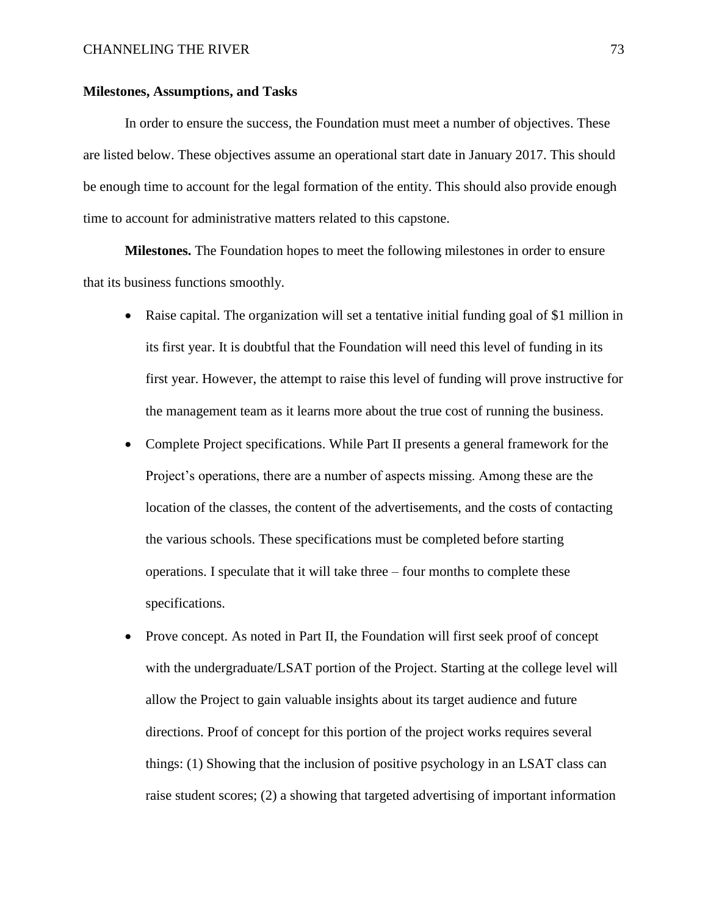## Milestones, Assumptions, and Tasks

In order to ensure the success, the Foundation must meet a number of objectives. These are listed below. These objectives assume an operational start date in January 2017. This should be enough time to account for the legal formation of the entity. This should also provide enough time to account for administrative matters related to this capstone.

**Milestones.** The Foundation hopes to meet the following milestones in order to ensure that its business functions smoothly.

- Raise capital. The organization will set a tentative initial funding goal of $1 million in its first year. It is doubtful that the Foundation will need this level of funding in its first year. However, the attempt to raise this level of funding will prove instructive for the management team as it learns more about the true cost of running the business.
- Complete Project specifications. While Part II presents a general framework for the Project's operations, there are a number of aspects missing. Among these are the location of the classes, the content of the advertisements, and the costs of contacting the various schools. These specifications must be completed before starting operations. I speculate that it will take three – four months to complete these specifications.
- Prove concept. As noted in Part II, the Foundation will first seek proof of concept with the undergraduate/LSAT portion of the Project. Starting at the college level will allow the Project to gain valuable insights about its target audience and future directions. Proof of concept for this portion of the project works requires several things: (1) Showing that the inclusion of positive psychology in an LSAT class can raise student scores; (2) a showing that targeted advertising of important information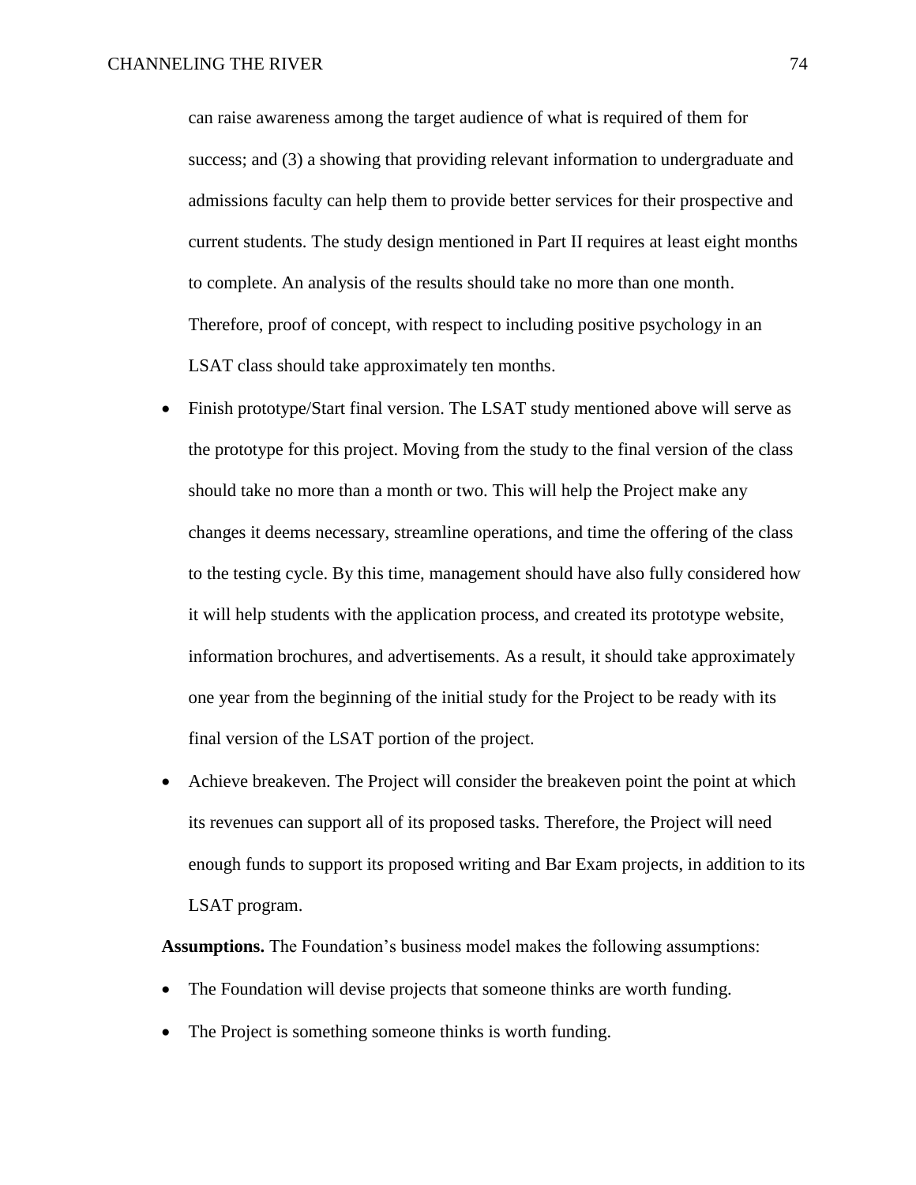can raise awareness among the target audience of what is required of them for success; and (3) a showing that providing relevant information to undergraduate and admissions faculty can help them to provide better services for their prospective and current students. The study design mentioned in Part II requires at least eight months to complete. An analysis of the results should take no more than one month. Therefore, proof of concept, with respect to including positive psychology in an LSAT class should take approximately ten months.

- Finish prototype/Start final version. The LSAT study mentioned above will serve as the prototype for this project. Moving from the study to the final version of the class should take no more than a month or two. This will help the Project make any changes it deems necessary, streamline operations, and time the offering of the class to the testing cycle. By this time, management should have also fully considered how it will help students with the application process, and created its prototype website, information brochures, and advertisements. As a result, it should take approximately one year from the beginning of the initial study for the Project to be ready with its final version of the LSAT portion of the project.
- Achieve breakeven. The Project will consider the breakeven point the point at which its revenues can support all of its proposed tasks. Therefore, the Project will need enough funds to support its proposed writing and Bar Exam projects, in addition to its LSAT program.

**Assumptions.** The Foundation's business model makes the following assumptions:

- The Foundation will devise projects that someone thinks are worth funding.
- The Project is something someone thinks is worth funding.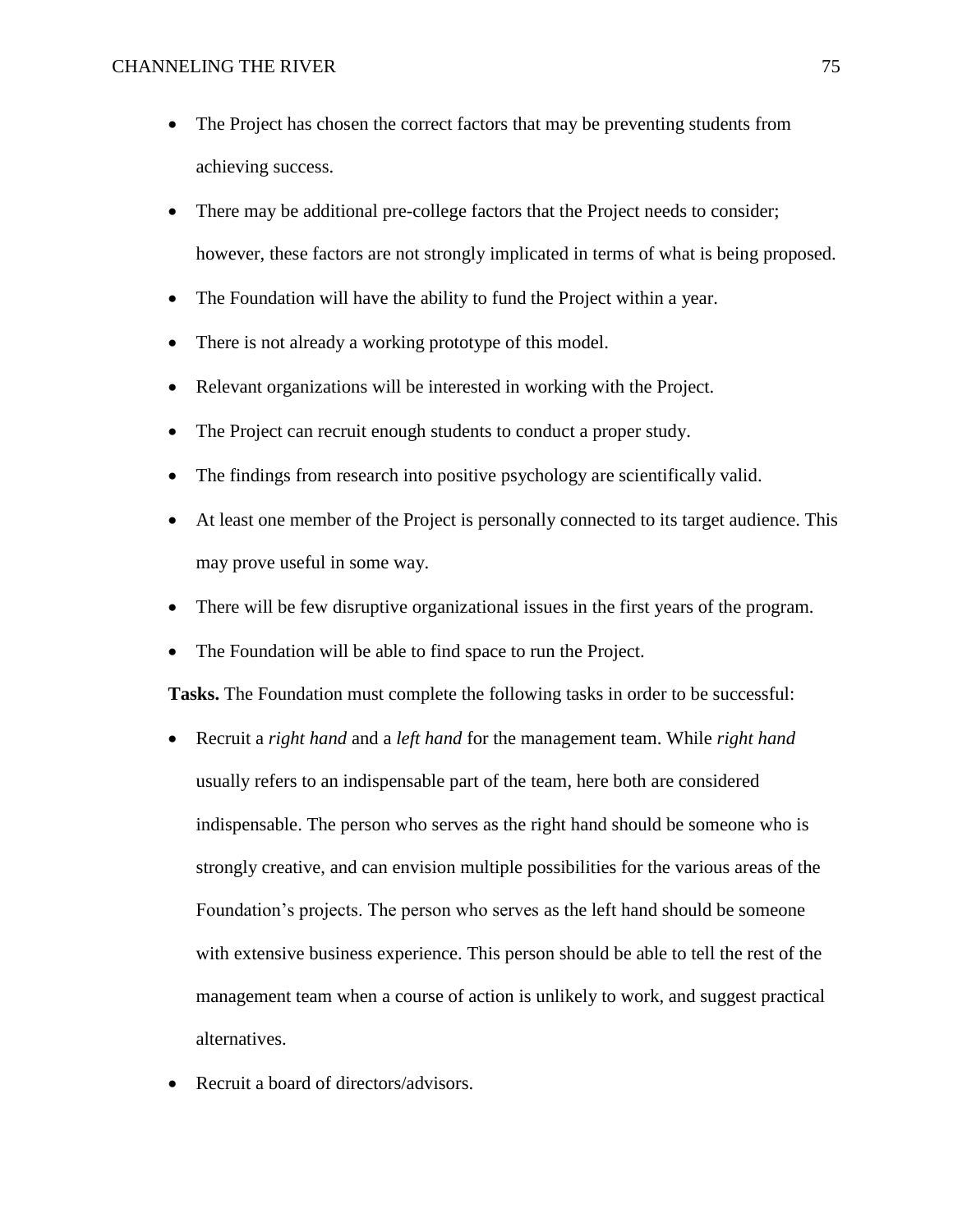- The Project has chosen the correct factors that may be preventing students from achieving success.
- There may be additional pre-college factors that the Project needs to consider; however, these factors are not strongly implicated in terms of what is being proposed.
- The Foundation will have the ability to fund the Project within a year.
- There is not already a working prototype of this model.
- Relevant organizations will be interested in working with the Project.
- The Project can recruit enough students to conduct a proper study.
- The findings from research into positive psychology are scientifically valid.
- At least one member of the Project is personally connected to its target audience. This may prove useful in some way.
- There will be few disruptive organizational issues in the first years of the program.
- The Foundation will be able to find space to run the Project.

**Tasks.** The Foundation must complete the following tasks in order to be successful:

- Recruit a *right hand* and a *left hand* for the management team. While *right hand* usually refers to an indispensable part of the team, here both are considered indispensable. The person who serves as the right hand should be someone who is strongly creative, and can envision multiple possibilities for the various areas of the Foundation's projects. The person who serves as the left hand should be someone with extensive business experience. This person should be able to tell the rest of the management team when a course of action is unlikely to work, and suggest practical alternatives.
- Recruit a board of directors/advisors.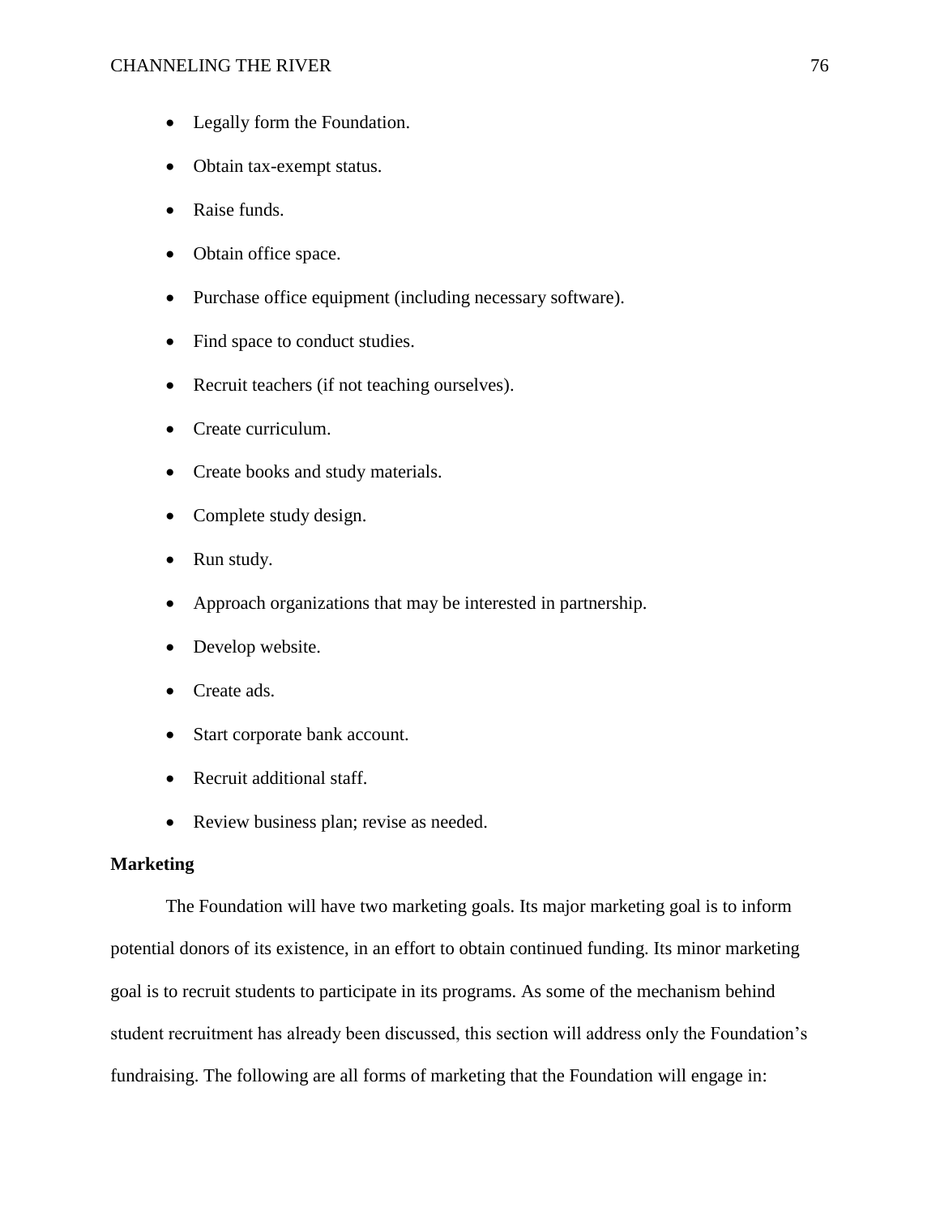- Legally form the Foundation.
- Obtain tax-exempt status.
- Raise funds.
- Obtain office space.
- Purchase office equipment (including necessary software).
- Find space to conduct studies.
- Recruit teachers (if not teaching ourselves).
- Create curriculum.
- Create books and study materials.
- Complete study design.
- Run study.
- Approach organizations that may be interested in partnership.
- Develop website.
- Create ads.
- Start corporate bank account.
- Recruit additional staff.
- Review business plan; revise as needed.

**Marketing**

The Foundation will have two marketing goals. Its major marketing goal is to inform potential donors of its existence, in an effort to obtain continued funding. Its minor marketing goal is to recruit students to participate in its programs. As some of the mechanism behind student recruitment has already been discussed, this section will address only the Foundation's fundraising. The following are all forms of marketing that the Foundation will engage in: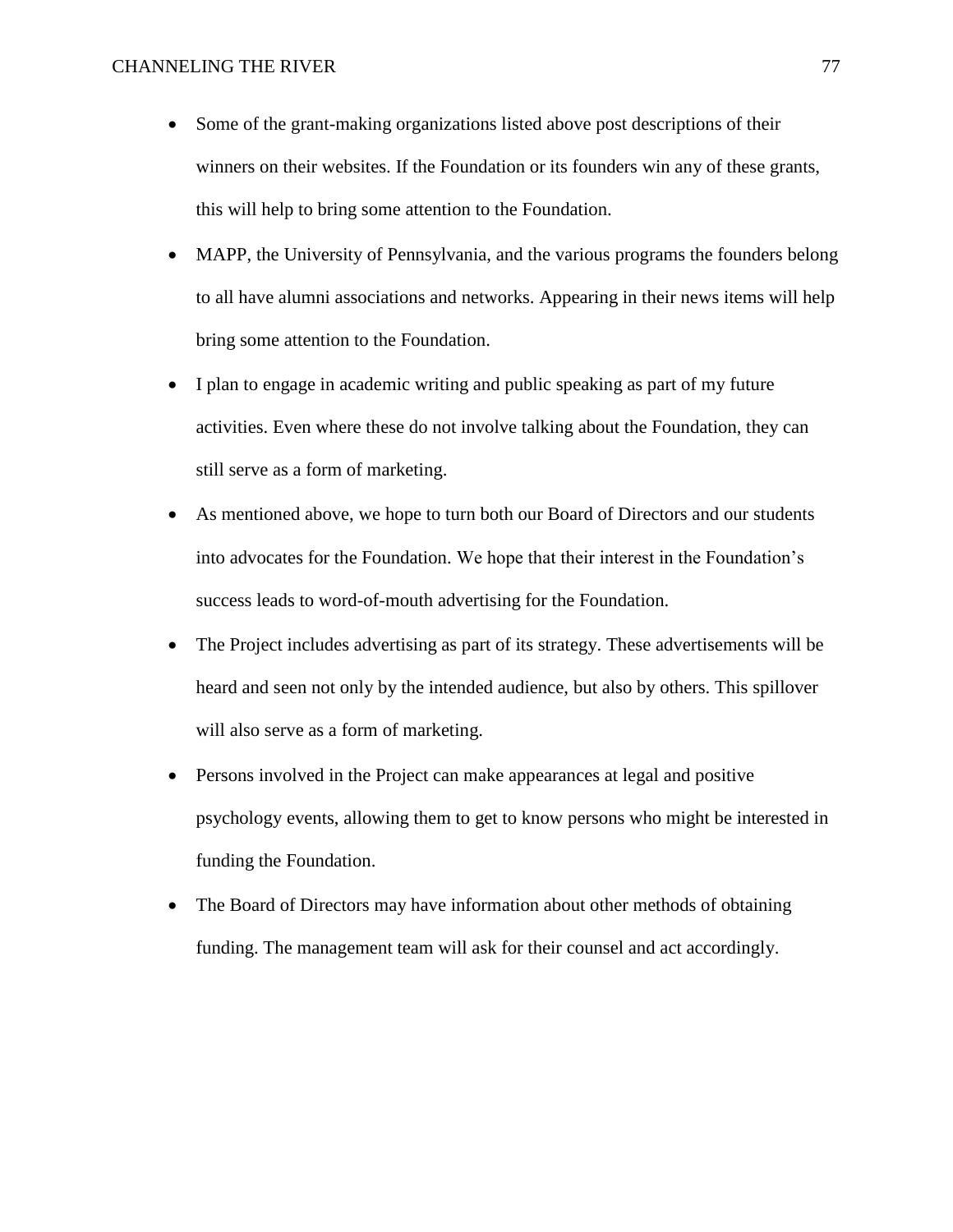- Some of the grant-making organizations listed above post descriptions of their winners on their websites. If the Foundation or its founders win any of these grants, this will help to bring some attention to the Foundation.
- MAPP, the University of Pennsylvania, and the various programs the founders belong to all have alumni associations and networks. Appearing in their news items will help bring some attention to the Foundation.
- I plan to engage in academic writing and public speaking as part of my future activities. Even where these do not involve talking about the Foundation, they can still serve as a form of marketing.
- As mentioned above, we hope to turn both our Board of Directors and our students into advocates for the Foundation. We hope that their interest in the Foundation's success leads to word-of-mouth advertising for the Foundation.
- The Project includes advertising as part of its strategy. These advertisements will be heard and seen not only by the intended audience, but also by others. This spillover will also serve as a form of marketing.
- Persons involved in the Project can make appearances at legal and positive psychology events, allowing them to get to know persons who might be interested in funding the Foundation.
- The Board of Directors may have information about other methods of obtaining funding. The management team will ask for their counsel and act accordingly.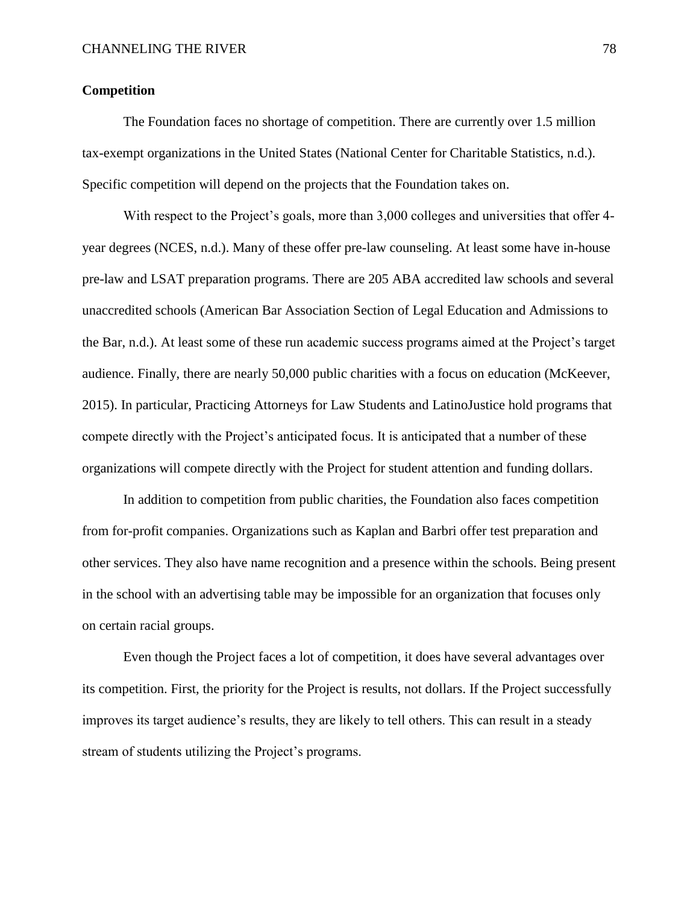## Competition

The Foundation faces no shortage of competition. There are currently over 1.5 million tax-exempt organizations in the United States (National Center for Charitable Statistics, n.d.). Specific competition will depend on the projects that the Foundation takes on.

With respect to the Project's goals, more than 3,000 colleges and universities that offer 4-year degrees (NCES, n.d.). Many of these offer pre-law counseling. At least some have in-house pre-law and LSAT preparation programs. There are 205 ABA accredited law schools and several unaccredited schools (American Bar Association Section of Legal Education and Admissions to the Bar, n.d.). At least some of these run academic success programs aimed at the Project's target audience. Finally, there are nearly 50,000 public charities with a focus on education (McKeever, 2015). In particular, Practicing Attorneys for Law Students and LatinoJustice hold programs that compete directly with the Project's anticipated focus. It is anticipated that a number of these organizations will compete directly with the Project for student attention and funding dollars.

In addition to competition from public charities, the Foundation also faces competition from for-profit companies. Organizations such as Kaplan and Barbri offer test preparation and other services. They also have name recognition and a presence within the schools. Being present in the school with an advertising table may be impossible for an organization that focuses only on certain racial groups.

Even though the Project faces a lot of competition, it does have several advantages over its competition. First, the priority for the Project is results, not dollars. If the Project successfully improves its target audience's results, they are likely to tell others. This can result in a steady stream of students utilizing the Project's programs.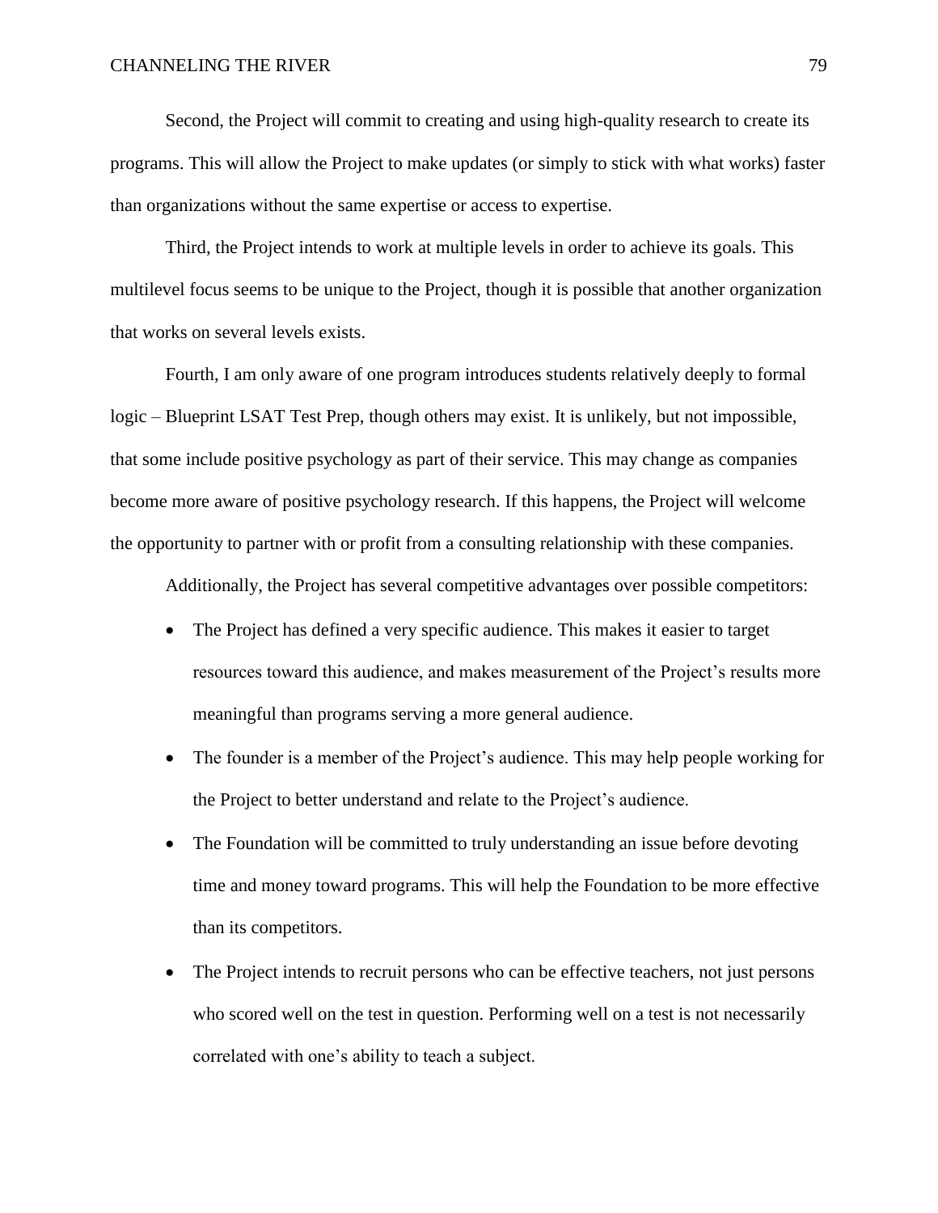Second, the Project will commit to creating and using high-quality research to create its programs. This will allow the Project to make updates (or simply to stick with what works) faster than organizations without the same expertise or access to expertise.

Third, the Project intends to work at multiple levels in order to achieve its goals. This multilevel focus seems to be unique to the Project, though it is possible that another organization that works on several levels exists.

Fourth, I am only aware of one program introduces students relatively deeply to formal logic – Blueprint LSAT Test Prep, though others may exist. It is unlikely, but not impossible, that some include positive psychology as part of their service. This may change as companies become more aware of positive psychology research. If this happens, the Project will welcome the opportunity to partner with or profit from a consulting relationship with these companies.

Additionally, the Project has several competitive advantages over possible competitors:

- The Project has defined a very specific audience. This makes it easier to target resources toward this audience, and makes measurement of the Project's results more meaningful than programs serving a more general audience.
- The founder is a member of the Project's audience. This may help people working for the Project to better understand and relate to the Project's audience.
- The Foundation will be committed to truly understanding an issue before devoting time and money toward programs. This will help the Foundation to be more effective than its competitors.
- The Project intends to recruit persons who can be effective teachers, not just persons who scored well on the test in question. Performing well on a test is not necessarily correlated with one's ability to teach a subject.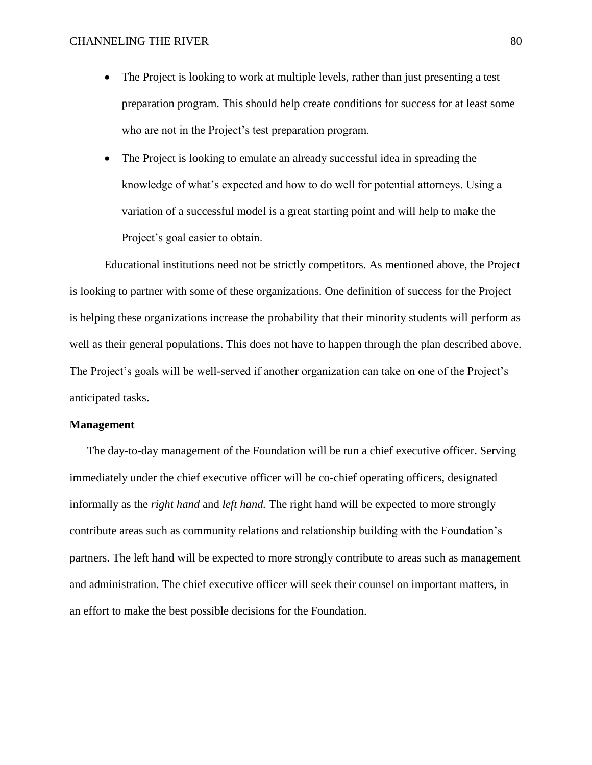- The Project is looking to work at multiple levels, rather than just presenting a test preparation program. This should help create conditions for success for at least some who are not in the Project's test preparation program.
- The Project is looking to emulate an already successful idea in spreading the knowledge of what's expected and how to do well for potential attorneys. Using a variation of a successful model is a great starting point and will help to make the Project's goal easier to obtain.

Educational institutions need not be strictly competitors. As mentioned above, the Project is looking to partner with some of these organizations. One definition of success for the Project is helping these organizations increase the probability that their minority students will perform as well as their general populations. This does not have to happen through the plan described above. The Project's goals will be well-served if another organization can take on one of the Project's anticipated tasks.

**Management**

The day-to-day management of the Foundation will be run a chief executive officer. Serving immediately under the chief executive officer will be co-chief operating officers, designated informally as the *right hand* and *left hand.* The right hand will be expected to more strongly contribute areas such as community relations and relationship building with the Foundation's partners. The left hand will be expected to more strongly contribute to areas such as management and administration. The chief executive officer will seek their counsel on important matters, in an effort to make the best possible decisions for the Foundation.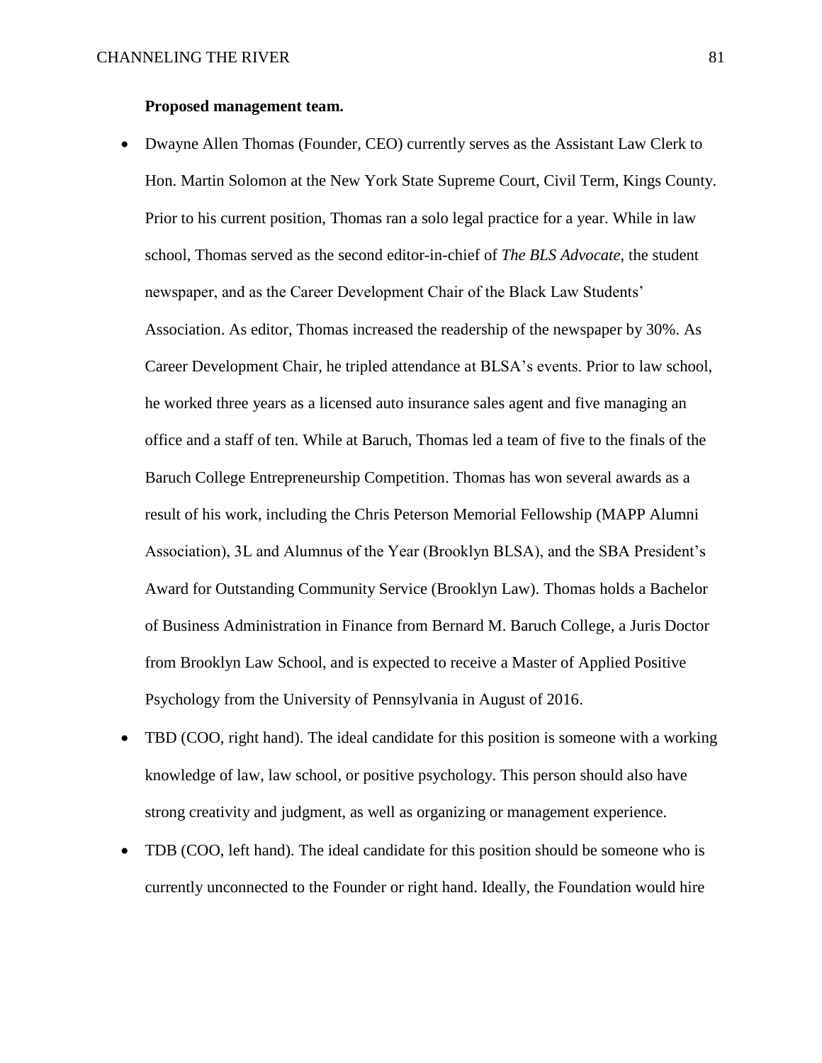**Proposed management team.**

- Dwayne Allen Thomas (Founder, CEO) currently serves as the Assistant Law Clerk to Hon. Martin Solomon at the New York State Supreme Court, Civil Term, Kings County. Prior to his current position, Thomas ran a solo legal practice for a year. While in law school, Thomas served as the second editor-in-chief of *The BLS Advocate*, the student newspaper, and as the Career Development Chair of the Black Law Students' Association. As editor, Thomas increased the readership of the newspaper by 30%. As Career Development Chair, he tripled attendance at BLSA's events. Prior to law school, he worked three years as a licensed auto insurance sales agent and five managing an office and a staff of ten. While at Baruch, Thomas led a team of five to the finals of the Baruch College Entrepreneurship Competition. Thomas has won several awards as a result of his work, including the Chris Peterson Memorial Fellowship (MAPP Alumni Association), 3L and Alumnus of the Year (Brooklyn BLSA), and the SBA President's Award for Outstanding Community Service (Brooklyn Law). Thomas holds a Bachelor of Business Administration in Finance from Bernard M. Baruch College, a Juris Doctor from Brooklyn Law School, and is expected to receive a Master of Applied Positive Psychology from the University of Pennsylvania in August of 2016.
- TBD (COO, right hand). The ideal candidate for this position is someone with a working knowledge of law, law school, or positive psychology. This person should also have strong creativity and judgment, as well as organizing or management experience.
- TDB (COO, left hand). The ideal candidate for this position should be someone who is currently unconnected to the Founder or right hand. Ideally, the Foundation would hire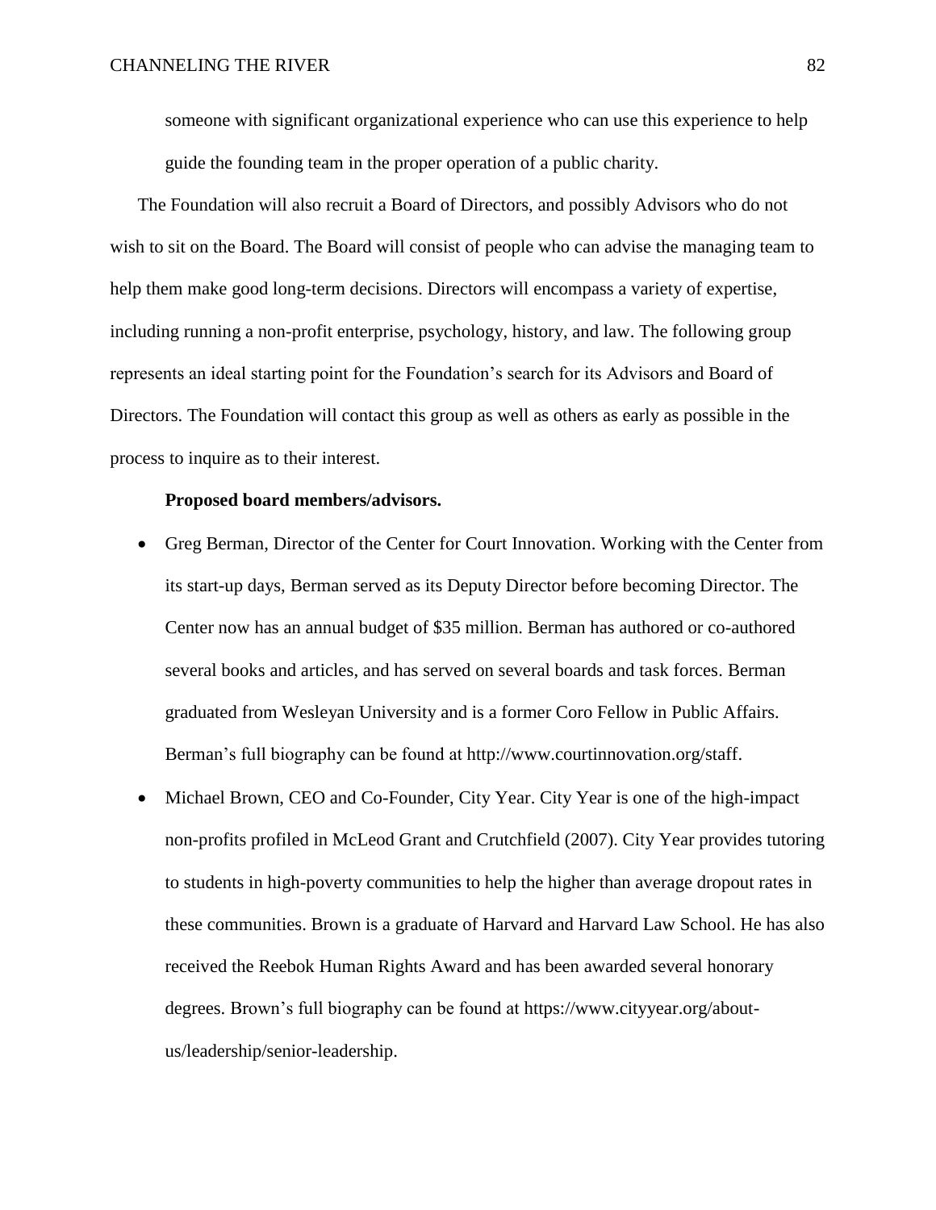someone with significant organizational experience who can use this experience to help guide the founding team in the proper operation of a public charity.

The Foundation will also recruit a Board of Directors, and possibly Advisors who do not wish to sit on the Board. The Board will consist of people who can advise the managing team to help them make good long-term decisions. Directors will encompass a variety of expertise, including running a non-profit enterprise, psychology, history, and law. The following group represents an ideal starting point for the Foundation's search for its Advisors and Board of Directors. The Foundation will contact this group as well as others as early as possible in the process to inquire as to their interest.

**Proposed board members/advisors.**

- Greg Berman, Director of the Center for Court Innovation. Working with the Center from its start-up days, Berman served as its Deputy Director before becoming Director. The Center now has an annual budget of $35 million. Berman has authored or co-authored several books and articles, and has served on several boards and task forces. Berman graduated from Wesleyan University and is a former Coro Fellow in Public Affairs. Berman's full biography can be found at http://www.courtinnovation.org/staff.
- Michael Brown, CEO and Co-Founder, City Year. City Year is one of the high-impact non-profits profiled in McLeod Grant and Crutchfield (2007). City Year provides tutoring to students in high-poverty communities to help the higher than average dropout rates in these communities. Brown is a graduate of Harvard and Harvard Law School. He has also received the Reebok Human Rights Award and has been awarded several honorary degrees. Brown's full biography can be found at https://www.cityyear.org/about-us/leadership/senior-leadership.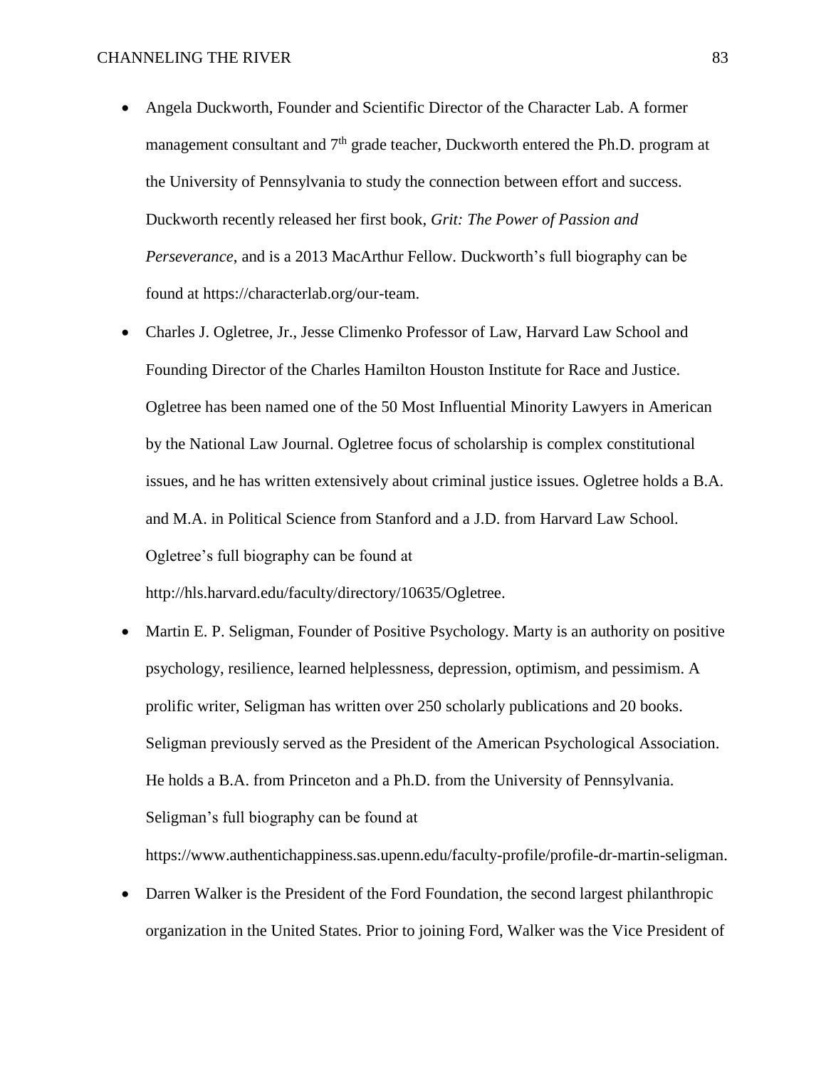- Angela Duckworth, Founder and Scientific Director of the Character Lab. A former management consultant and 7th grade teacher, Duckworth entered the Ph.D. program at the University of Pennsylvania to study the connection between effort and success. Duckworth recently released her first book, *Grit: The Power of Passion and Perseverance*, and is a 2013 MacArthur Fellow. Duckworth's full biography can be found at https://characterlab.org/our-team.
- Charles J. Ogletree, Jr., Jesse Climenko Professor of Law, Harvard Law School and Founding Director of the Charles Hamilton Houston Institute for Race and Justice. Ogletree has been named one of the 50 Most Influential Minority Lawyers in American by the National Law Journal. Ogletree focus of scholarship is complex constitutional issues, and he has written extensively about criminal justice issues. Ogletree holds a B.A. and M.A. in Political Science from Stanford and a J.D. from Harvard Law School. Ogletree's full biography can be found at http://hls.harvard.edu/faculty/directory/10635/Ogletree.
- Martin E. P. Seligman, Founder of Positive Psychology. Marty is an authority on positive psychology, resilience, learned helplessness, depression, optimism, and pessimism. A prolific writer, Seligman has written over 250 scholarly publications and 20 books. Seligman previously served as the President of the American Psychological Association. He holds a B.A. from Princeton and a Ph.D. from the University of Pennsylvania. Seligman's full biography can be found at https://www.authentichappiness.sas.upenn.edu/faculty-profile/profile-dr-martin-seligman.
- Darren Walker is the President of the Ford Foundation, the second largest philanthropic organization in the United States. Prior to joining Ford, Walker was the Vice President of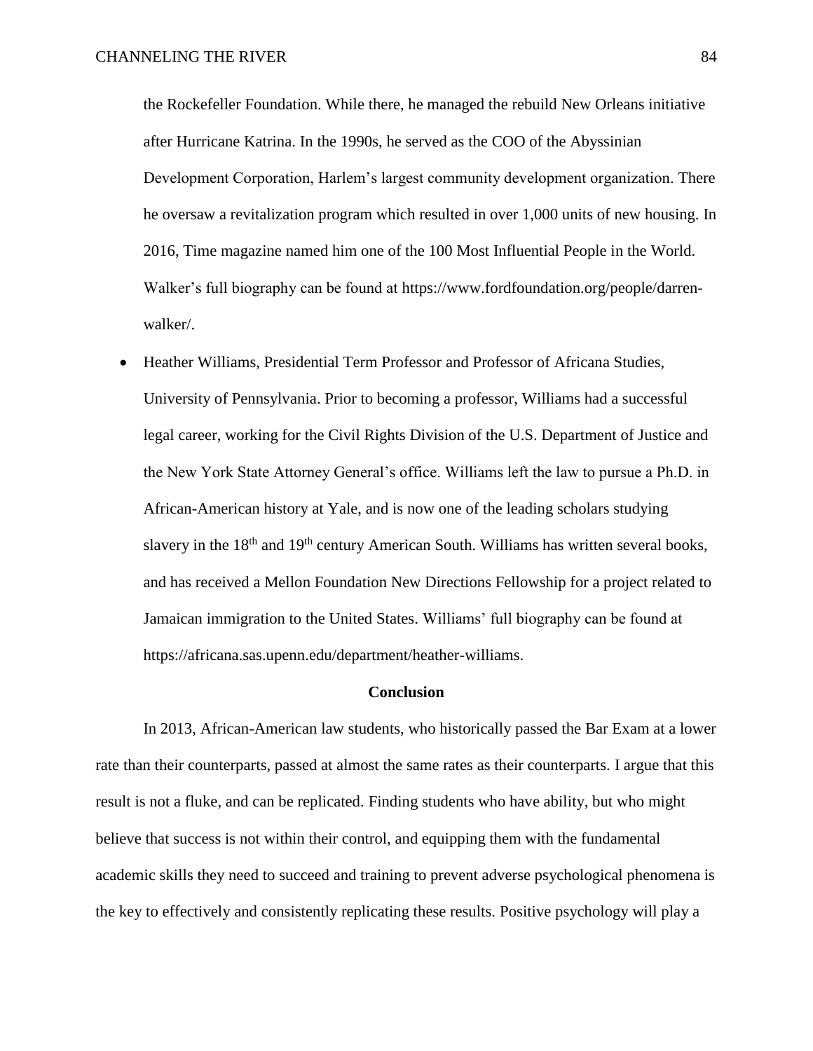the Rockefeller Foundation. While there, he managed the rebuild New Orleans initiative after Hurricane Katrina. In the 1990s, he served as the COO of the Abyssinian Development Corporation, Harlem's largest community development organization. There he oversaw a revitalization program which resulted in over 1,000 units of new housing. In 2016, Time magazine named him one of the 100 Most Influential People in the World. Walker's full biography can be found at https://www.fordfoundation.org/people/darren-walker/.

- Heather Williams, Presidential Term Professor and Professor of Africana Studies, University of Pennsylvania. Prior to becoming a professor, Williams had a successful legal career, working for the Civil Rights Division of the U.S. Department of Justice and the New York State Attorney General's office. Williams left the law to pursue a Ph.D. in African-American history at Yale, and is now one of the leading scholars studying slavery in the 18th and 19th century American South. Williams has written several books, and has received a Mellon Foundation New Directions Fellowship for a project related to Jamaican immigration to the United States. Williams' full biography can be found at https://africana.sas.upenn.edu/department/heather-williams.

## Conclusion

In 2013, African-American law students, who historically passed the Bar Exam at a lower rate than their counterparts, passed at almost the same rates as their counterparts. I argue that this result is not a fluke, and can be replicated. Finding students who have ability, but who might believe that success is not within their control, and equipping them with the fundamental academic skills they need to succeed and training to prevent adverse psychological phenomena is the key to effectively and consistently replicating these results. Positive psychology will play a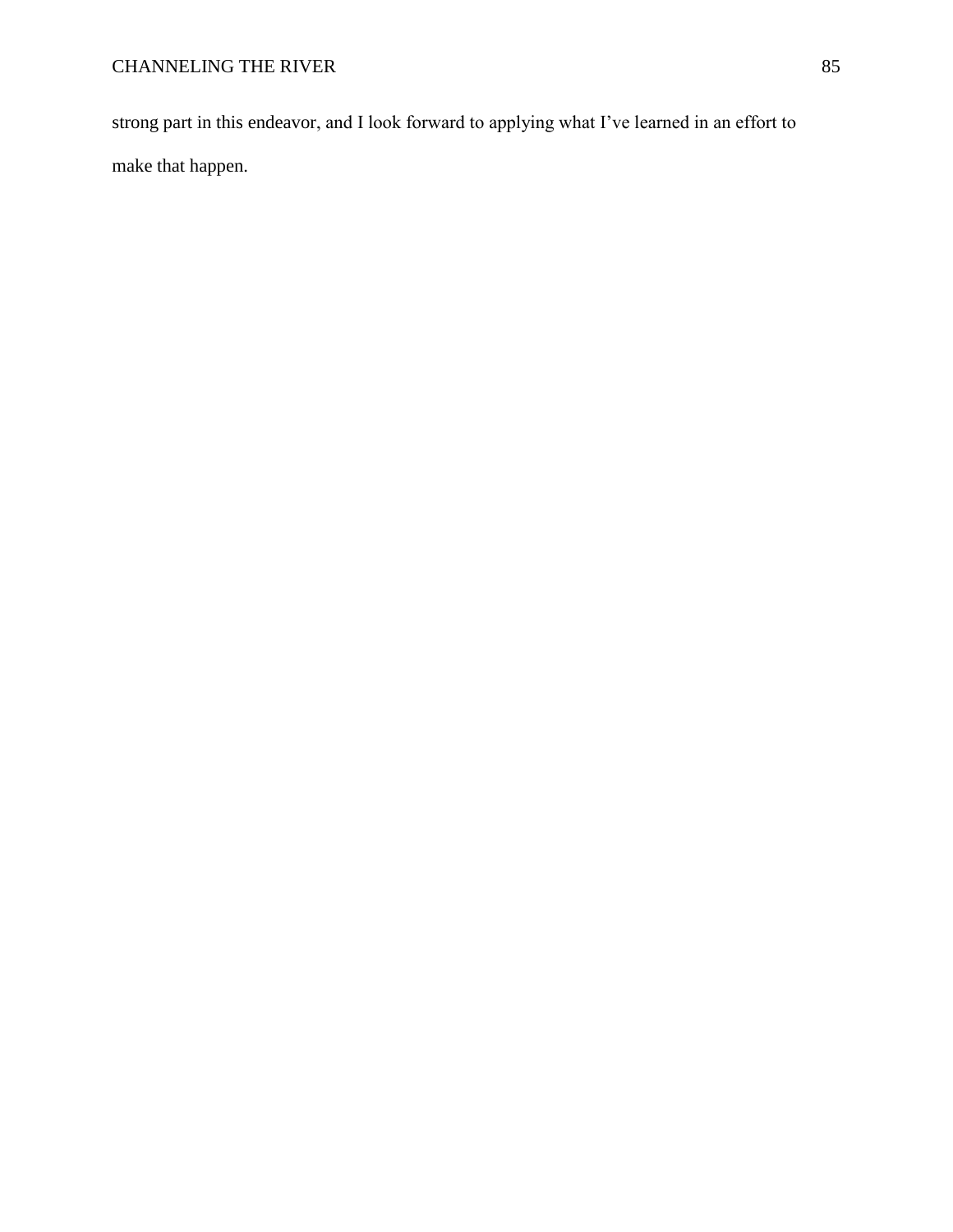strong part in this endeavor, and I look forward to applying what I've learned in an effort to make that happen.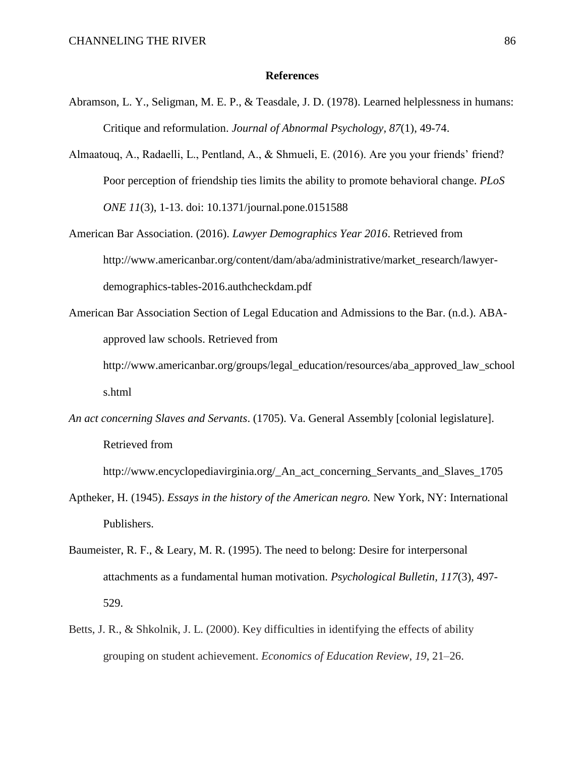# References

Abramson, L. Y., Seligman, M. E. P., & Teasdale, J. D. (1978). Learned helplessness in humans: Critique and reformulation. *Journal of Abnormal Psychology*, *87*(1), 49-74.

Almaatouq, A., Radaelli, L., Pentland, A., & Shmueli, E. (2016). Are you your friends' friend? Poor perception of friendship ties limits the ability to promote behavioral change. *PLoS ONE 11*(3), 1-13. doi: 10.1371/journal.pone.0151588

American Bar Association. (2016). *Lawyer Demographics Year 2016*. Retrieved from http://www.americanbar.org/content/dam/aba/administrative/market_research/lawyer-demographics-tables-2016.authcheckdam.pdf

American Bar Association Section of Legal Education and Admissions to the Bar. (n.d.). ABA-approved law schools. Retrieved from http://www.americanbar.org/groups/legal_education/resources/aba_approved_law_schools.html

*An act concerning Slaves and Servants*. (1705). Va. General Assembly [colonial legislature]. Retrieved from http://www.encyclopediavirginia.org/_An_act_concerning_Servants_and_Slaves_1705

Aptheker, H. (1945). *Essays in the history of the American negro.* New York, NY: International Publishers.

Baumeister, R. F., & Leary, M. R. (1995). The need to belong: Desire for interpersonal attachments as a fundamental human motivation. *Psychological Bulletin*, *117*(3), 497-529.

Betts, J. R., & Shkolnik, J. L. (2000). Key difficulties in identifying the effects of ability grouping on student achievement. *Economics of Education Review*, *19*, 21–26.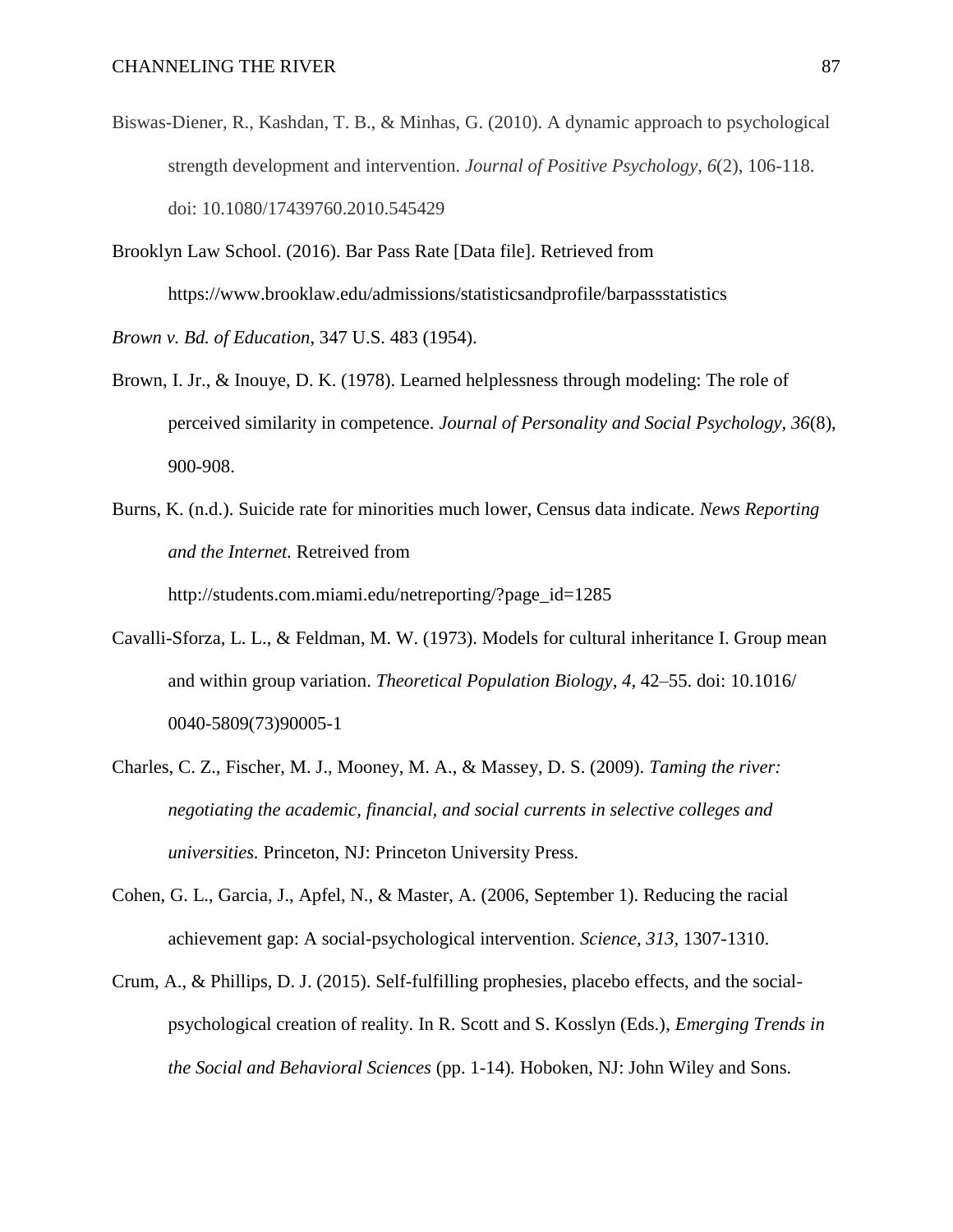Biswas-Diener, R., Kashdan, T. B., & Minhas, G. (2010). A dynamic approach to psychological strength development and intervention. *Journal of Positive Psychology, 6*(2), 106-118. doi: 10.1080/17439760.2010.545429

Brooklyn Law School. (2016). Bar Pass Rate [Data file]. Retrieved from https://www.brooklaw.edu/admissions/statisticsandprofile/barpassstatistics

*Brown v. Bd. of Education*, 347 U.S. 483 (1954).

Brown, I. Jr., & Inouye, D. K. (1978). Learned helplessness through modeling: The role of perceived similarity in competence. *Journal of Personality and Social Psychology, 36*(8), 900-908.

Burns, K. (n.d.). Suicide rate for minorities much lower, Census data indicate. *News Reporting and the Internet.* Retreived from http://students.com.miami.edu/netreporting/?page_id=1285

Cavalli-Sforza, L. L., & Feldman, M. W. (1973). Models for cultural inheritance I. Group mean and within group variation. *Theoretical Population Biology, 4*, 42–55. doi: 10.1016/ 0040-5809(73)90005-1

Charles, C. Z., Fischer, M. J., Mooney, M. A., & Massey, D. S. (2009). *Taming the river: negotiating the academic, financial, and social currents in selective colleges and universities.* Princeton, NJ: Princeton University Press.

Cohen, G. L., Garcia, J., Apfel, N., & Master, A. (2006, September 1). Reducing the racial achievement gap: A social-psychological intervention. *Science, 313*, 1307-1310.

Crum, A., & Phillips, D. J. (2015). Self-fulfilling prophesies, placebo effects, and the social-psychological creation of reality. In R. Scott and S. Kosslyn (Eds.), *Emerging Trends in the Social and Behavioral Sciences* (pp. 1-14). Hoboken, NJ: John Wiley and Sons.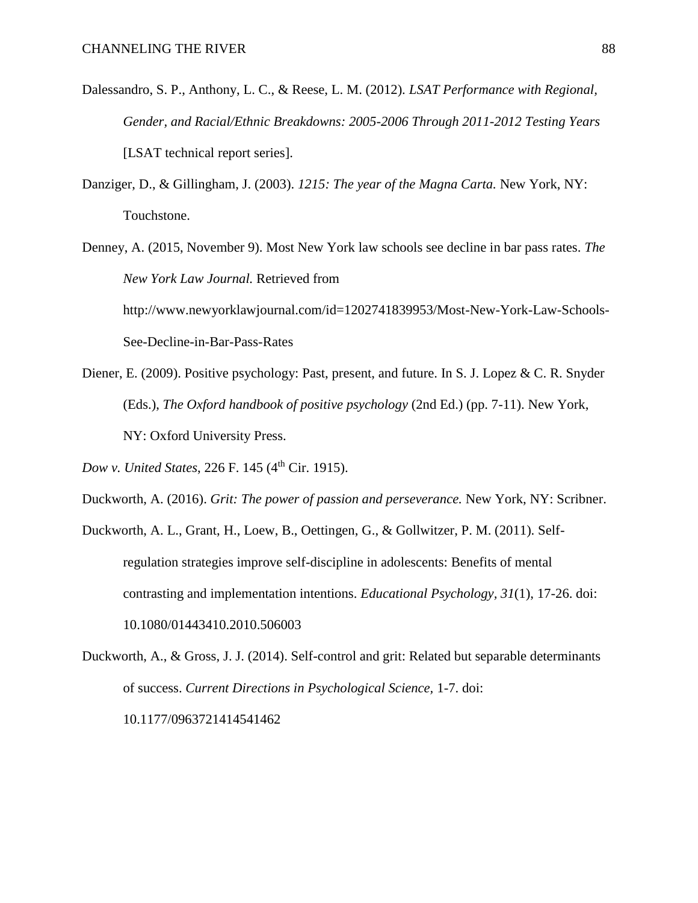Dalessandro, S. P., Anthony, L. C., & Reese, L. M. (2012). *LSAT Performance with Regional, Gender, and Racial/Ethnic Breakdowns: 2005-2006 Through 2011-2012 Testing Years* [LSAT technical report series].

Danziger, D., & Gillingham, J. (2003). *1215: The year of the Magna Carta.* New York, NY: Touchstone.

Denney, A. (2015, November 9). Most New York law schools see decline in bar pass rates. *The New York Law Journal.* Retrieved from http://www.newyorklawjournal.com/id=1202741839953/Most-New-York-Law-Schools-See-Decline-in-Bar-Pass-Rates

Diener, E. (2009). Positive psychology: Past, present, and future. In S. J. Lopez & C. R. Snyder (Eds.), *The Oxford handbook of positive psychology* (2nd Ed.) (pp. 7-11). New York, NY: Oxford University Press.

*Dow v. United States*, 226 F. 145 (4th Cir. 1915).

Duckworth, A. (2016). *Grit: The power of passion and perseverance.* New York, NY: Scribner.

Duckworth, A. L., Grant, H., Loew, B., Oettingen, G., & Gollwitzer, P. M. (2011). Self-regulation strategies improve self-discipline in adolescents: Benefits of mental contrasting and implementation intentions. *Educational Psychology, 31*(1), 17-26. doi: 10.1080/01443410.2010.506003

Duckworth, A., & Gross, J. J. (2014). Self-control and grit: Related but separable determinants of success. *Current Directions in Psychological Science,* 1-7. doi: 10.1177/0963721414541462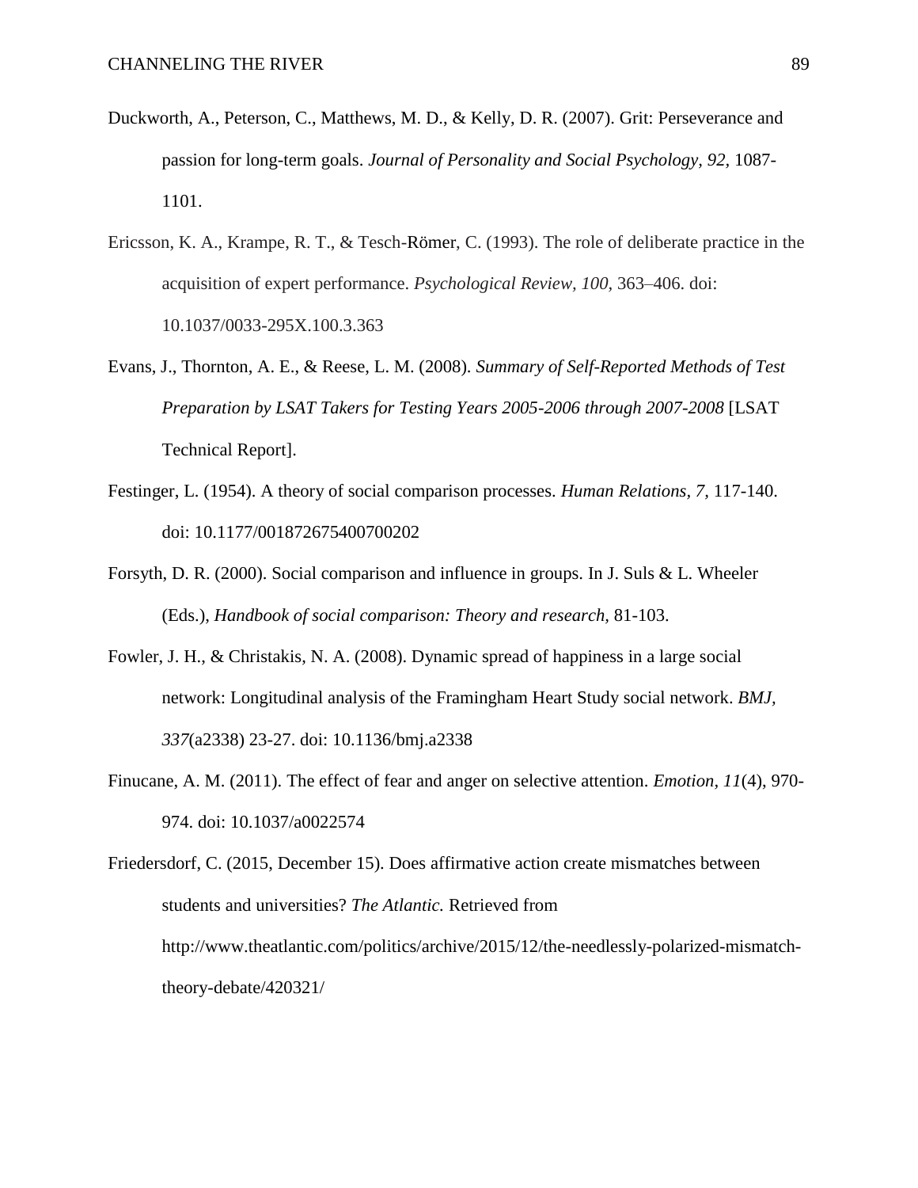Duckworth, A., Peterson, C., Matthews, M. D., & Kelly, D. R. (2007). Grit: Perseverance and passion for long-term goals. *Journal of Personality and Social Psychology, 92,* 1087-1101.

Ericsson, K. A., Krampe, R. T., & Tesch-Römer, C. (1993). The role of deliberate practice in the acquisition of expert performance. *Psychological Review, 100*, 363–406. doi: 10.1037/0033-295X.100.3.363

Evans, J., Thornton, A. E., & Reese, L. M. (2008). *Summary of Self-Reported Methods of Test Preparation by LSAT Takers for Testing Years 2005-2006 through 2007-2008* [LSAT Technical Report].

Festinger, L. (1954). A theory of social comparison processes. *Human Relations, 7,* 117-140. doi: 10.1177/001872675400700202

Forsyth, D. R. (2000). Social comparison and influence in groups. In J. Suls & L. Wheeler (Eds.), *Handbook of social comparison: Theory and research,* 81-103.

Fowler, J. H., & Christakis, N. A. (2008). Dynamic spread of happiness in a large social network: Longitudinal analysis of the Framingham Heart Study social network. *BMJ, 337*(a2338) 23-27. doi: 10.1136/bmj.a2338

Finucane, A. M. (2011). The effect of fear and anger on selective attention. *Emotion, 11*(4), 970-974. doi: 10.1037/a0022574

Friedersdorf, C. (2015, December 15). Does affirmative action create mismatches between students and universities? *The Atlantic.* Retrieved from http://www.theatlantic.com/politics/archive/2015/12/the-needlessly-polarized-mismatch-theory-debate/420321/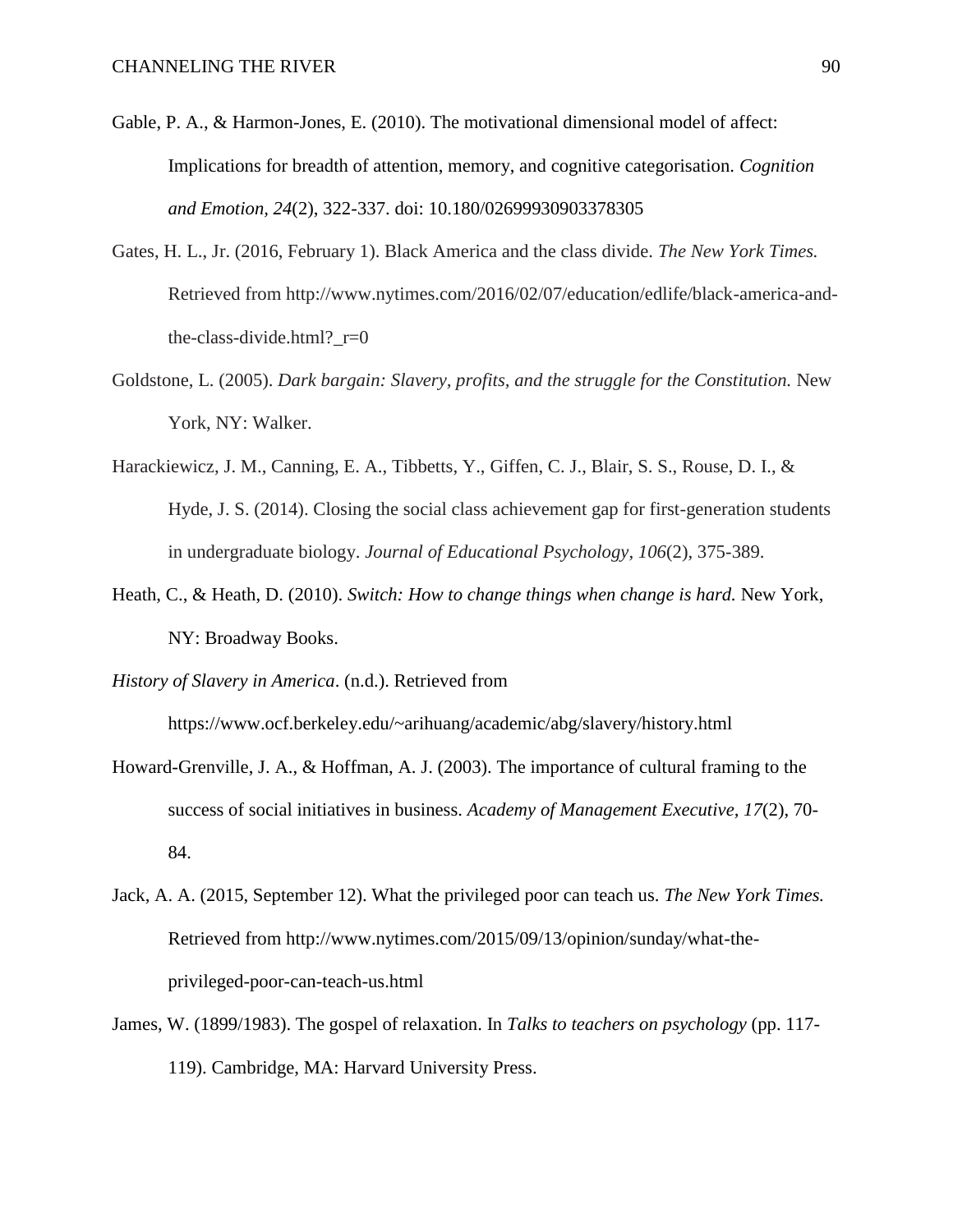Gable, P. A., & Harmon-Jones, E. (2010). The motivational dimensional model of affect: Implications for breadth of attention, memory, and cognitive categorisation. *Cognition and Emotion, 24*(2), 322-337. doi: 10.180/02699930903378305

Gates, H. L., Jr. (2016, February 1). Black America and the class divide. *The New York Times.* Retrieved from http://www.nytimes.com/2016/02/07/education/edlife/black-america-and-the-class-divide.html?_r=0

Goldstone, L. (2005). *Dark bargain: Slavery, profits, and the struggle for the Constitution.* New York, NY: Walker.

Harackiewicz, J. M., Canning, E. A., Tibbetts, Y., Giffen, C. J., Blair, S. S., Rouse, D. I., & Hyde, J. S. (2014). Closing the social class achievement gap for first-generation students in undergraduate biology. *Journal of Educational Psychology, 106*(2), 375-389.

Heath, C., & Heath, D. (2010). *Switch: How to change things when change is hard.* New York, NY: Broadway Books.

*History of Slavery in America*. (n.d.). Retrieved from https://www.ocf.berkeley.edu/~arihuang/academic/abg/slavery/history.html

Howard-Grenville, J. A., & Hoffman, A. J. (2003). The importance of cultural framing to the success of social initiatives in business. *Academy of Management Executive, 17*(2), 70-84.

Jack, A. A. (2015, September 12). What the privileged poor can teach us. *The New York Times.* Retrieved from http://www.nytimes.com/2015/09/13/opinion/sunday/what-the-privileged-poor-can-teach-us.html

James, W. (1899/1983). The gospel of relaxation. In *Talks to teachers on psychology* (pp. 117-119). Cambridge, MA: Harvard University Press.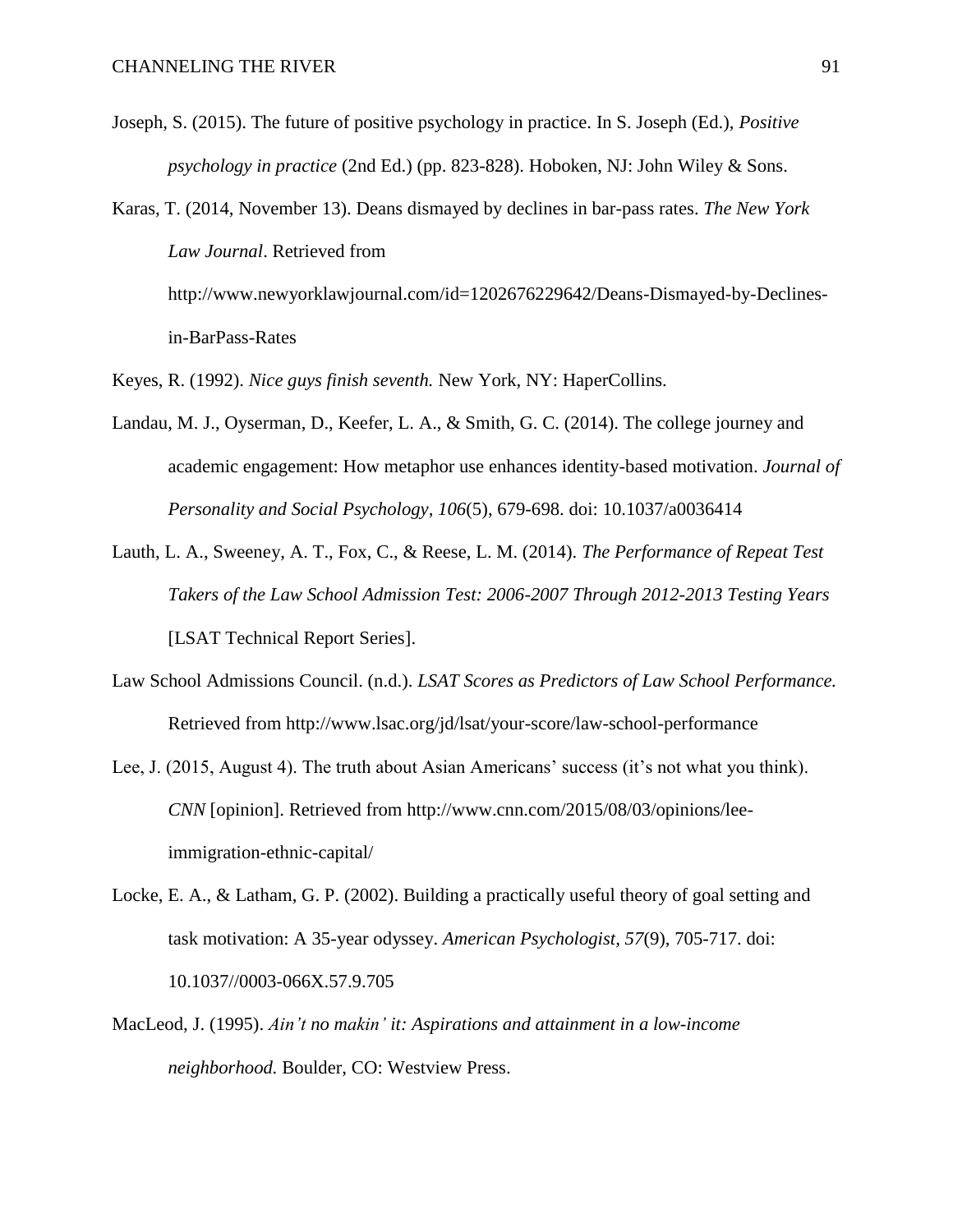Joseph, S. (2015). The future of positive psychology in practice. In S. Joseph (Ed.), *Positive psychology in practice* (2nd Ed.) (pp. 823-828). Hoboken, NJ: John Wiley & Sons.

Karas, T. (2014, November 13). Deans dismayed by declines in bar-pass rates. *The New York Law Journal*. Retrieved from http://www.newyorklawjournal.com/id=1202676229642/Deans-Dismayed-by-Declines-in-BarPass-Rates

Keyes, R. (1992). *Nice guys finish seventh.* New York, NY: HaperCollins.

Landau, M. J., Oyserman, D., Keefer, L. A., & Smith, G. C. (2014). The college journey and academic engagement: How metaphor use enhances identity-based motivation. *Journal of Personality and Social Psychology, 106*(5), 679-698. doi: 10.1037/a0036414

Lauth, L. A., Sweeney, A. T., Fox, C., & Reese, L. M. (2014). *The Performance of Repeat Test Takers of the Law School Admission Test: 2006-2007 Through 2012-2013 Testing Years* [LSAT Technical Report Series].

Law School Admissions Council. (n.d.). *LSAT Scores as Predictors of Law School Performance.* Retrieved from http://www.lsac.org/jd/lsat/your-score/law-school-performance

Lee, J. (2015, August 4). The truth about Asian Americans' success (it's not what you think). *CNN* [opinion]. Retrieved from http://www.cnn.com/2015/08/03/opinions/lee-immigration-ethnic-capital/

Locke, E. A., & Latham, G. P. (2002). Building a practically useful theory of goal setting and task motivation: A 35-year odyssey. *American Psychologist, 57*(9), 705-717. doi: 10.1037//0003-066X.57.9.705

MacLeod, J. (1995). *Ain't no makin' it: Aspirations and attainment in a low-income neighborhood.* Boulder, CO: Westview Press.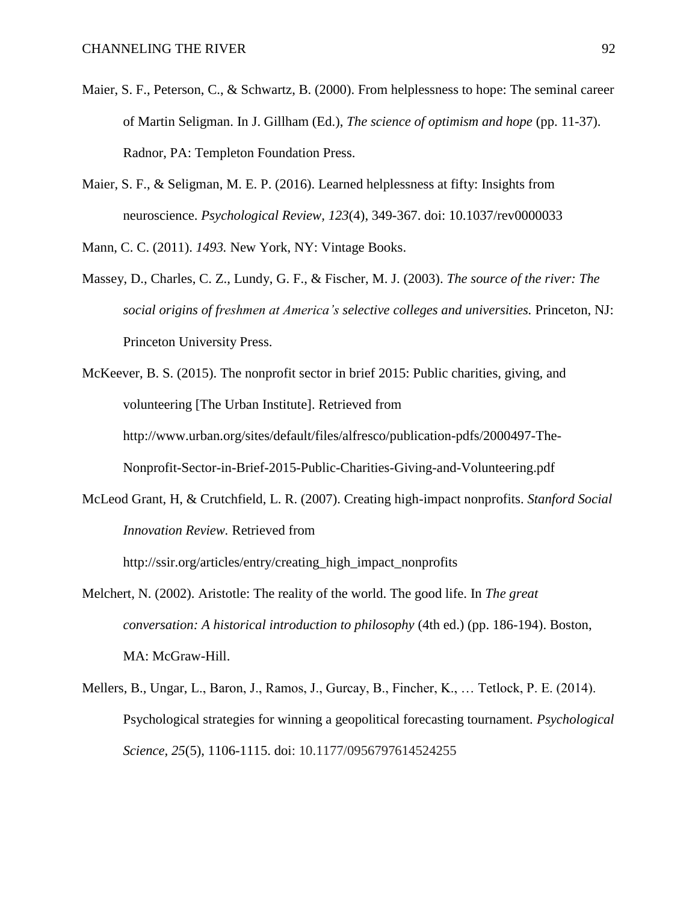Maier, S. F., Peterson, C., & Schwartz, B. (2000). From helplessness to hope: The seminal career of Martin Seligman. In J. Gillham (Ed.), *The science of optimism and hope* (pp. 11-37). Radnor, PA: Templeton Foundation Press.

Maier, S. F., & Seligman, M. E. P. (2016). Learned helplessness at fifty: Insights from neuroscience. *Psychological Review, 123*(4), 349-367. doi: 10.1037/rev0000033

Mann, C. C. (2011). *1493.* New York, NY: Vintage Books.

Massey, D., Charles, C. Z., Lundy, G. F., & Fischer, M. J. (2003). *The source of the river: The social origins of freshmen at America's selective colleges and universities.* Princeton, NJ: Princeton University Press.

McKeever, B. S. (2015). The nonprofit sector in brief 2015: Public charities, giving, and volunteering [The Urban Institute]. Retrieved from http://www.urban.org/sites/default/files/alfresco/publication-pdfs/2000497-The-Nonprofit-Sector-in-Brief-2015-Public-Charities-Giving-and-Volunteering.pdf

McLeod Grant, H, & Crutchfield, L. R. (2007). Creating high-impact nonprofits. *Stanford Social Innovation Review.* Retrieved from http://ssir.org/articles/entry/creating_high_impact_nonprofits

Melchert, N. (2002). Aristotle: The reality of the world. The good life. In *The great conversation: A historical introduction to philosophy* (4th ed.) (pp. 186-194). Boston, MA: McGraw-Hill.

Mellers, B., Ungar, L., Baron, J., Ramos, J., Gurcay, B., Fincher, K., … Tetlock, P. E. (2014). Psychological strategies for winning a geopolitical forecasting tournament. *Psychological Science, 25*(5), 1106-1115. doi: 10.1177/0956797614524255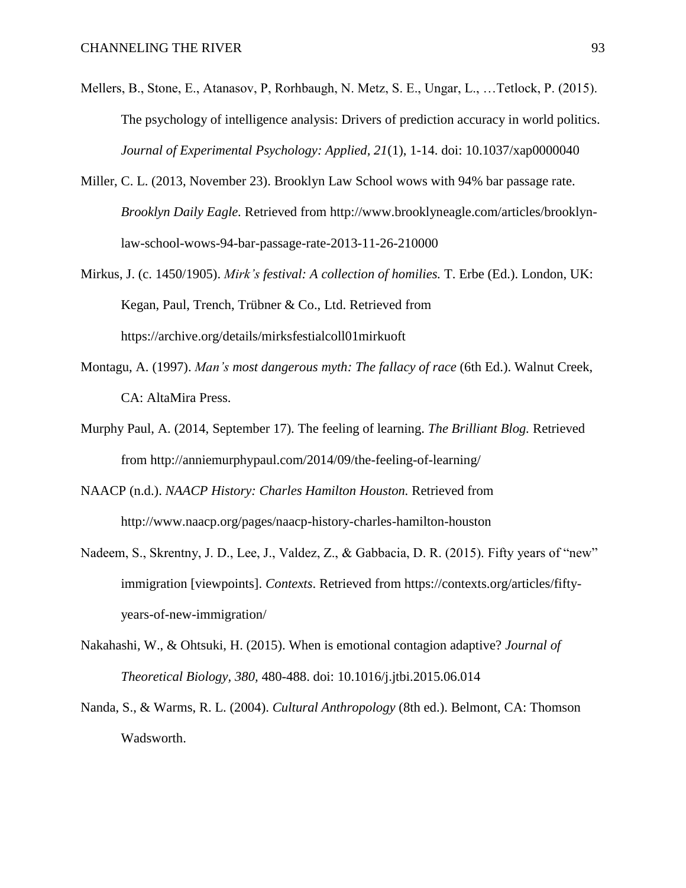Mellers, B., Stone, E., Atanasov, P, Rorhbaugh, N. Metz, S. E., Ungar, L., …Tetlock, P. (2015). The psychology of intelligence analysis: Drivers of prediction accuracy in world politics. *Journal of Experimental Psychology: Applied, 21*(1), 1-14. doi: 10.1037/xap0000040

Miller, C. L. (2013, November 23). Brooklyn Law School wows with 94% bar passage rate. *Brooklyn Daily Eagle.* Retrieved from http://www.brooklyneagle.com/articles/brooklyn-law-school-wows-94-bar-passage-rate-2013-11-26-210000

Mirkus, J. (c. 1450/1905). *Mirk's festival: A collection of homilies.* T. Erbe (Ed.). London, UK: Kegan, Paul, Trench, Trübner & Co., Ltd. Retrieved from https://archive.org/details/mirksfestialcoll01mirkuoft

Montagu, A. (1997). *Man's most dangerous myth: The fallacy of race* (6th Ed.). Walnut Creek, CA: AltaMira Press.

Murphy Paul, A. (2014, September 17). The feeling of learning. *The Brilliant Blog.* Retrieved from http://anniemurphypaul.com/2014/09/the-feeling-of-learning/

NAACP (n.d.). *NAACP History: Charles Hamilton Houston.* Retrieved from http://www.naacp.org/pages/naacp-history-charles-hamilton-houston

Nadeem, S., Skrentny, J. D., Lee, J., Valdez, Z., & Gabbacia, D. R. (2015). Fifty years of "new" immigration [viewpoints]. *Contexts*. Retrieved from https://contexts.org/articles/fifty-years-of-new-immigration/

Nakahashi, W., & Ohtsuki, H. (2015). When is emotional contagion adaptive? *Journal of Theoretical Biology, 380,* 480-488. doi: 10.1016/j.jtbi.2015.06.014

Nanda, S., & Warms, R. L. (2004). *Cultural Anthropology* (8th ed.). Belmont, CA: Thomson Wadsworth.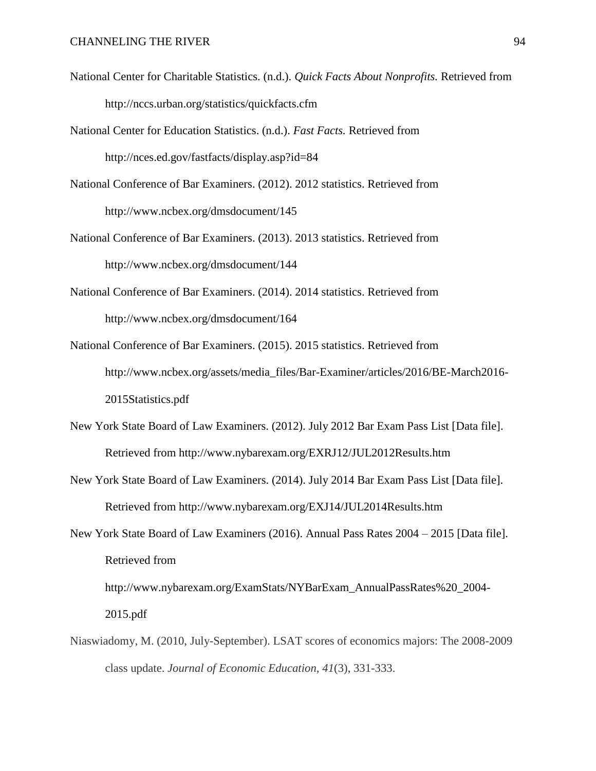National Center for Charitable Statistics. (n.d.). *Quick Facts About Nonprofits.* Retrieved from http://nccs.urban.org/statistics/quickfacts.cfm

National Center for Education Statistics. (n.d.). *Fast Facts.* Retrieved from http://nces.ed.gov/fastfacts/display.asp?id=84

National Conference of Bar Examiners. (2012). 2012 statistics. Retrieved from http://www.ncbex.org/dmsdocument/145

National Conference of Bar Examiners. (2013). 2013 statistics. Retrieved from http://www.ncbex.org/dmsdocument/144

National Conference of Bar Examiners. (2014). 2014 statistics. Retrieved from http://www.ncbex.org/dmsdocument/164

National Conference of Bar Examiners. (2015). 2015 statistics. Retrieved from http://www.ncbex.org/assets/media_files/Bar-Examiner/articles/2016/BE-March2016-2015Statistics.pdf

New York State Board of Law Examiners. (2012). July 2012 Bar Exam Pass List [Data file]. Retrieved from http://www.nybarexam.org/EXRJ12/JUL2012Results.htm

New York State Board of Law Examiners. (2014). July 2014 Bar Exam Pass List [Data file]. Retrieved from http://www.nybarexam.org/EXJ14/JUL2014Results.htm

New York State Board of Law Examiners (2016). Annual Pass Rates 2004 – 2015 [Data file]. Retrieved from http://www.nybarexam.org/ExamStats/NYBarExam_AnnualPassRates%20_2004-2015.pdf

Niaswiadomy, M. (2010, July-September). LSAT scores of economics majors: The 2008-2009 class update. *Journal of Economic Education, 41*(3), 331-333.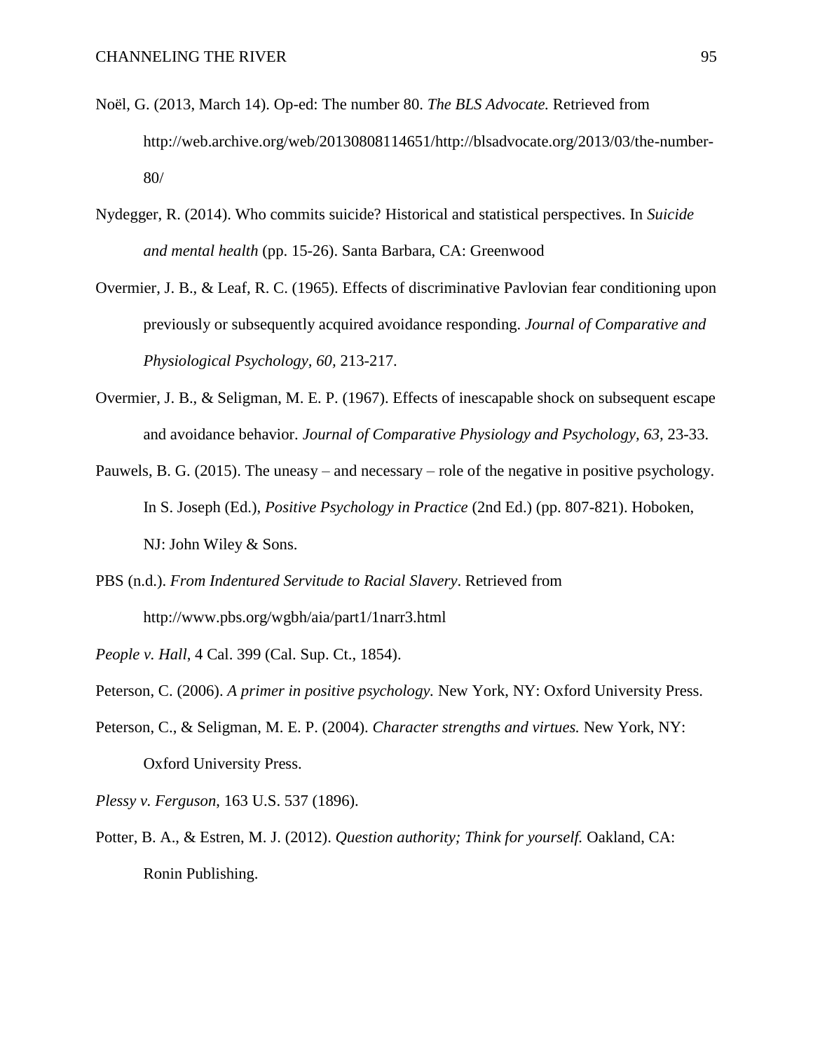Noël, G. (2013, March 14). Op-ed: The number 80. *The BLS Advocate.* Retrieved from http://web.archive.org/web/20130808114651/http://blsadvocate.org/2013/03/the-number-80/

Nydegger, R. (2014). Who commits suicide? Historical and statistical perspectives. In *Suicide and mental health* (pp. 15-26). Santa Barbara, CA: Greenwood

Overmier, J. B., & Leaf, R. C. (1965). Effects of discriminative Pavlovian fear conditioning upon previously or subsequently acquired avoidance responding. *Journal of Comparative and Physiological Psychology, 60,* 213-217.

Overmier, J. B., & Seligman, M. E. P. (1967). Effects of inescapable shock on subsequent escape and avoidance behavior. *Journal of Comparative Physiology and Psychology, 63,* 23-33.

Pauwels, B. G. (2015). The uneasy – and necessary – role of the negative in positive psychology. In S. Joseph (Ed.), *Positive Psychology in Practice* (2nd Ed.) (pp. 807-821). Hoboken, NJ: John Wiley & Sons.

PBS (n.d.). *From Indentured Servitude to Racial Slavery*. Retrieved from http://www.pbs.org/wgbh/aia/part1/1narr3.html

*People v. Hall*, 4 Cal. 399 (Cal. Sup. Ct., 1854).

Peterson, C. (2006). *A primer in positive psychology.* New York, NY: Oxford University Press.

Peterson, C., & Seligman, M. E. P. (2004). *Character strengths and virtues.* New York, NY: Oxford University Press.

*Plessy v. Ferguson*, 163 U.S. 537 (1896).

Potter, B. A., & Estren, M. J. (2012). *Question authority; Think for yourself.* Oakland, CA: Ronin Publishing.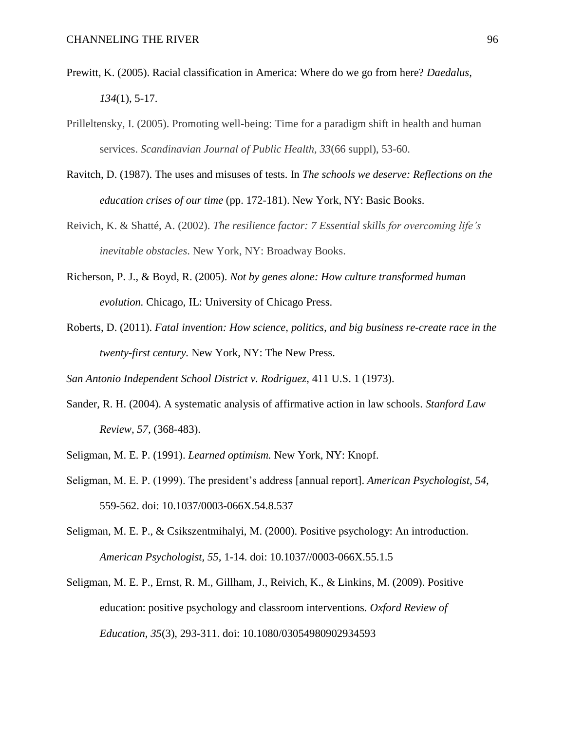Prewitt, K. (2005). Racial classification in America: Where do we go from here? *Daedalus, 134*(1), 5-17.

Prilleltensky, I. (2005). Promoting well-being: Time for a paradigm shift in health and human services. *Scandinavian Journal of Public Health, 33*(66 suppl), 53-60.

Ravitch, D. (1987). The uses and misuses of tests. In *The schools we deserve: Reflections on the education crises of our time* (pp. 172-181). New York, NY: Basic Books.

Reivich, K. & Shatté, A. (2002). *The resilience factor: 7 Essential skills for overcoming life's inevitable obstacles*. New York, NY: Broadway Books.

Richerson, P. J., & Boyd, R. (2005). *Not by genes alone: How culture transformed human evolution.* Chicago, IL: University of Chicago Press.

Roberts, D. (2011). *Fatal invention: How science, politics, and big business re-create race in the twenty-first century.* New York, NY: The New Press.

*San Antonio Independent School District v. Rodriguez*, 411 U.S. 1 (1973).

Sander, R. H. (2004). A systematic analysis of affirmative action in law schools. *Stanford Law Review, 57,* (368-483).

Seligman, M. E. P. (1991). *Learned optimism.* New York, NY: Knopf.

Seligman, M. E. P. (1999). The president's address [annual report]. *American Psychologist, 54,* 559-562. doi: 10.1037/0003-066X.54.8.537

Seligman, M. E. P., & Csikszentmihalyi, M. (2000). Positive psychology: An introduction. *American Psychologist, 55,* 1-14. doi: 10.1037//0003-066X.55.1.5

Seligman, M. E. P., Ernst, R. M., Gillham, J., Reivich, K., & Linkins, M. (2009). Positive education: positive psychology and classroom interventions. *Oxford Review of Education, 35*(3), 293-311. doi: 10.1080/03054980902934593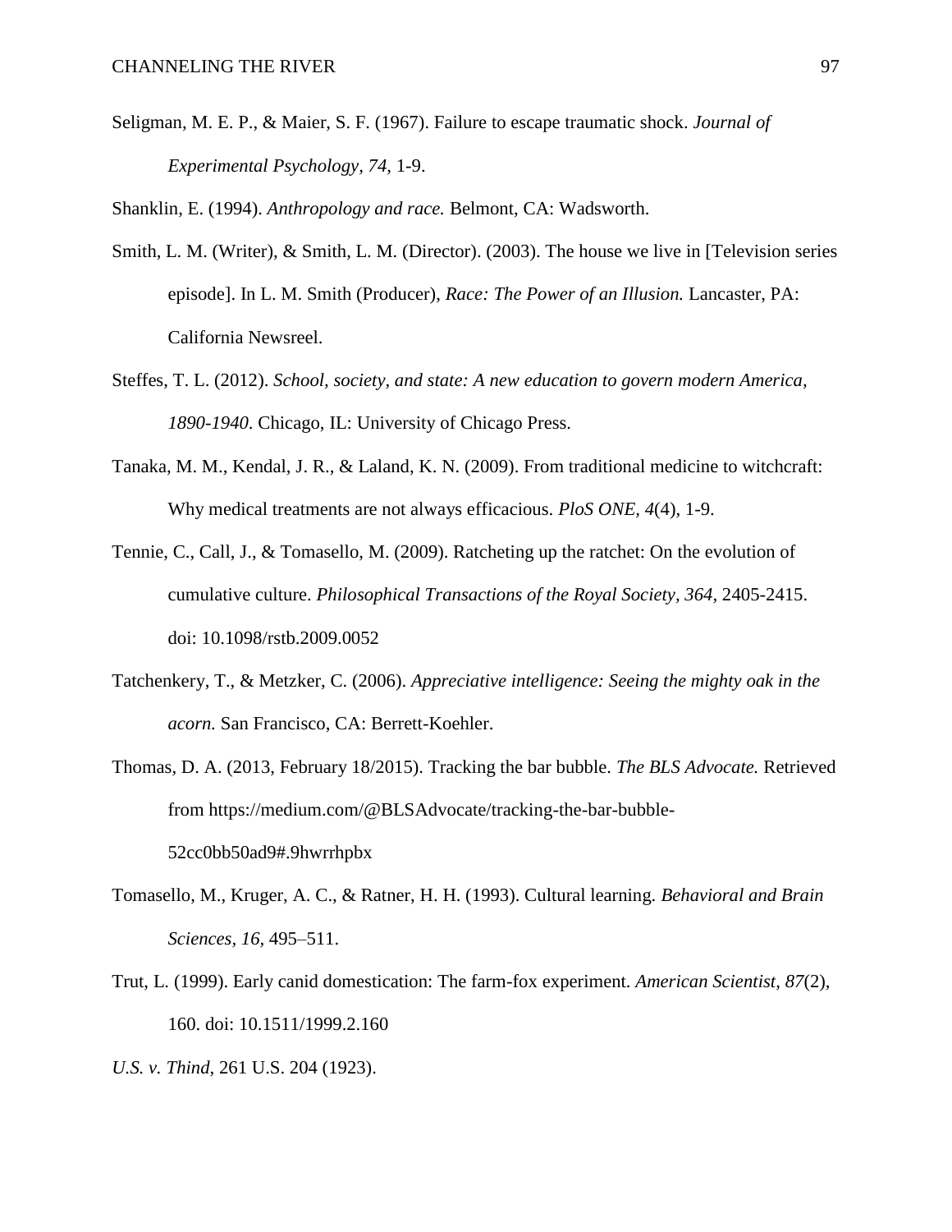Seligman, M. E. P., & Maier, S. F. (1967). Failure to escape traumatic shock. *Journal of Experimental Psychology, 74*, 1-9.

Shanklin, E. (1994). *Anthropology and race.* Belmont, CA: Wadsworth.

Smith, L. M. (Writer), & Smith, L. M. (Director). (2003). The house we live in [Television series episode]. In L. M. Smith (Producer), *Race: The Power of an Illusion.* Lancaster, PA: California Newsreel.

Steffes, T. L. (2012). *School, society, and state: A new education to govern modern America, 1890-1940*. Chicago, IL: University of Chicago Press.

Tanaka, M. M., Kendal, J. R., & Laland, K. N. (2009). From traditional medicine to witchcraft: Why medical treatments are not always efficacious. *PloS ONE, 4*(4), 1-9.

Tennie, C., Call, J., & Tomasello, M. (2009). Ratcheting up the ratchet: On the evolution of cumulative culture. *Philosophical Transactions of the Royal Society, 364*, 2405-2415. doi: 10.1098/rstb.2009.0052

Tatchenkery, T., & Metzker, C. (2006). *Appreciative intelligence: Seeing the mighty oak in the acorn.* San Francisco, CA: Berrett-Koehler.

Thomas, D. A. (2013, February 18/2015). Tracking the bar bubble. *The BLS Advocate.* Retrieved from https://medium.com/@BLSAdvocate/tracking-the-bar-bubble-52cc0bb50ad9#.9hwrrhpbx

Tomasello, M., Kruger, A. C., & Ratner, H. H. (1993). Cultural learning. *Behavioral and Brain Sciences, 16*, 495–511.

Trut, L. (1999). Early canid domestication: The farm-fox experiment. *American Scientist, 87*(2), 160. doi: 10.1511/1999.2.160

*U.S. v. Thind*, 261 U.S. 204 (1923).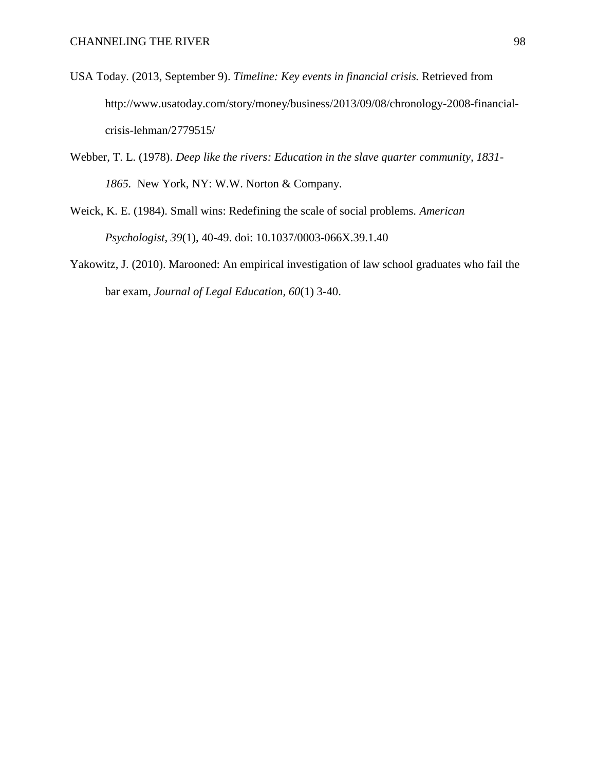USA Today. (2013, September 9). *Timeline: Key events in financial crisis.* Retrieved from http://www.usatoday.com/story/money/business/2013/09/08/chronology-2008-financial-crisis-lehman/2779515/

Webber, T. L. (1978). *Deep like the rivers: Education in the slave quarter community, 1831-1865*. New York, NY: W.W. Norton & Company.

Weick, K. E. (1984). Small wins: Redefining the scale of social problems. *American Psychologist, 39*(1), 40-49. doi: 10.1037/0003-066X.39.1.40

Yakowitz, J. (2010). Marooned: An empirical investigation of law school graduates who fail the bar exam, *Journal of Legal Education, 60*(1) 3-40.